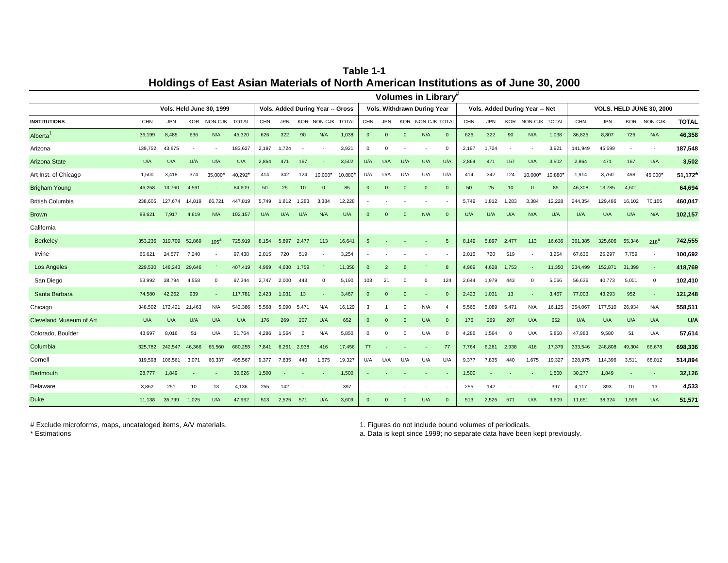# Table 1-1

## Holdings of East Asian Materials of North American Institutions as of June 30, 2000

| | Volumes in Library[#] | | | | | | | | | | | | | | | | | | | | | | | | |
|---|---|---|---|---|---|---|---|---|---|---|---|---|---|---|---|---|---|---|---|---|---|---|---|---|---|
| | Vols. Held June 30, 1999 | | | | | Vols. Added During Year -- Gross | | | | | Vols. Withdrawn During Year | | | | | Vols. Added During Year -- Net | | | | | VOLS. HELD JUNE 30, 2000 | | | | |
| INSTITUTIONS | CHN | JPN | KOR | NON-CJK | TOTAL | CHN | JPN | KOR | NON-CJK | TOTAL | CHN | JPN | KOR | NON-CJK | TOTAL | CHN | JPN | KOR | NON-CJK | TOTAL | CHN | JPN | KOR | NON-CJK | TOTAL |
| Alberta[1] | 36,199 | 8,485 | 636 | N/A | 45,320 | 626 | 322 | 90 | N/A | 1,038 | 0 | 0 | 0 | N/A | 0 | 626 | 322 | 90 | N/A | 1,038 | 36,825 | 8,807 | 726 | N/A | **46,358** |
| Arizona | 139,752 | 43,875 | - | - | 183,627 | 2,197 | 1,724 | - | - | 3,921 | 0 | 0 | - | - | 0 | 2,197 | 1,724 | - | - | 3,921 | 141,949 | 45,599 | - | - | **187,548** |
| Arizona State | U/A | U/A | U/A | U/A | U/A | 2,864 | 471 | 167 | - | 3,502 | U/A | U/A | U/A | U/A | U/A | 2,864 | 471 | 167 | U/A | 3,502 | 2,864 | 471 | 167 | U/A | **3,502** |
| Art Inst. of Chicago | 1,500 | 3,418 | 374 | 35,000* | 40,292* | 414 | 342 | 124 | 10,000* | 10,880* | U/A | U/A | U/A | U/A | U/A | 414 | 342 | 124 | 10,000* | 10,880* | 1,914 | 3,760 | 498 | 45,000* | **51,172*** |
| Brigham Young | 46,258 | 13,760 | 4,591 | - | 64,609 | 50 | 25 | 10 | 0 | 85 | 0 | 0 | 0 | 0 | 0 | 50 | 25 | 10 | 0 | 85 | 46,308 | 13,785 | 4,601 | - | **64,694** |
| British Columbia | 238,605 | 127,674 | 14,819 | 66,721 | 447,819 | 5,749 | 1,812 | 1,283 | 3,384 | 12,228 | - | - | - | - | - | 5,749 | 1,812 | 1,283 | 3,384 | 12,228 | 244,354 | 129,486 | 16,102 | 70,105 | **460,047** |
| Brown | 89,621 | 7,917 | 4,619 | N/A | 102,157 | U/A | U/A | U/A | N/A | U/A | 0 | 0 | 0 | N/A | 0 | U/A | U/A | U/A | N/A | U/A | U/A | U/A | U/A | N/A | **102,157** |
| California | | | | | | | | | | | | | | | | | | | | | | | | | |
| Berkeley | 353,236 | 319,709 | 52,869 | 105[a] | 725,919 | 8,154 | 5,897 | 2,477 | 113 | 16,641 | 5 | - | - | - | 5 | 8,149 | 5,897 | 2,477 | 113 | 16,636 | 361,385 | 325,606 | 55,346 | 218[a] | **742,555** |
| Irvine | 65,621 | 24,577 | 7,240 | - | 97,438 | 2,015 | 720 | 519 | - | 3,254 | - | - | - | - | - | 2,015 | 720 | 519 | - | 3,254 | 67,636 | 25,297 | 7,759 | - | **100,692** |
| Los Angeles | 229,530 | 148,243 | 29,646 | ` | 407,419 | 4,969 | 4,630 | 1,759 | ` | 11,358 | 0 | 2 | 6 | ` | 8 | 4,969 | 4,628 | 1,753 | - | 11,350 | 234,499 | 152,871 | 31,399 | - | **418,769** |
| San Diego | 53,992 | 38,794 | 4,558 | 0 | 97,344 | 2,747 | 2,000 | 443 | 0 | 5,190 | 103 | 21 | 0 | 0 | 124 | 2,644 | 1,979 | 443 | 0 | 5,066 | 56,636 | 40,773 | 5,001 | 0 | **102,410** |
| Santa Barbara | 74,580 | 42,262 | 939 | - | 117,781 | 2,423 | 1,031 | 13 | - | 3,467 | 0 | 0 | 0 | - | 0 | 2,423 | 1,031 | 13 | - | 3,467 | 77,003 | 43,293 | 952 | - | **121,248** |
| Chicago | 348,502 | 172,421 | 21,463 | N/A | 542,386 | 5,568 | 5,090 | 5,471 | N/A | 16,129 | 3 | 1 | 0 | N/A | 4 | 5,565 | 5,089 | 5,471 | N/A | 16,125 | 354,067 | 177,510 | 26,934 | N/A | **558,511** |
| Cleveland Museum of Art | U/A | U/A | U/A | U/A | U/A | 176 | 269 | 207 | U/A | 652 | 0 | 0 | 0 | U/A | 0 | 176 | 269 | 207 | U/A | 652 | U/A | U/A | U/A | U/A | **U/A** |
| Colorado, Boulder | 43,697 | 8,016 | 51 | U/A | 51,764 | 4,286 | 1,564 | 0 | N/A | 5,850 | 0 | 0 | 0 | U/A | 0 | 4,286 | 1,564 | 0 | U/A | 5,850 | 47,983 | 9,580 | 51 | U/A | **57,614** |
| Columbia | 325,782 | 242,547 | 46,366 | 65,560 | 680,255 | 7,841 | 6,261 | 2,938 | 416 | 17,456 | 77 | - | - | - | 77 | 7,764 | 6,261 | 2,938 | 416 | 17,379 | 333,546 | 248,808 | 49,304 | 66,678 | **698,336** |
| Cornell | 319,598 | 106,561 | 3,071 | 66,337 | 495,567 | 9,377 | 7,835 | 440 | 1,675 | 19,327 | U/A | U/A | U/A | U/A | U/A | 9,377 | 7,835 | 440 | 1,675 | 19,327 | 328,975 | 114,396 | 3,511 | 68,012 | **514,894** |
| Dartmouth | 28,777 | 1,849 | - | - | 30,626 | 1,500 | - | - | - | 1,500 | - | - | - | - | - | 1,500 | - | - | - | 1,500 | 30,277 | 1,849 | - | - | **32,126** |
| Delaware | 3,862 | 251 | 10 | 13 | 4,136 | 255 | 142 | - | - | 397 | - | - | - | - | - | 255 | 142 | - | - | 397 | 4,117 | 393 | 10 | 13 | **4,533** |
| Duke | 11,138 | 35,799 | 1,025 | U/A | 47,962 | 513 | 2,525 | 571 | U/A | 3,609 | 0 | 0 | 0 | U/A | 0 | 513 | 2,525 | 571 | U/A | 3,609 | 11,651 | 38,324 | 1,596 | U/A | **51,571** |

# Exclude microforms, maps, uncataloged items, A/V materials.

* Estimations

1. Figures do not include bound volumes of periodicals.

a. Data is kept since 1999; no separate data have been kept previously.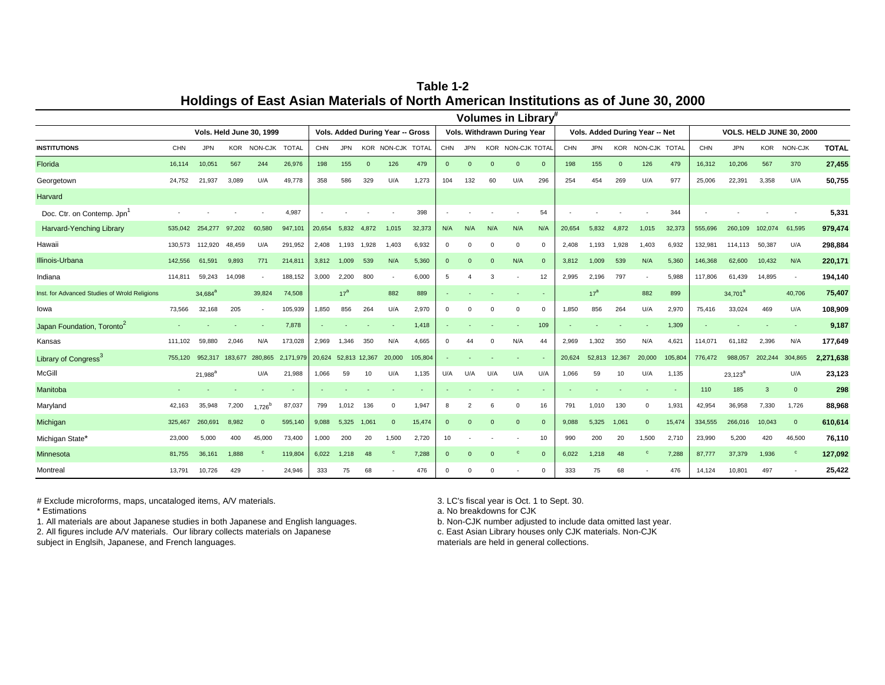# Table 1-2

## Holdings of East Asian Materials of North American Institutions as of June 30, 2000

| | Volumes in Library[#] | | | | | | | | | | | | | | | | | | | | | | | | |
|---|---|---|---|---|---|---|---|---|---|---|---|---|---|---|---|---|---|---|---|---|---|---|---|---|---|
| | Vols. Held June 30, 1999 | | | | | Vols. Added During Year -- Gross | | | | | Vols. Withdrawn During Year | | | | | Vols. Added During Year -- Net | | | | | VOLS. HELD JUNE 30, 2000 | | | | |
| INSTITUTIONS | CHN | JPN | KOR | NON-CJK | TOTAL | CHN | JPN | KOR | NON-CJK | TOTAL | CHN | JPN | KOR | NON-CJK | TOTAL | CHN | JPN | KOR | NON-CJK | TOTAL | CHN | JPN | KOR | NON-CJK | **TOTAL** |
| Florida | 16,114 | 10,051 | 567 | 244 | 26,976 | 198 | 155 | 0 | 126 | 479 | 0 | 0 | 0 | 0 | 0 | 198 | 155 | 0 | 126 | 479 | 16,312 | 10,206 | 567 | 370 | **27,455** |
| Georgetown | 24,752 | 21,937 | 3,089 | U/A | 49,778 | 358 | 586 | 329 | U/A | 1,273 | 104 | 132 | 60 | U/A | 296 | 254 | 454 | 269 | U/A | 977 | 25,006 | 22,391 | 3,358 | U/A | **50,755** |
| Harvard | | | | | | | | | | | | | | | | | | | | | | | | | |
| Doc. Ctr. on Contemp. Jpn[1] | - | - | - | - | 4,987 | - | - | - | - | 398 | - | - | - | - | 54 | - | - | - | - | 344 | - | - | - | - | **5,331** |
| Harvard-Yenching Library | 535,042 | 254,277 | 97,202 | 60,580 | 947,101 | 20,654 | 5,832 | 4,872 | 1,015 | 32,373 | N/A | N/A | N/A | N/A | N/A | 20,654 | 5,832 | 4,872 | 1,015 | 32,373 | 555,696 | 260,109 | 102,074 | 61,595 | **979,474** |
| Hawaii | 130,573 | 112,920 | 48,459 | U/A | 291,952 | 2,408 | 1,193 | 1,928 | 1,403 | 6,932 | 0 | 0 | 0 | 0 | 0 | 2,408 | 1,193 | 1,928 | 1,403 | 6,932 | 132,981 | 114,113 | 50,387 | U/A | **298,884** |
| Illinois-Urbana | 142,556 | 61,591 | 9,893 | 771 | 214,811 | 3,812 | 1,009 | 539 | N/A | 5,360 | 0 | 0 | 0 | N/A | 0 | 3,812 | 1,009 | 539 | N/A | 5,360 | 146,368 | 62,600 | 10,432 | N/A | **220,171** |
| Indiana | 114,811 | 59,243 | 14,098 | - | 188,152 | 3,000 | 2,200 | 800 | - | 6,000 | 5 | 4 | 3 | - | 12 | 2,995 | 2,196 | 797 | - | 5,988 | 117,806 | 61,439 | 14,895 | - | **194,140** |
| Inst. for Advanced Studies of Wrold Religions | | 34,684[a] | | 39,824 | 74,508 | | 17[a] | | 882 | 889 | - | - | - | - | - | | 17[a] | | 882 | 899 | | 34,701[a] | | 40,706 | **75,407** |
| Iowa | 73,566 | 32,168 | 205 | - | 105,939 | 1,850 | 856 | 264 | U/A | 2,970 | 0 | 0 | 0 | 0 | 0 | 1,850 | 856 | 264 | U/A | 2,970 | 75,416 | 33,024 | 469 | U/A | **108,909** |
| Japan Foundation, Toronto[2] | - | - | - | - | 7,878 | - | - | - | - | 1,418 | - | - | - | - | 109 | - | - | - | - | 1,309 | - | - | - | - | **9,187** |
| Kansas | 111,102 | 59,880 | 2,046 | N/A | 173,028 | 2,969 | 1,346 | 350 | N/A | 4,665 | 0 | 44 | 0 | N/A | 44 | 2,969 | 1,302 | 350 | N/A | 4,621 | 114,071 | 61,182 | 2,396 | N/A | **177,649** |
| Library of Congress[3] | 755,120 | 952,317 | 183,677 | 280,865 | 2,171,979 | 20,624 | 52,813 | 12,367 | 20,000 | 105,804 | - | - | - | - | - | 20,624 | 52,813 | 12,367 | 20,000 | 105,804 | 776,472 | 988,057 | 202,244 | 304,865 | **2,271,638** |
| McGill | | 21,988[a] | | U/A | 21,988 | 1,066 | 59 | 10 | U/A | 1,135 | U/A | U/A | U/A | U/A | U/A | 1,066 | 59 | 10 | U/A | 1,135 | | 23,123[a] | | U/A | **23,123** |
| Manitoba | - | - | - | - | - | - | - | - | - | - | - | - | - | - | - | - | - | - | - | - | 110 | 185 | 3 | 0 | **298** |
| Maryland | 42,163 | 35,948 | 7,200 | 1,726[b] | 87,037 | 799 | 1,012 | 136 | 0 | 1,947 | 8 | 2 | 6 | 0 | 16 | 791 | 1,010 | 130 | 0 | 1,931 | 42,954 | 36,958 | 7,330 | 1,726 | **88,968** |
| Michigan | 325,467 | 260,691 | 8,982 | 0 | 595,140 | 9,088 | 5,325 | 1,061 | 0 | 15,474 | 0 | 0 | 0 | 0 | 0 | 9,088 | 5,325 | 1,061 | 0 | 15,474 | 334,555 | 266,016 | 10,043 | 0 | **610,614** |
| Michigan State* | 23,000 | 5,000 | 400 | 45,000 | 73,400 | 1,000 | 200 | 20 | 1,500 | 2,720 | 10 | - | - | - | 10 | 990 | 200 | 20 | 1,500 | 2,710 | 23,990 | 5,200 | 420 | 46,500 | **76,110** |
| Minnesota | 81,755 | 36,161 | 1,888 | c | 119,804 | 6,022 | 1,218 | 48 | c | 7,288 | 0 | 0 | 0 | c | 0 | 6,022 | 1,218 | 48 | c | 7,288 | 87,777 | 37,379 | 1,936 | c | **127,092** |
| Montreal | 13,791 | 10,726 | 429 | - | 24,946 | 333 | 75 | 68 | - | 476 | 0 | 0 | 0 | - | 0 | 333 | 75 | 68 | - | 476 | 14,124 | 10,801 | 497 | - | **25,422** |

# Exclude microforms, maps, uncataloged items, A/V materials.

\* Estimations

1. All materials are about Japanese studies in both Japanese and English languages.
2. All figures include A/V materials. Our library collects materials on Japanese subject in Englsih, Japanese, and French languages.
3. LC's fiscal year is Oct. 1 to Sept. 30.

a. No breakdowns for CJK

b. Non-CJK number adjusted to include data omitted last year.

c. East Asian Library houses only CJK materials. Non-CJK materials are held in general collections.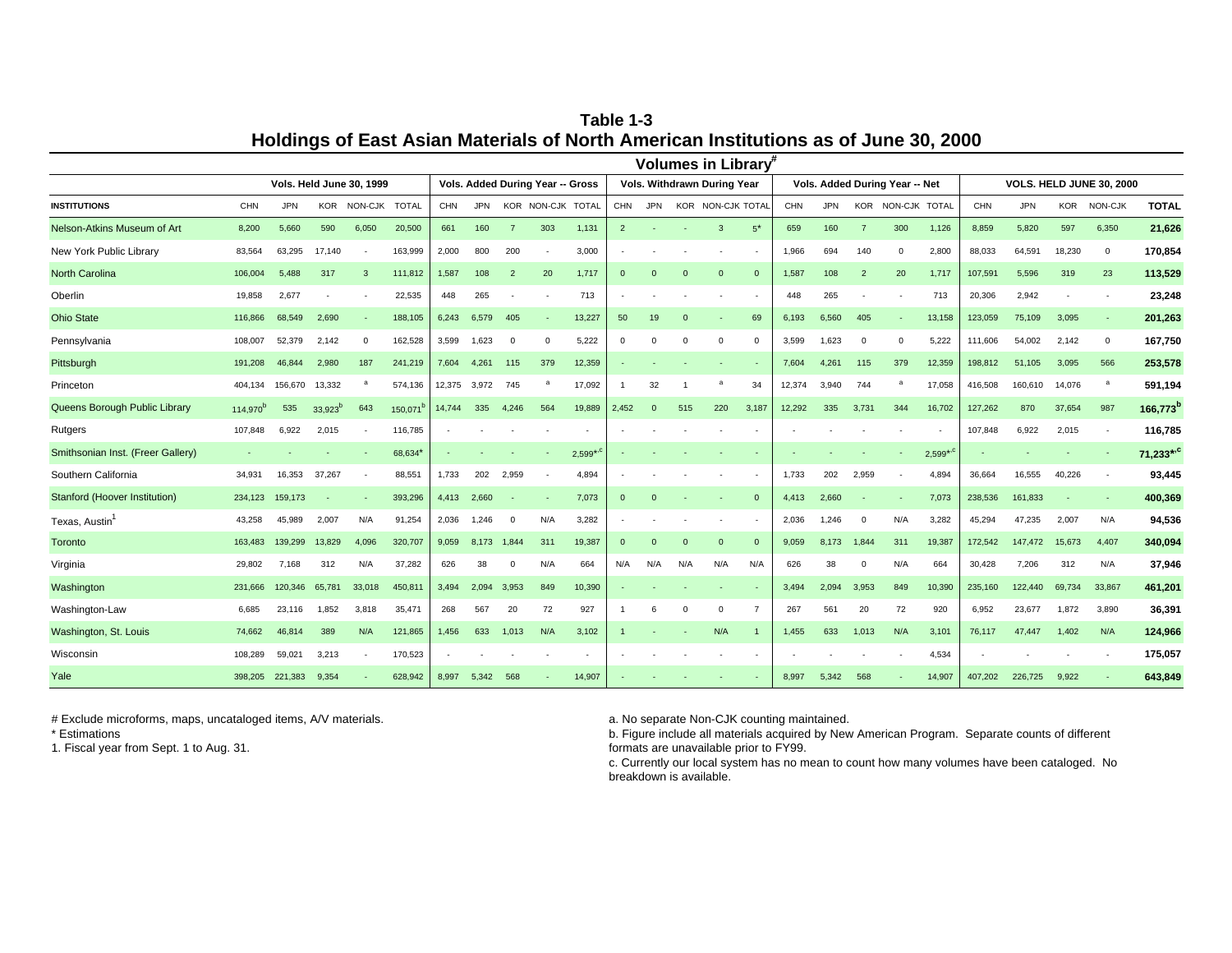# Table 1-3
## Holdings of East Asian Materials of North American Institutions as of June 30, 2000

**Volumes in Library#**

| | Vols. Held June 30, 1999 | | | | | Vols. Added During Year -- Gross | | | | | Vols. Withdrawn During Year | | | | | Vols. Added During Year -- Net | | | | | VOLS. HELD JUNE 30, 2000 | | | | |
|---|---|---|---|---|---|---|---|---|---|---|---|---|---|---|---|---|---|---|---|---|---|---|---|---|---|
| **INSTITUTIONS** | CHN | JPN | KOR | NON-CJK | TOTAL | CHN | JPN | KOR | NON-CJK | TOTAL | CHN | JPN | KOR | NON-CJK | TOTAL | CHN | JPN | KOR | NON-CJK | TOTAL | CHN | JPN | KOR | NON-CJK | **TOTAL** |
| Nelson-Atkins Museum of Art | 8,200 | 5,660 | 590 | 6,050 | 20,500 | 661 | 160 | 7 | 303 | 1,131 | 2 | - | - | 3 | 5* | 659 | 160 | 7 | 300 | 1,126 | 8,859 | 5,820 | 597 | 6,350 | **21,626** |
| New York Public Library | 83,564 | 63,295 | 17,140 | - | 163,999 | 2,000 | 800 | 200 | - | 3,000 | - | - | - | - | - | 1,966 | 694 | 140 | 0 | 2,800 | 88,033 | 64,591 | 18,230 | 0 | **170,854** |
| North Carolina | 106,004 | 5,488 | 317 | 3 | 111,812 | 1,587 | 108 | 2 | 20 | 1,717 | 0 | 0 | 0 | 0 | 0 | 1,587 | 108 | 2 | 20 | 1,717 | 107,591 | 5,596 | 319 | 23 | **113,529** |
| Oberlin | 19,858 | 2,677 | - | - | 22,535 | 448 | 265 | - | - | 713 | - | - | - | - | - | 448 | 265 | - | - | 713 | 20,306 | 2,942 | - | - | **23,248** |
| Ohio State | 116,866 | 68,549 | 2,690 | - | 188,105 | 6,243 | 6,579 | 405 | - | 13,227 | 50 | 19 | 0 | - | 69 | 6,193 | 6,560 | 405 | - | 13,158 | 123,059 | 75,109 | 3,095 | - | **201,263** |
| Pennsylvania | 108,007 | 52,379 | 2,142 | 0 | 162,528 | 3,599 | 1,623 | 0 | 0 | 5,222 | 0 | 0 | 0 | 0 | 0 | 3,599 | 1,623 | 0 | 0 | 5,222 | 111,606 | 54,002 | 2,142 | 0 | **167,750** |
| Pittsburgh | 191,208 | 46,844 | 2,980 | 187 | 241,219 | 7,604 | 4,261 | 115 | 379 | 12,359 | - | - | - | - | - | 7,604 | 4,261 | 115 | 379 | 12,359 | 198,812 | 51,105 | 3,095 | 566 | **253,578** |
| Princeton | 404,134 | 156,670 | 13,332 | a | 574,136 | 12,375 | 3,972 | 745 | a | 17,092 | 1 | 32 | 1 | a | 34 | 12,374 | 3,940 | 744 | a | 17,058 | 416,508 | 160,610 | 14,076 | a | **591,194** |
| Queens Borough Public Library | 114,970[b] | 535 | 33,923[b] | 643 | 150,071[b] | 14,744 | 335 | 4,246 | 564 | 19,889 | 2,452 | 0 | 515 | 220 | 3,187 | 12,292 | 335 | 3,731 | 344 | 16,702 | 127,262 | 870 | 37,654 | 987 | **166,773[b]** |
| Rutgers | 107,848 | 6,922 | 2,015 | - | 116,785 | - | - | - | - | - | - | - | - | - | - | - | - | - | - | - | 107,848 | 6,922 | 2,015 | - | **116,785** |
| Smithsonian Inst. (Freer Gallery) | - | - | - | - | 68,634* | - | - | - | - | 2,599*,c | - | - | - | - | - | - | - | - | - | 2,599*,c | - | - | - | - | **71,233*,c** |
| Southern California | 34,931 | 16,353 | 37,267 | - | 88,551 | 1,733 | 202 | 2,959 | - | 4,894 | - | - | - | - | - | 1,733 | 202 | 2,959 | - | 4,894 | 36,664 | 16,555 | 40,226 | - | **93,445** |
| Stanford (Hoover Institution) | 234,123 | 159,173 | - | - | 393,296 | 4,413 | 2,660 | - | - | 7,073 | 0 | 0 | - | - | 0 | 4,413 | 2,660 | - | - | 7,073 | 238,536 | 161,833 | - | - | **400,369** |
| Texas, Austin[1] | 43,258 | 45,989 | 2,007 | N/A | 91,254 | 2,036 | 1,246 | 0 | N/A | 3,282 | - | - | - | - | - | 2,036 | 1,246 | 0 | N/A | 3,282 | 45,294 | 47,235 | 2,007 | N/A | **94,536** |
| Toronto | 163,483 | 139,299 | 13,829 | 4,096 | 320,707 | 9,059 | 8,173 | 1,844 | 311 | 19,387 | 0 | 0 | 0 | 0 | 0 | 9,059 | 8,173 | 1,844 | 311 | 19,387 | 172,542 | 147,472 | 15,673 | 4,407 | **340,094** |
| Virginia | 29,802 | 7,168 | 312 | N/A | 37,282 | 626 | 38 | 0 | N/A | 664 | N/A | N/A | N/A | N/A | N/A | 626 | 38 | 0 | N/A | 664 | 30,428 | 7,206 | 312 | N/A | **37,946** |
| Washington | 231,666 | 120,346 | 65,781 | 33,018 | 450,811 | 3,494 | 2,094 | 3,953 | 849 | 10,390 | - | - | - | - | - | 3,494 | 2,094 | 3,953 | 849 | 10,390 | 235,160 | 122,440 | 69,734 | 33,867 | **461,201** |
| Washington-Law | 6,685 | 23,116 | 1,852 | 3,818 | 35,471 | 268 | 567 | 20 | 72 | 927 | 1 | 6 | 0 | 0 | 7 | 267 | 561 | 20 | 72 | 920 | 6,952 | 23,677 | 1,872 | 3,890 | **36,391** |
| Washington, St. Louis | 74,662 | 46,814 | 389 | N/A | 121,865 | 1,456 | 633 | 1,013 | N/A | 3,102 | 1 | - | - | N/A | 1 | 1,455 | 633 | 1,013 | N/A | 3,101 | 76,117 | 47,447 | 1,402 | N/A | **124,966** |
| Wisconsin | 108,289 | 59,021 | 3,213 | - | 170,523 | - | - | - | - | - | - | - | - | - | - | - | - | - | - | 4,534 | - | - | - | - | **175,057** |
| Yale | 398,205 | 221,383 | 9,354 | - | 628,942 | 8,997 | 5,342 | 568 | - | 14,907 | - | - | - | - | - | 8,997 | 5,342 | 568 | - | 14,907 | 407,202 | 226,725 | 9,922 | - | **643,849** |

\# Exclude microforms, maps, uncataloged items, A/V materials.

\* Estimations

1. Fiscal year from Sept. 1 to Aug. 31.

a. No separate Non-CJK counting maintained.

b. Figure include all materials acquired by New American Program. Separate counts of different formats are unavailable prior to FY99.

c. Currently our local system has no mean to count how many volumes have been cataloged. No breakdown is available.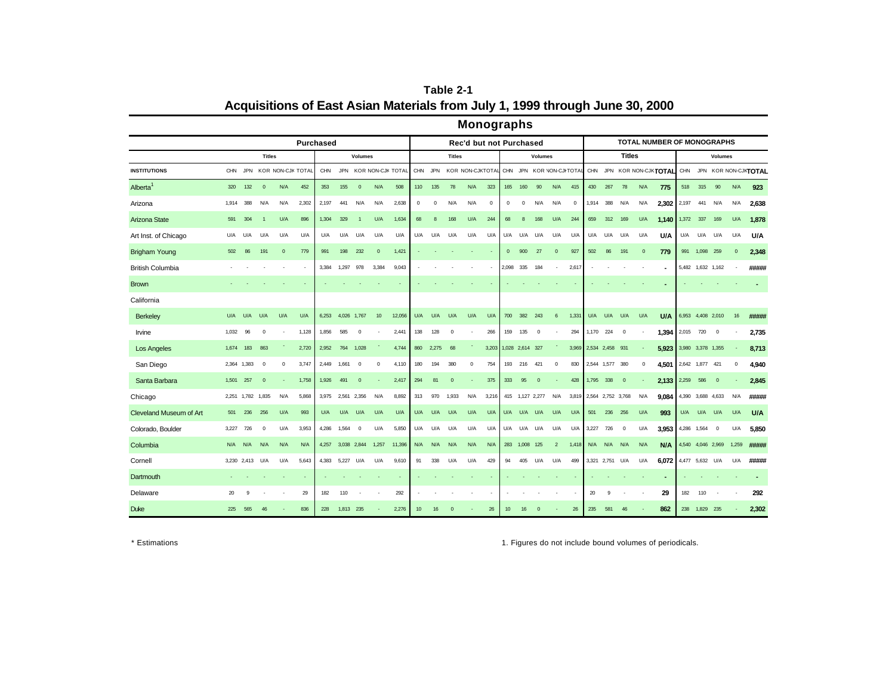**Table 2-1**

**Acquisitions of East Asian Materials from July 1, 1999 through June 30, 2000**

## Monographs

| | Purchased | | | | | | | | | | Rec'd but not Purchased | | | | | | | | | | TOTAL NUMBER OF MONOGRAPHS | | | | | | | | | |
|---|---|---|---|---|---|---|---|---|---|---|---|---|---|---|---|---|---|---|---|---|---|---|---|---|---|---|---|---|---|---|
| | Titles | | | | | Volumes | | | | | Titles | | | | | Volumes | | | | | Titles | | | | | Volumes | | | | |
| INSTITUTIONS | CHN | JPN | KOR | NON-CJK | TOTAL | CHN | JPN | KOR | NON-CJK | TOTAL | CHN | JPN | KOR | NON-CJK | TOTAL | CHN | JPN | KOR | NON-CJK | TOTAL | CHN | JPN | KOR | NON-CJK | TOTAL | CHN | JPN | KOR | NON-CJK | TOTAL |
| Alberta[1] | 320 | 132 | 0 | N/A | 452 | 353 | 155 | 0 | N/A | 508 | 110 | 135 | 78 | N/A | 323 | 165 | 160 | 90 | N/A | 415 | 430 | 267 | 78 | N/A | **775** | 518 | 315 | 90 | N/A | **923** |
| Arizona | 1,914 | 388 | N/A | N/A | 2,302 | 2,197 | 441 | N/A | N/A | 2,638 | 0 | 0 | N/A | N/A | 0 | 0 | 0 | N/A | N/A | 0 | 1,914 | 388 | N/A | N/A | **2,302** | 2,197 | 441 | N/A | N/A | **2,638** |
| Arizona State | 591 | 304 | 1 | U/A | 896 | 1,304 | 329 | 1 | U/A | 1,634 | 68 | 8 | 168 | U/A | 244 | 68 | 8 | 168 | U/A | 244 | 659 | 312 | 169 | U/A | **1,140** | 1,372 | 337 | 169 | U/A | **1,878** |
| Art Inst. of Chicago | U/A | U/A | U/A | U/A | U/A | U/A | U/A | U/A | U/A | U/A | U/A | U/A | U/A | U/A | U/A | U/A | U/A | U/A | U/A | U/A | U/A | U/A | U/A | U/A | **U/A** | U/A | U/A | U/A | U/A | **U/A** |
| Brigham Young | 502 | 86 | 191 | 0 | 779 | 991 | 198 | 232 | 0 | 1,421 | - | - | - | - | - | 0 | 900 | 27 | 0 | 927 | 502 | 86 | 191 | 0 | **779** | 991 | 1,098 | 259 | 0 | **2,348** |
| British Columbia | - | - | - | - | - | 3,384 | 1,297 | 978 | 3,384 | 9,043 | - | - | - | - | - | 2,098 | 335 | 184 | - | 2,617 | - | - | - | - | **-** | 5,482 | 1,632 | 1,162 | - | **#####** |
| Brown | - | - | - | - | - | - | - | - | - | - | - | - | - | - | - | - | - | - | - | - | - | - | - | - | **-** | - | - | - | - | **-** |
| California | | | | | | | | | | | | | | | | | | | | | | | | | | | | | | |
| Berkeley | U/A | U/A | U/A | U/A | U/A | 6,253 | 4,026 | 1,767 | 10 | 12,056 | U/A | U/A | U/A | U/A | U/A | 700 | 382 | 243 | 6 | 1,331 | U/A | U/A | U/A | U/A | **U/A** | 6,953 | 4,408 | 2,010 | 16 | **#####** |
| Irvine | 1,032 | 96 | 0 | - | 1,128 | 1,856 | 585 | 0 | - | 2,441 | 138 | 128 | 0 | - | 266 | 159 | 135 | 0 | - | 294 | 1,170 | 224 | 0 | - | **1,394** | 2,015 | 720 | 0 | - | **2,735** |
| Los Angeles | 1,674 | 183 | 863 | - | 2,720 | 2,952 | 764 | 1,028 | - | 4,744 | 860 | 2,275 | 68 | - | 3,203 | 1,028 | 2,614 | 327 | - | 3,969 | 2,534 | 2,458 | 931 | - | **5,923** | 3,980 | 3,378 | 1,355 | - | **8,713** |
| San Diego | 2,364 | 1,383 | 0 | 0 | 3,747 | 2,449 | 1,661 | 0 | 0 | 4,110 | 180 | 194 | 380 | 0 | 754 | 193 | 216 | 421 | 0 | 830 | 2,544 | 1,577 | 380 | 0 | **4,501** | 2,642 | 1,877 | 421 | 0 | **4,940** |
| Santa Barbara | 1,501 | 257 | 0 | - | 1,758 | 1,926 | 491 | 0 | - | 2,417 | 294 | 81 | 0 | - | 375 | 333 | 95 | 0 | - | 428 | 1,795 | 338 | 0 | - | **2,133** | 2,259 | 586 | 0 | - | **2,845** |
| Chicago | 2,251 | 1,782 | 1,835 | N/A | 5,868 | 3,975 | 2,561 | 2,356 | N/A | 8,892 | 313 | 970 | 1,933 | N/A | 3,216 | 415 | 1,127 | 2,277 | N/A | 3,819 | 2,564 | 2,752 | 3,768 | N/A | **9,084** | 4,390 | 3,688 | 4,633 | N/A | **#####** |
| Cleveland Museum of Art | 501 | 236 | 256 | U/A | 993 | U/A | U/A | U/A | U/A | U/A | U/A | U/A | U/A | U/A | U/A | U/A | U/A | U/A | U/A | U/A | 501 | 236 | 256 | U/A | **993** | U/A | U/A | U/A | U/A | **U/A** |
| Colorado, Boulder | 3,227 | 726 | 0 | U/A | 3,953 | 4,286 | 1,564 | 0 | U/A | 5,850 | U/A | U/A | U/A | U/A | U/A | U/A | U/A | U/A | U/A | U/A | 3,227 | 726 | 0 | U/A | **3,953** | 4,286 | 1,564 | 0 | U/A | **5,850** |
| Columbia | N/A | N/A | N/A | N/A | N/A | 4,257 | 3,038 | 2,844 | 1,257 | 11,396 | N/A | N/A | N/A | N/A | N/A | 283 | 1,008 | 125 | 2 | 1,418 | N/A | N/A | N/A | N/A | **N/A** | 4,540 | 4,046 | 2,969 | 1,259 | **#####** |
| Cornell | 3,230 | 2,413 | U/A | U/A | 5,643 | 4,383 | 5,227 | U/A | U/A | 9,610 | 91 | 338 | U/A | U/A | 429 | 94 | 405 | U/A | U/A | 499 | 3,321 | 2,751 | U/A | U/A | **6,072** | 4,477 | 5,632 | U/A | U/A | **#####** |
| Dartmouth | - | - | - | - | - | - | - | - | - | - | - | - | - | - | - | - | - | - | - | - | - | - | - | - | **-** | - | - | - | - | **-** |
| Delaware | 20 | 9 | - | - | 29 | 182 | 110 | - | - | 292 | - | - | - | - | - | - | - | - | - | - | 20 | 9 | - | - | **29** | 182 | 110 | - | - | **292** |
| Duke | 225 | 565 | 46 | - | 836 | 228 | 1,813 | 235 | - | 2,276 | 10 | 16 | 0 | - | 26 | 10 | 16 | 0 | - | 26 | 235 | 581 | 46 | - | **862** | 238 | 1,829 | 235 | - | **2,302** |

\* Estimations

1. Figures do not include bound volumes of periodicals.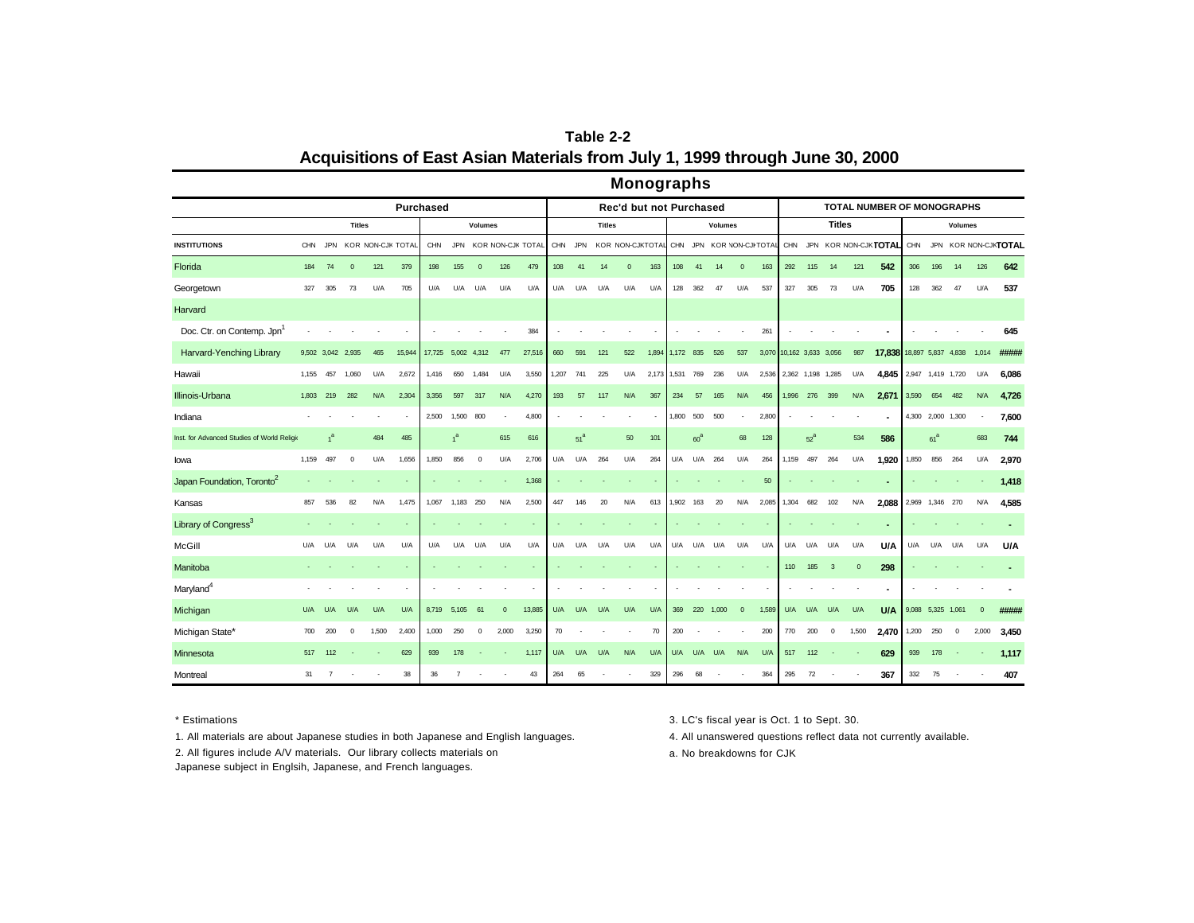**Table 2-2**

# Acquisitions of East Asian Materials from July 1, 1999 through June 30, 2000

## Monographs

| | Purchased | | | | | | | | | | Rec'd but not Purchased | | | | | | | | | | TOTAL NUMBER OF MONOGRAPHS | | | | | | | | | |
|---|---|---|---|---|---|---|---|---|---|---|---|---|---|---|---|---|---|---|---|---|---|---|---|---|---|---|---|---|---|---|
| | Titles | | | | | Volumes | | | | | Titles | | | | | Volumes | | | | | Titles | | | | | Volumes | | | | |
| INSTITUTIONS | CHN | JPN | KOR | NON-CJK | TOTAL | CHN | JPN | KOR | NON-CJK | TOTAL | CHN | JPN | KOR | NON-CJK | TOTAL | CHN | JPN | KOR | NON-CJK | TOTAL | CHN | JPN | KOR | NON-CJK | TOTAL | CHN | JPN | KOR | NON-CJK | TOTAL |
| Florida | 184 | 74 | 0 | 121 | 379 | 198 | 155 | 0 | 126 | 479 | 108 | 41 | 14 | 0 | 163 | 108 | 41 | 14 | 0 | 163 | 292 | 115 | 14 | 121 | **542** | 306 | 196 | 14 | 126 | **642** |
| Georgetown | 327 | 305 | 73 | U/A | 705 | U/A | U/A | U/A | U/A | U/A | U/A | U/A | U/A | U/A | U/A | 128 | 362 | 47 | U/A | 537 | 327 | 305 | 73 | U/A | **705** | 128 | 362 | 47 | U/A | **537** |
| Harvard | | | | | | | | | | | | | | | | | | | | | | | | | | | | | | |
| Doc. Ctr. on Contemp. Jpn[1] | - | - | - | - | - | - | - | - | - | 384 | - | - | - | - | - | - | - | - | - | 261 | - | - | - | - | **-** | - | - | - | - | **645** |
| Harvard-Yenching Library | 9,502 | 3,042 | 2,935 | 465 | 15,944 | 17,725 | 5,002 | 4,312 | 477 | 27,516 | 660 | 591 | 121 | 522 | 1,894 | 1,172 | 835 | 526 | 537 | 3,070 | 10,162 | 3,633 | 3,056 | 987 | **17,838** | 18,897 | 5,837 | 4,838 | 1,014 | **#####** |
| Hawaii | 1,155 | 457 | 1,060 | U/A | 2,672 | 1,416 | 650 | 1,484 | U/A | 3,550 | 1,207 | 741 | 225 | U/A | 2,173 | 1,531 | 769 | 236 | U/A | 2,536 | 2,362 | 1,198 | 1,285 | U/A | **4,845** | 2,947 | 1,419 | 1,720 | U/A | **6,086** |
| Illinois-Urbana | 1,803 | 219 | 282 | N/A | 2,304 | 3,356 | 597 | 317 | N/A | 4,270 | 193 | 57 | 117 | N/A | 367 | 234 | 57 | 165 | N/A | 456 | 1,996 | 276 | 399 | N/A | **2,671** | 3,590 | 654 | 482 | N/A | **4,726** |
| Indiana | - | - | - | - | - | 2,500 | 1,500 | 800 | - | 4,800 | - | - | - | - | - | 1,800 | 500 | 500 | - | 2,800 | - | - | - | - | **-** | 4,300 | 2,000 | 1,300 | - | **7,600** |
| Inst. for Advanced Studies of World Religi | | 1[a] | | 484 | 485 | | 1[a] | | 615 | 616 | | 51[a] | | 50 | 101 | | 60[a] | | 68 | 128 | | 52[a] | | 534 | **586** | | 61[a] | | 683 | **744** |
| Iowa | 1,159 | 497 | 0 | U/A | 1,656 | 1,850 | 856 | 0 | U/A | 2,706 | U/A | U/A | 264 | U/A | 264 | U/A | U/A | 264 | U/A | 264 | 1,159 | 497 | 264 | U/A | **1,920** | 1,850 | 856 | 264 | U/A | **2,970** |
| Japan Foundation, Toronto[2] | - | - | - | - | - | - | - | - | - | 1,368 | - | - | - | - | - | - | - | - | - | 50 | - | - | - | - | **-** | - | - | - | - | **1,418** |
| Kansas | 857 | 536 | 82 | N/A | 1,475 | 1,067 | 1,183 | 250 | N/A | 2,500 | 447 | 146 | 20 | N/A | 613 | 1,902 | 163 | 20 | N/A | 2,085 | 1,304 | 682 | 102 | N/A | **2,088** | 2,969 | 1,346 | 270 | N/A | **4,585** |
| Library of Congress[3] | - | - | - | - | - | - | - | - | - | - | - | - | - | - | - | - | - | - | - | - | - | - | - | - | **-** | - | - | - | - | **-** |
| McGill | U/A | U/A | U/A | U/A | U/A | U/A | U/A | U/A | U/A | U/A | U/A | U/A | U/A | U/A | U/A | U/A | U/A | U/A | U/A | U/A | U/A | U/A | U/A | U/A | **U/A** | U/A | U/A | U/A | U/A | **U/A** |
| Manitoba | - | - | - | - | - | - | - | - | - | - | - | - | - | - | - | - | - | - | - | - | 110 | 185 | 3 | 0 | **298** | - | - | - | - | **-** |
| Maryland[4] | - | - | - | - | - | - | - | - | - | - | - | - | - | - | - | - | - | - | - | - | - | - | - | - | **-** | - | - | - | - | **-** |
| Michigan | U/A | U/A | U/A | U/A | U/A | 8,719 | 5,105 | 61 | 0 | 13,885 | U/A | U/A | U/A | U/A | U/A | 369 | 220 | 1,000 | 0 | 1,589 | U/A | U/A | U/A | U/A | **U/A** | 9,088 | 5,325 | 1,061 | 0 | **#####** |
| Michigan State* | 700 | 200 | 0 | 1,500 | 2,400 | 1,000 | 250 | 0 | 2,000 | 3,250 | 70 | - | - | - | 70 | 200 | - | - | - | 200 | 770 | 200 | 0 | 1,500 | **2,470** | 1,200 | 250 | 0 | 2,000 | **3,450** |
| Minnesota | 517 | 112 | - | - | 629 | 939 | 178 | - | - | 1,117 | U/A | U/A | U/A | N/A | U/A | U/A | U/A | U/A | N/A | U/A | 517 | 112 | - | - | **629** | 939 | 178 | - | - | **1,117** |
| Montreal | 31 | 7 | - | - | 38 | 36 | 7 | - | - | 43 | 264 | 65 | - | - | 329 | 296 | 68 | - | - | 364 | 295 | 72 | - | - | **367** | 332 | 75 | - | - | **407** |

\* Estimations

1. All materials are about Japanese studies in both Japanese and English languages.
2. All figures include A/V materials. Our library collects materials on Japanese subject in Englsih, Japanese, and French languages.
3. LC's fiscal year is Oct. 1 to Sept. 30.
4. All unanswered questions reflect data not currently available.

a. No breakdowns for CJK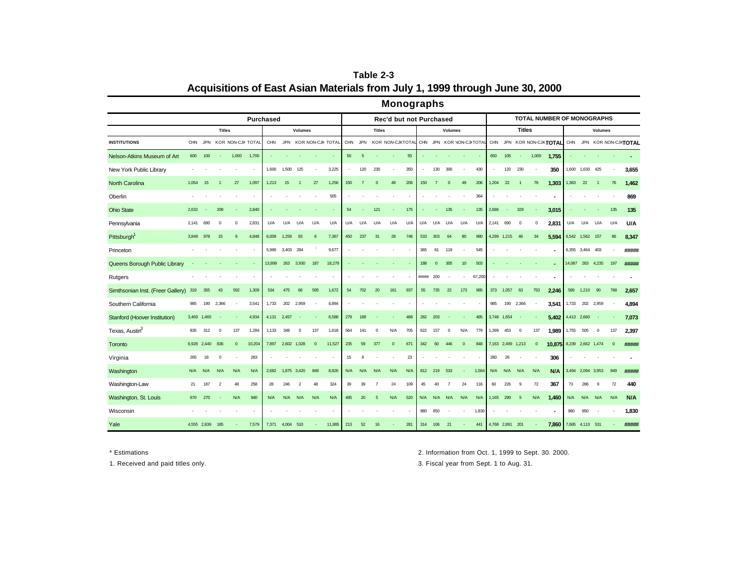# Table 2-3
## Acquisitions of East Asian Materials from July 1, 1999 through June 30, 2000

### Monographs

| | Purchased | | | | | | | | | | Rec'd but not Purchased | | | | | | | | | | TOTAL NUMBER OF MONOGRAPHS | | | | | | | | | |
|---|---|---|---|---|---|---|---|---|---|---|---|---|---|---|---|---|---|---|---|---|---|---|---|---|---|---|---|---|---|---|
| | Titles | | | | | Volumes | | | | | Titles | | | | | Volumes | | | | | Titles | | | | | Volumes | | | | |
| INSTITUTIONS | CHN | JPN | KOR | NON-CJK | TOTAL | CHN | JPN | KOR | NON-CJK | TOTAL | CHN | JPN | KOR | NON-CJK | TOTAL | CHN | JPN | KOR | NON-CJK | TOTAL | CHN | JPN | KOR | NON-CJK | TOTAL | CHN | JPN | KOR | NON-CJK | TOTAL |
| Nelson-Atkins Museum of Art | 600 | 100 | - | 1,000 | 1,700 | - | - | - | - | - | 50 | 5 | - | - | 55 | - | - | - | - | - | 650 | 105 | - | 1,000 | **1,755** | - | - | - | - | **-** |
| New York Public Library | - | - | - | - | - | 1,600 | 1,500 | 125 | - | 3,225 | - | 120 | 230 | - | 350 | - | 130 | 300 | - | 430 | - | 120 | 230 | - | **350** | 1,600 | 1,630 | 425 | - | **3,655** |
| North Carolina | 1,054 | 15 | 1 | 27 | 1,097 | 1,213 | 15 | 1 | 27 | 1,256 | 150 | 7 | 0 | 49 | 206 | 150 | 7 | 0 | 49 | 206 | 1,204 | 22 | 1 | 76 | **1,303** | 1,363 | 22 | 1 | 76 | **1,462** |
| Oberlin | - | - | - | - | - | - | - | - | - | 505 | - | - | - | - | - | - | - | - | - | 364 | - | - | - | - | **-** | - | - | - | - | **869** |
| Ohio State | 2,632 | - | 208 | - | 2,840 | - | - | - | - | - | 54 | - | 121 | - | 175 | - | - | 135 | - | 135 | 2,686 | - | 329 | - | **3,015** | - | - | - | 135 | **135** |
| Pennsylvania | 2,141 | 690 | 0 | 0 | 2,831 | U/A | U/A | U/A | U/A | U/A | U/A | U/A | U/A | U/A | U/A | U/A | U/A | U/A | U/A | U/A | 2,141 | 690 | 0 | 0 | **2,831** | U/A | U/A | U/A | U/A | **U/A** |
| Pittsburgh[1] | 3,849 | 978 | 15 | 6 | 4,848 | 6,009 | 1,259 | 93 | 6 | 7,367 | 450 | 237 | 31 | 28 | 746 | 533 | 303 | 64 | 80 | 980 | 4,299 | 1,215 | 46 | 34 | **5,594** | 6,542 | 1,562 | 157 | 86 | **8,347** |
| Princeton | - | - | - | - | - | 5,990 | 3,403 | 284 | - | 9,677 | - | - | - | - | - | 365 | 61 | 119 | - | 545 | - | - | - | - | **-** | 6,355 | 3,464 | 403 | - | **#####** |
| Queens Borough Public Library | - | - | - | - | - | 13,899 | 263 | 3,930 | 187 | 18,279 | - | - | - | - | - | 188 | 0 | 305 | 10 | 503 | - | - | - | - | **-** | 14,087 | 263 | 4,235 | 197 | **#####** |
| Rutgers | - | - | - | - | - | - | - | - | - | - | - | - | - | - | - | ##### | 200 | - | - | 67,200 | - | - | - | - | **-** | - | - | - | - | **-** |
| Simthsonian Inst. (Freer Gallery) | 319 | 355 | 43 | 592 | 1,309 | 534 | 475 | 68 | 595 | 1,672 | 54 | 702 | 20 | 161 | 937 | 55 | 735 | 22 | 173 | 985 | 373 | 1,057 | 63 | 753 | **2,246** | 589 | 1,210 | 90 | 768 | **2,657** |
| Southern California | 985 | 190 | 2,366 | - | 3,541 | 1,733 | 202 | 2,959 | - | 4,894 | - | - | - | - | - | - | - | - | - | - | 985 | 190 | 2,366 | - | **3,541** | 1,733 | 202 | 2,959 | - | **4,894** |
| Stanford (Hoover Institution) | 3,469 | 1,465 | - | - | 4,934 | 4,131 | 2,457 | - | - | 6,588 | 279 | 189 | - | - | 468 | 282 | 203 | - | - | 485 | 3,748 | 1,654 | - | - | **5,402** | 4,413 | 2,660 | - | - | **7,073** |
| Texas, Austin[3] | 835 | 312 | 0 | 137 | 1,284 | 1,133 | 348 | 0 | 137 | 1,618 | 564 | 141 | 0 | N/A | 705 | 622 | 157 | 0 | N/A | 779 | 1,399 | 453 | 0 | 137 | **1,989** | 1,755 | 505 | 0 | 137 | **2,397** |
| Toronto | 6,928 | 2,440 | 836 | 0 | 10,204 | 7,897 | 2,602 | 1,028 | 0 | 11,527 | 235 | 59 | 377 | 0 | 671 | 342 | 60 | 446 | 0 | 848 | 7,163 | 2,499 | 1,213 | 0 | **10,875** | 8,239 | 2,662 | 1,474 | 0 | **#####** |
| Virginia | 265 | 18 | 0 | - | 283 | - | - | - | - | - | 15 | 8 | - | - | 23 | - | - | - | - | - | 280 | 26 | - | - | **306** | - | - | - | - | **-** |
| Washington | N/A | N/A | N/A | N/A | N/A | 2,682 | 1,875 | 3,420 | 849 | 8,826 | N/A | N/A | N/A | N/A | N/A | 812 | 219 | 533 | - | 1,564 | N/A | N/A | N/A | N/A | **N/A** | 3,494 | 2,094 | 3,953 | 849 | **#####** |
| Washington-Law | 21 | 187 | 2 | 48 | 258 | 28 | 246 | 2 | 48 | 324 | 39 | 39 | 7 | 24 | 109 | 45 | 40 | 7 | 24 | 116 | 60 | 226 | 9 | 72 | **367** | 73 | 286 | 9 | 72 | **440** |
| Washington, St. Louis | 670 | 270 | - | N/A | 940 | N/A | N/A | N/A | N/A | N/A | 495 | 20 | 5 | N/A | 520 | N/A | N/A | N/A | N/A | N/A | 1,165 | 290 | 5 | N/A | **1,460** | N/A | N/A | N/A | N/A | **N/A** |
| Wisconsin | - | - | - | - | - | - | - | - | - | - | - | - | - | - | - | 980 | 850 | - | - | 1,830 | - | - | - | - | **-** | 980 | 850 | - | - | **1,830** |
| Yale | 4,555 | 2,839 | 185 | - | 7,579 | 7,371 | 4,004 | 510 | - | 11,885 | 213 | 52 | 16 | - | 281 | 314 | 106 | 21 | - | 441 | 4,768 | 2,891 | 201 | - | **7,860** | 7,685 | 4,110 | 531 | - | **#####** |

\* Estimations

1. Received and paid titles only.

2. Information from Oct. 1, 1999 to Sept. 30. 2000.

3. Fiscal year from Sept. 1 to Aug. 31.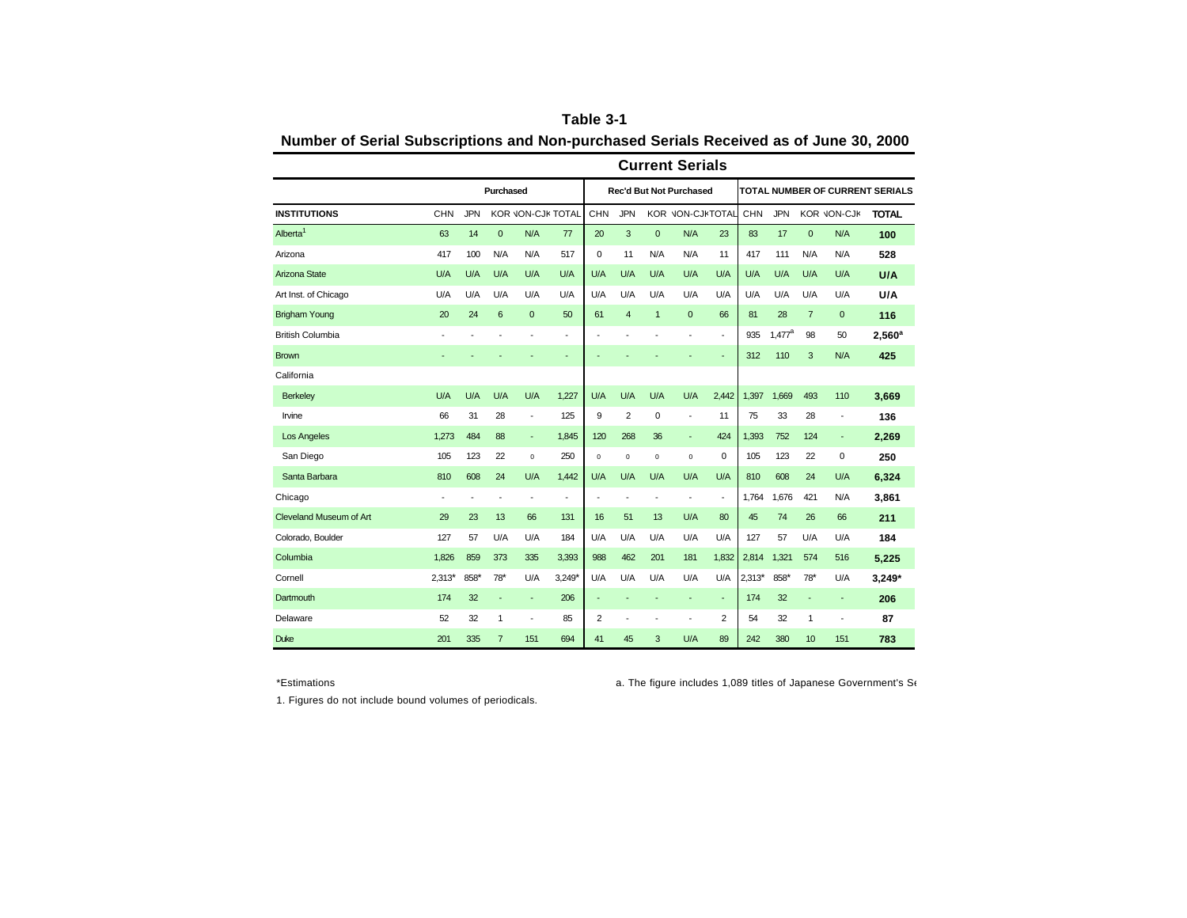**Table 3-1**

**Number of Serial Subscriptions and Non-purchased Serials Received as of June 30, 2000**

| | Current Serials | | | | | | | | | | | | | | |
|---|---|---|---|---|---|---|---|---|---|---|---|---|---|---|---|
| | Purchased | | | | | Rec'd But Not Purchased | | | | | TOTAL NUMBER OF CURRENT SERIALS | | | | |
| INSTITUTIONS | CHN | JPN | KOR | NON-CJK | TOTAL | CHN | JPN | KOR | NON-CJK | TOTAL | CHN | JPN | KOR | NON-CJK | TOTAL |
| Alberta[1] | 63 | 14 | 0 | N/A | 77 | 20 | 3 | 0 | N/A | 23 | 83 | 17 | 0 | N/A | 100 |
| Arizona | 417 | 100 | N/A | N/A | 517 | 0 | 11 | N/A | N/A | 11 | 417 | 111 | N/A | N/A | 528 |
| Arizona State | U/A | U/A | U/A | U/A | U/A | U/A | U/A | U/A | U/A | U/A | U/A | U/A | U/A | U/A | U/A |
| Art Inst. of Chicago | U/A | U/A | U/A | U/A | U/A | U/A | U/A | U/A | U/A | U/A | U/A | U/A | U/A | U/A | U/A |
| Brigham Young | 20 | 24 | 6 | 0 | 50 | 61 | 4 | 1 | 0 | 66 | 81 | 28 | 7 | 0 | 116 |
| British Columbia | - | - | - | - | - | - | - | - | - | - | 935 | 1,477[a] | 98 | 50 | 2,560[a] |
| Brown | - | - | - | - | - | - | - | - | - | - | 312 | 110 | 3 | N/A | 425 |
| California | | | | | | | | | | | | | | | |
| Berkeley | U/A | U/A | U/A | U/A | 1,227 | U/A | U/A | U/A | U/A | 2,442 | 1,397 | 1,669 | 493 | 110 | 3,669 |
| Irvine | 66 | 31 | 28 | - | 125 | 9 | 2 | 0 | - | 11 | 75 | 33 | 28 | - | 136 |
| Los Angeles | 1,273 | 484 | 88 | - | 1,845 | 120 | 268 | 36 | - | 424 | 1,393 | 752 | 124 | - | 2,269 |
| San Diego | 105 | 123 | 22 | 0 | 250 | 0 | 0 | 0 | 0 | 0 | 105 | 123 | 22 | 0 | 250 |
| Santa Barbara | 810 | 608 | 24 | U/A | 1,442 | U/A | U/A | U/A | U/A | U/A | 810 | 608 | 24 | U/A | 6,324 |
| Chicago | - | - | - | - | - | - | - | - | - | - | 1,764 | 1,676 | 421 | N/A | 3,861 |
| Cleveland Museum of Art | 29 | 23 | 13 | 66 | 131 | 16 | 51 | 13 | U/A | 80 | 45 | 74 | 26 | 66 | 211 |
| Colorado, Boulder | 127 | 57 | U/A | U/A | 184 | U/A | U/A | U/A | U/A | U/A | 127 | 57 | U/A | U/A | 184 |
| Columbia | 1,826 | 859 | 373 | 335 | 3,393 | 988 | 462 | 201 | 181 | 1,832 | 2,814 | 1,321 | 574 | 516 | 5,225 |
| Cornell | 2,313* | 858* | 78* | U/A | 3,249* | U/A | U/A | U/A | U/A | U/A | 2,313* | 858* | 78* | U/A | 3,249* |
| Dartmouth | 174 | 32 | - | - | 206 | - | - | - | - | - | 174 | 32 | - | - | 206 |
| Delaware | 52 | 32 | 1 | - | 85 | 2 | - | - | - | 2 | 54 | 32 | 1 | - | 87 |
| Duke | 201 | 335 | 7 | 151 | 694 | 41 | 45 | 3 | U/A | 89 | 242 | 380 | 10 | 151 | 783 |

*Estimations

a. The figure includes 1,089 titles of Japanese Government's Se

1. Figures do not include bound volumes of periodicals.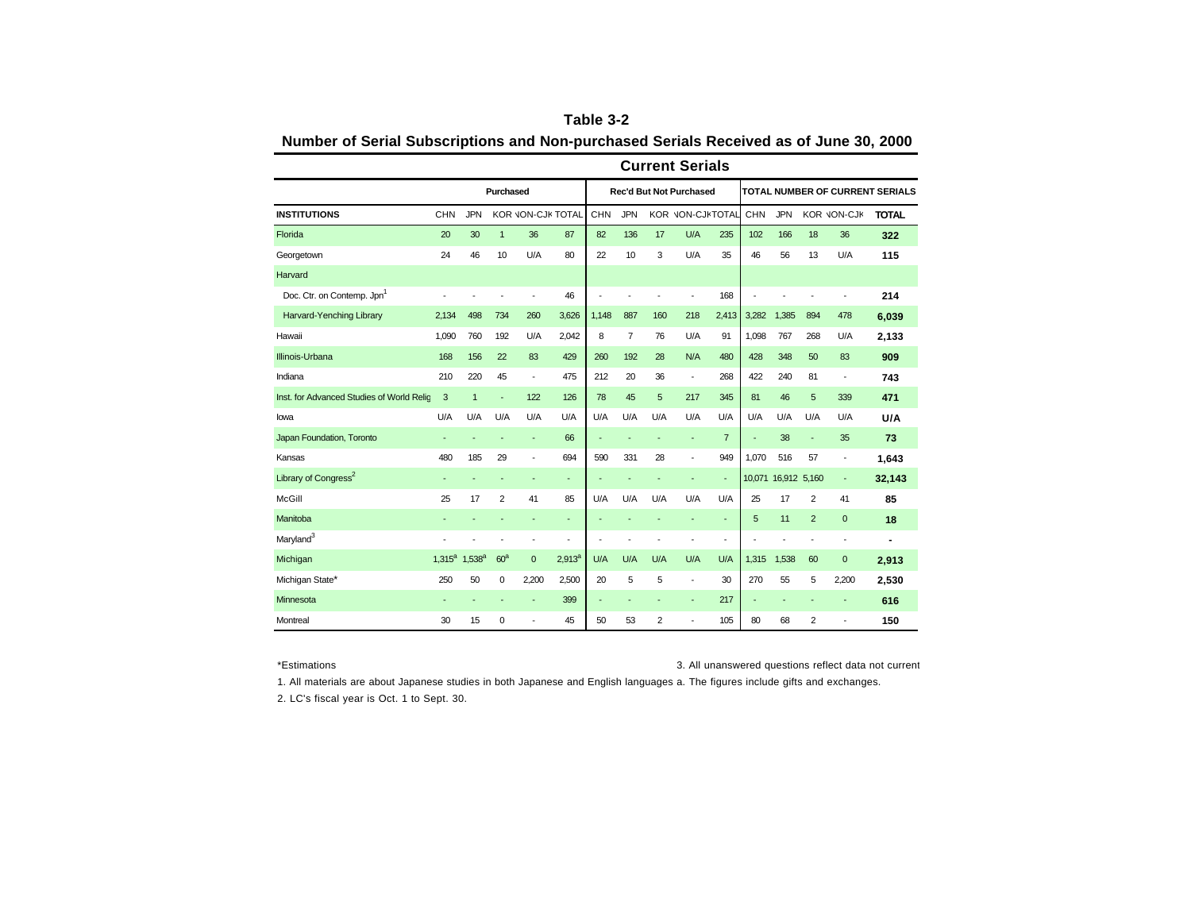**Table 3-2**

**Number of Serial Subscriptions and Non-purchased Serials Received as of June 30, 2000**

| | Current Serials | | | | | | | | | | | | | | |
|---|---|---|---|---|---|---|---|---|---|---|---|---|---|---|---|
| | Purchased | | | | | Rec'd But Not Purchased | | | | | TOTAL NUMBER OF CURRENT SERIALS | | | | |
| INSTITUTIONS | CHN | JPN | KOR | NON-CJK | TOTAL | CHN | JPN | KOR | NON-CJK | TOTAL | CHN | JPN | KOR | NON-CJK | TOTAL |
| Florida | 20 | 30 | 1 | 36 | 87 | 82 | 136 | 17 | U/A | 235 | 102 | 166 | 18 | 36 | **322** |
| Georgetown | 24 | 46 | 10 | U/A | 80 | 22 | 10 | 3 | U/A | 35 | 46 | 56 | 13 | U/A | **115** |
| Harvard | | | | | | | | | | | | | | | |
| Doc. Ctr. on Contemp. Jpn[1] | - | - | - | - | 46 | - | - | - | - | 168 | - | - | - | - | **214** |
| Harvard-Yenching Library | 2,134 | 498 | 734 | 260 | 3,626 | 1,148 | 887 | 160 | 218 | 2,413 | 3,282 | 1,385 | 894 | 478 | **6,039** |
| Hawaii | 1,090 | 760 | 192 | U/A | 2,042 | 8 | 7 | 76 | U/A | 91 | 1,098 | 767 | 268 | U/A | **2,133** |
| Illinois-Urbana | 168 | 156 | 22 | 83 | 429 | 260 | 192 | 28 | N/A | 480 | 428 | 348 | 50 | 83 | **909** |
| Indiana | 210 | 220 | 45 | - | 475 | 212 | 20 | 36 | - | 268 | 422 | 240 | 81 | - | **743** |
| Inst. for Advanced Studies of World Relig | 3 | 1 | - | 122 | 126 | 78 | 45 | 5 | 217 | 345 | 81 | 46 | 5 | 339 | **471** |
| Iowa | U/A | U/A | U/A | U/A | U/A | U/A | U/A | U/A | U/A | U/A | U/A | U/A | U/A | U/A | **U/A** |
| Japan Foundation, Toronto | - | - | - | - | 66 | - | - | - | - | 7 | - | 38 | - | 35 | **73** |
| Kansas | 480 | 185 | 29 | - | 694 | 590 | 331 | 28 | - | 949 | 1,070 | 516 | 57 | - | **1,643** |
| Library of Congress[2] | - | - | - | - | - | - | - | - | - | - | 10,071 | 16,912 | 5,160 | - | **32,143** |
| McGill | 25 | 17 | 2 | 41 | 85 | U/A | U/A | U/A | U/A | U/A | 25 | 17 | 2 | 41 | **85** |
| Manitoba | - | - | - | - | - | - | - | - | - | - | 5 | 11 | 2 | 0 | **18** |
| Maryland[3] | - | - | - | - | - | - | - | - | - | - | - | - | - | - | **-** |
| Michigan | 1,315[a] | 1,538[a] | 60[a] | 0 | 2,913[a] | U/A | U/A | U/A | U/A | U/A | 1,315 | 1,538 | 60 | 0 | **2,913** |
| Michigan State* | 250 | 50 | 0 | 2,200 | 2,500 | 20 | 5 | 5 | - | 30 | 270 | 55 | 5 | 2,200 | **2,530** |
| Minnesota | - | - | - | - | 399 | - | - | - | - | 217 | - | - | - | - | **616** |
| Montreal | 30 | 15 | 0 | - | 45 | 50 | 53 | 2 | - | 105 | 80 | 68 | 2 | - | **150** |

*Estimations

1. All materials are about Japanese studies in both Japanese and English languages a. The figures include gifts and exchanges.

2. LC's fiscal year is Oct. 1 to Sept. 30.

3. All unanswered questions reflect data not current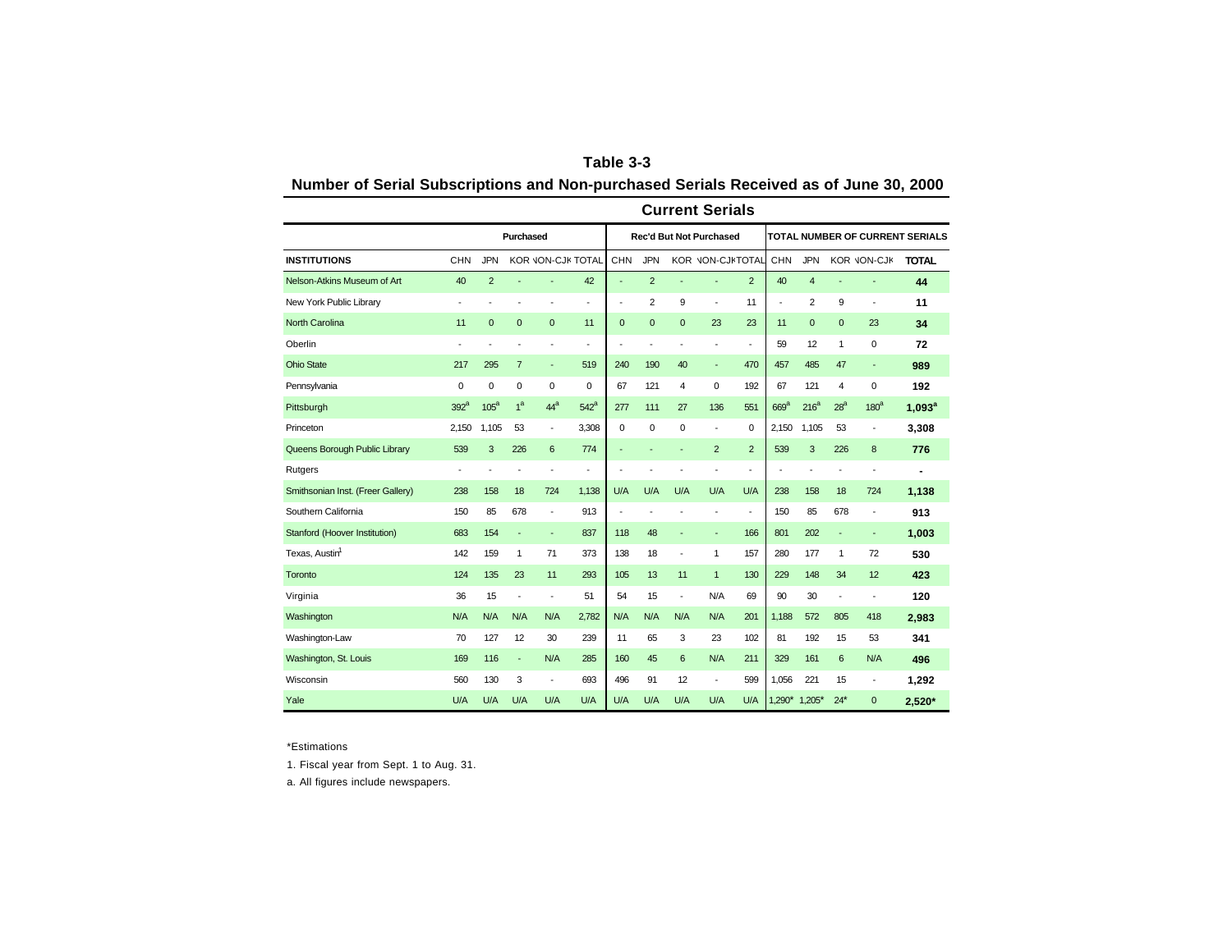# Table 3-3

## Number of Serial Subscriptions and Non-purchased Serials Received as of June 30, 2000

### Current Serials

| | Purchased | | | | | Rec'd But Not Purchased | | | | | TOTAL NUMBER OF CURRENT SERIALS | | | | |
|---|---|---|---|---|---|---|---|---|---|---|---|---|---|---|---|
| INSTITUTIONS | CHN | JPN | KOR | NON-CJK | TOTAL | CHN | JPN | KOR | NON-CJK | TOTAL | CHN | JPN | KOR | NON-CJK | TOTAL |
| Nelson-Atkins Museum of Art | 40 | 2 | - | - | 42 | - | 2 | - | - | 2 | 40 | 4 | - | - | **44** |
| New York Public Library | - | - | - | - | - | - | 2 | 9 | - | 11 | - | 2 | 9 | - | **11** |
| North Carolina | 11 | 0 | 0 | 0 | 11 | 0 | 0 | 0 | 23 | 23 | 11 | 0 | 0 | 23 | **34** |
| Oberlin | - | - | - | - | - | - | - | - | - | - | 59 | 12 | 1 | 0 | **72** |
| Ohio State | 217 | 295 | 7 | - | 519 | 240 | 190 | 40 | - | 470 | 457 | 485 | 47 | - | **989** |
| Pennsylvania | 0 | 0 | 0 | 0 | 0 | 67 | 121 | 4 | 0 | 192 | 67 | 121 | 4 | 0 | **192** |
| Pittsburgh | 392[a] | 105[a] | 1[a] | 44[a] | 542[a] | 277 | 111 | 27 | 136 | 551 | 669[a] | 216[a] | 28[a] | 180[a] | **1,093[a]** |
| Princeton | 2,150 | 1,105 | 53 | - | 3,308 | 0 | 0 | 0 | - | 0 | 2,150 | 1,105 | 53 | - | **3,308** |
| Queens Borough Public Library | 539 | 3 | 226 | 6 | 774 | - | - | - | 2 | 2 | 539 | 3 | 226 | 8 | **776** |
| Rutgers | - | - | - | - | - | - | - | - | - | - | - | - | - | - | **-** |
| Smithsonian Inst. (Freer Gallery) | 238 | 158 | 18 | 724 | 1,138 | U/A | U/A | U/A | U/A | U/A | 238 | 158 | 18 | 724 | **1,138** |
| Southern California | 150 | 85 | 678 | - | 913 | - | - | - | - | - | 150 | 85 | 678 | - | **913** |
| Stanford (Hoover Institution) | 683 | 154 | - | - | 837 | 118 | 48 | - | - | 166 | 801 | 202 | - | - | **1,003** |
| Texas, Austin[1] | 142 | 159 | 1 | 71 | 373 | 138 | 18 | - | 1 | 157 | 280 | 177 | 1 | 72 | **530** |
| Toronto | 124 | 135 | 23 | 11 | 293 | 105 | 13 | 11 | 1 | 130 | 229 | 148 | 34 | 12 | **423** |
| Virginia | 36 | 15 | - | - | 51 | 54 | 15 | - | N/A | 69 | 90 | 30 | - | - | **120** |
| Washington | N/A | N/A | N/A | N/A | 2,782 | N/A | N/A | N/A | N/A | 201 | 1,188 | 572 | 805 | 418 | **2,983** |
| Washington-Law | 70 | 127 | 12 | 30 | 239 | 11 | 65 | 3 | 23 | 102 | 81 | 192 | 15 | 53 | **341** |
| Washington, St. Louis | 169 | 116 | - | N/A | 285 | 160 | 45 | 6 | N/A | 211 | 329 | 161 | 6 | N/A | **496** |
| Wisconsin | 560 | 130 | 3 | - | 693 | 496 | 91 | 12 | - | 599 | 1,056 | 221 | 15 | - | **1,292** |
| Yale | U/A | U/A | U/A | U/A | U/A | U/A | U/A | U/A | U/A | U/A | 1,290* | 1,205* | 24* | 0 | **2,520*** |

*Estimations

1. Fiscal year from Sept. 1 to Aug. 31.

a. All figures include newspapers.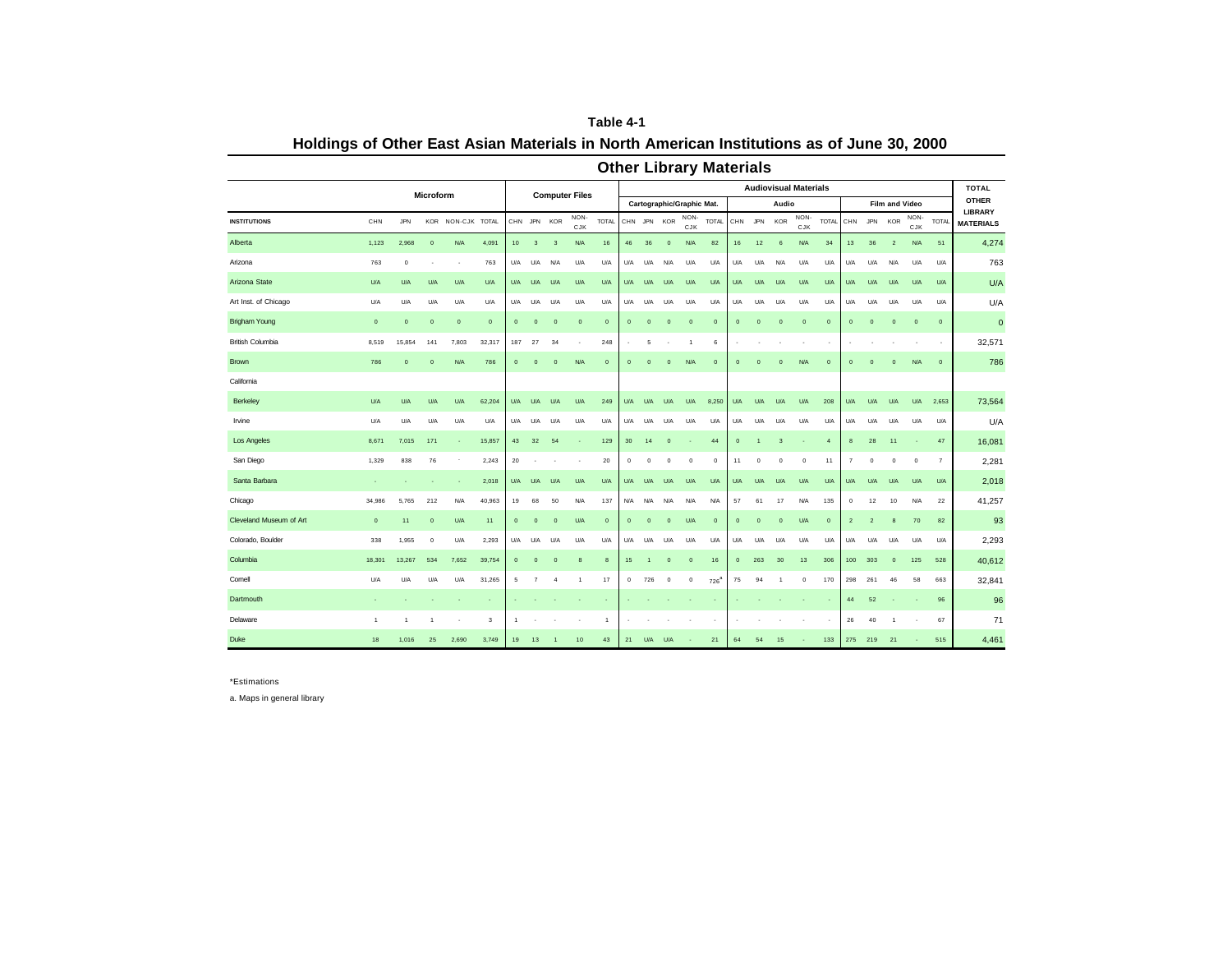# Table 4-1

## Holdings of Other East Asian Materials in North American Institutions as of June 30, 2000

### Other Library Materials

| | Microform | | | | | Computer Files | | | | | Audiovisual Materials | | | | | | | | | | | | | | | TOTAL OTHER LIBRARY MATERIALS |
|---|---|---|---|---|---|---|---|---|---|---|---|---|---|---|---|---|---|---|---|---|---|---|---|---|---|---|
| | | | | | | | | | | | Cartographic/Graphic Mat. | | | | | Audio | | | | | Film and Video | | | | | |
| INSTITUTIONS | CHN | JPN | KOR | NON-CJK | TOTAL | CHN | JPN | KOR | NON-CJK | TOTAL | CHN | JPN | KOR | NON-CJK | TOTAL | CHN | JPN | KOR | NON-CJK | TOTAL | CHN | JPN | KOR | NON-CJK | TOTAL | |
| Alberta | 1,123 | 2,968 | 0 | N/A | 4,091 | 10 | 3 | 3 | N/A | 16 | 46 | 36 | 0 | N/A | 82 | 16 | 12 | 6 | N/A | 34 | 13 | 36 | 2 | N/A | 51 | 4,274 |
| Arizona | 763 | 0 | - | - | 763 | U/A | U/A | N/A | U/A | U/A | U/A | U/A | N/A | U/A | U/A | U/A | U/A | N/A | U/A | U/A | U/A | U/A | N/A | U/A | U/A | 763 |
| Arizona State | U/A | U/A | U/A | U/A | U/A | U/A | U/A | U/A | U/A | U/A | U/A | U/A | U/A | U/A | U/A | U/A | U/A | U/A | U/A | U/A | U/A | U/A | U/A | U/A | U/A | U/A |
| Art Inst. of Chicago | U/A | U/A | U/A | U/A | U/A | U/A | U/A | U/A | U/A | U/A | U/A | U/A | U/A | U/A | U/A | U/A | U/A | U/A | U/A | U/A | U/A | U/A | U/A | U/A | U/A | U/A |
| Brigham Young | 0 | 0 | 0 | 0 | 0 | 0 | 0 | 0 | 0 | 0 | 0 | 0 | 0 | 0 | 0 | 0 | 0 | 0 | 0 | 0 | 0 | 0 | 0 | 0 | 0 | 0 |
| British Columbia | 8,519 | 15,854 | 141 | 7,803 | 32,317 | 187 | 27 | 34 | - | 248 | - | 5 | - | 1 | 6 | - | - | - | - | - | - | - | - | - | - | 32,571 |
| Brown | 786 | 0 | 0 | N/A | 786 | 0 | 0 | 0 | N/A | 0 | 0 | 0 | 0 | N/A | 0 | 0 | 0 | 0 | N/A | 0 | 0 | 0 | 0 | N/A | 0 | 786 |
| California | | | | | | | | | | | | | | | | | | | | | | | | | | |
| Berkeley | U/A | U/A | U/A | U/A | 62,204 | U/A | U/A | U/A | U/A | 249 | U/A | U/A | U/A | U/A | 8,250 | U/A | U/A | U/A | U/A | 208 | U/A | U/A | U/A | U/A | 2,653 | 73,564 |
| Irvine | U/A | U/A | U/A | U/A | U/A | U/A | U/A | U/A | U/A | U/A | U/A | U/A | U/A | U/A | U/A | U/A | U/A | U/A | U/A | U/A | U/A | U/A | U/A | U/A | U/A | U/A |
| Los Angeles | 8,671 | 7,015 | 171 | - | 15,857 | 43 | 32 | 54 | - | 129 | 30 | 14 | 0 | - | 44 | 0 | 1 | 3 | - | 4 | 8 | 28 | 11 | - | 47 | 16,081 |
| San Diego | 1,329 | 838 | 76 | - | 2,243 | 20 | - | - | - | 20 | 0 | 0 | 0 | 0 | 0 | 11 | 0 | 0 | 0 | 11 | 7 | 0 | 0 | 0 | 7 | 2,281 |
| Santa Barbara | - | - | - | - | 2,018 | U/A | U/A | U/A | U/A | U/A | U/A | U/A | U/A | U/A | U/A | U/A | U/A | U/A | U/A | U/A | U/A | U/A | U/A | U/A | U/A | 2,018 |
| Chicago | 34,986 | 5,765 | 212 | N/A | 40,963 | 19 | 68 | 50 | N/A | 137 | N/A | N/A | N/A | N/A | N/A | 57 | 61 | 17 | N/A | 135 | 0 | 12 | 10 | N/A | 22 | 41,257 |
| Cleveland Museum of Art | 0 | 11 | 0 | U/A | 11 | 0 | 0 | 0 | U/A | 0 | 0 | 0 | 0 | U/A | 0 | 0 | 0 | 0 | U/A | 0 | 2 | 2 | 8 | 70 | 82 | 93 |
| Colorado, Boulder | 338 | 1,955 | 0 | U/A | 2,293 | U/A | U/A | U/A | U/A | U/A | U/A | U/A | U/A | U/A | U/A | U/A | U/A | U/A | U/A | U/A | U/A | U/A | U/A | U/A | U/A | 2,293 |
| Columbia | 18,301 | 13,267 | 534 | 7,652 | 39,754 | 0 | 0 | 0 | 8 | 8 | 15 | 1 | 0 | 0 | 16 | 0 | 263 | 30 | 13 | 306 | 100 | 303 | 0 | 125 | 528 | 40,612 |
| Cornell | U/A | U/A | U/A | U/A | 31,265 | 5 | 7 | 4 | 1 | 17 | 0 | 726 | 0 | 0 | 726[a] | 75 | 94 | 1 | 0 | 170 | 298 | 261 | 46 | 58 | 663 | 32,841 |
| Dartmouth | - | - | - | - | - | - | - | - | - | - | - | - | - | - | - | - | - | - | - | - | 44 | 52 | - | - | 96 | 96 |
| Delaware | 1 | 1 | 1 | - | 3 | 1 | - | - | - | 1 | - | - | - | - | - | - | - | - | - | - | 26 | 40 | 1 | - | 67 | 71 |
| Duke | 18 | 1,016 | 25 | 2,690 | 3,749 | 19 | 13 | 1 | 10 | 43 | 21 | U/A | U/A | - | 21 | 64 | 54 | 15 | - | 133 | 275 | 219 | 21 | - | 515 | 4,461 |

*Estimations

a. Maps in general library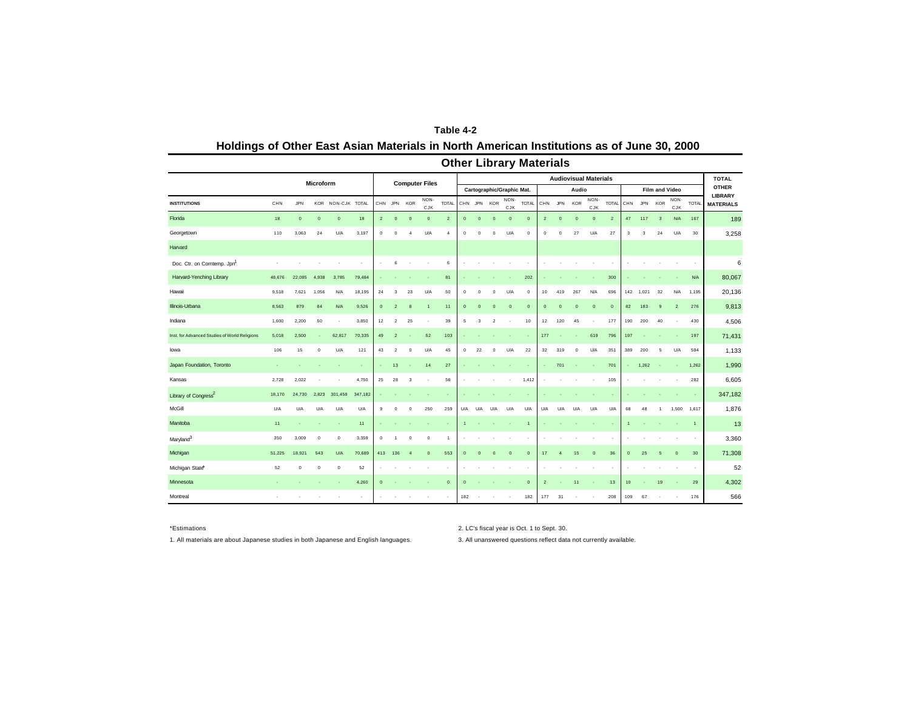**Table 4-2**

## Holdings of Other East Asian Materials in North American Institutions as of June 30, 2000

### Other Library Materials

| INSTITUTIONS | Microform | | | | | Computer Files | | | | | Audiovisual Materials | | | | | | | | | | | | | | | TOTAL OTHER LIBRARY MATERIALS |
|---|---|---|---|---|---|---|---|---|---|---|---|---|---|---|---|---|---|---|---|---|---|---|---|---|---|---|
| | | | | | | | | | | | Cartographic/Graphic Mat. | | | | | Audio | | | | | Film and Video | | | | | |
| | CHN | JPN | KOR | NON-CJK | TOTAL | CHN | JPN | KOR | NON-CJK | TOTAL | CHN | JPN | KOR | NON-CJK | TOTAL | CHN | JPN | KOR | NON-CJK | TOTAL | CHN | JPN | KOR | NON-CJK | TOTAL | |
| Florida | 18 | 0 | 0 | 0 | 18 | 2 | 0 | 0 | 0 | 2 | 0 | 0 | 0 | 0 | 0 | 2 | 0 | 0 | 0 | 2 | 47 | 117 | 3 | N/A | 167 | 189 |
| Georgetown | 110 | 3,063 | 24 | U/A | 3,197 | 0 | 0 | 4 | U/A | 4 | 0 | 0 | 0 | U/A | 0 | 0 | 0 | 27 | U/A | 27 | 3 | 3 | 24 | U/A | 30 | 3,258 |
| Harvard | | | | | | | | | | | | | | | | | | | | | | | | | | |
| Doc. Ctr. on Comtemp. Jpn[1] | - | - | - | - | - | - | 6 | - | - | 6 | - | - | - | - | - | - | - | - | - | - | - | - | - | - | - | 6 |
| Harvard-Yenching Library | 48,676 | 22,085 | 4,938 | 3,785 | 79,484 | - | - | - | - | 81 | - | - | - | - | 202 | - | - | - | - | 300 | - | - | - | - | N/A | 80,067 |
| Hawaii | 9,518 | 7,621 | 1,056 | N/A | 18,195 | 24 | 3 | 23 | U/A | 50 | 0 | 0 | 0 | U/A | 0 | 10 | 419 | 267 | N/A | 696 | 142 | 1,021 | 32 | N/A | 1,195 | 20,136 |
| Illinois-Urbana | 8,563 | 879 | 84 | N/A | 9,526 | 0 | 2 | 8 | 1 | 11 | 0 | 0 | 0 | 0 | 0 | 0 | 0 | 0 | 0 | 0 | 82 | 183 | 9 | 2 | 276 | 9,813 |
| Indiana | 1,600 | 2,200 | 50 | - | 3,850 | 12 | 2 | 25 | - | 39 | 5 | 3 | 2 | - | 10 | 12 | 120 | 45 | - | 177 | 190 | 200 | 40 | - | 430 | 4,506 |
| Inst. for Advanced Studies of World Religions | 5,018 | 2,500 | - | 62,817 | 70,335 | 49 | 2 | - | 52 | 103 | - | - | - | - | - | 177 | - | - | 619 | 796 | 197 | - | - | - | 197 | 71,431 |
| Iowa | 106 | 15 | 0 | U/A | 121 | 43 | 2 | 0 | U/A | 45 | 0 | 22 | 0 | U/A | 22 | 32 | 319 | 0 | U/A | 351 | 389 | 200 | 5 | U/A | 594 | 1,133 |
| Japan Foundation, Toronto | - | - | - | - | - | - | 13 | - | 14 | 27 | - | - | - | - | - | - | 701 | - | - | 701 | - | 1,262 | - | - | 1,262 | 1,990 |
| Kansas | 2,728 | 2,022 | - | - | 4,750 | 25 | 28 | 3 | - | 56 | - | - | - | - | 1,412 | - | - | - | - | 105 | - | - | - | - | 282 | 6,605 |
| Library of Congress[2] | 18,170 | 24,730 | 2,823 | 301,459 | 347,182 | - | - | - | - | - | - | - | - | - | - | - | - | - | - | - | - | - | - | - | - | 347,182 |
| McGill | U/A | U/A | U/A | U/A | U/A | 9 | 0 | 0 | 250 | 259 | U/A | U/A | U/A | U/A | U/A | U/A | U/A | U/A | U/A | U/A | 68 | 48 | 1 | 1,500 | 1,617 | 1,876 |
| Manitoba | 11 | - | - | - | 11 | - | - | - | - | - | 1 | - | - | - | 1 | - | - | - | - | - | 1 | - | - | - | 1 | 13 |
| Maryland[3] | 350 | 3,009 | 0 | 0 | 3,359 | 0 | 1 | 0 | 0 | 1 | - | - | - | - | - | - | - | - | - | - | - | - | - | - | - | 3,360 |
| Michigan | 51,225 | 18,921 | 543 | U/A | 70,689 | 413 | 136 | 4 | 0 | 553 | 0 | 0 | 0 | 0 | 0 | 17 | 4 | 15 | 0 | 36 | 0 | 25 | 5 | 0 | 30 | 71,308 |
| Michigan State* | 52 | 0 | 0 | 0 | 52 | - | - | - | - | - | - | - | - | - | - | - | - | - | - | - | - | - | - | - | - | 52 |
| Minnesota | - | - | - | - | 4,260 | 0 | - | - | - | 0 | 0 | - | - | - | 0 | 2 | - | 11 | - | 13 | 10 | - | 19 | - | 29 | 4,302 |
| Montreal | - | - | - | - | - | - | - | - | - | - | 182 | - | - | - | 182 | 177 | 31 | - | - | 208 | 109 | 67 | - | - | 176 | 566 |

*Estimations

1. All materials are about Japanese studies in both Japanese and English languages.

2. LC's fiscal year is Oct. 1 to Sept. 30.

3. All unanswered questions reflect data not currently available.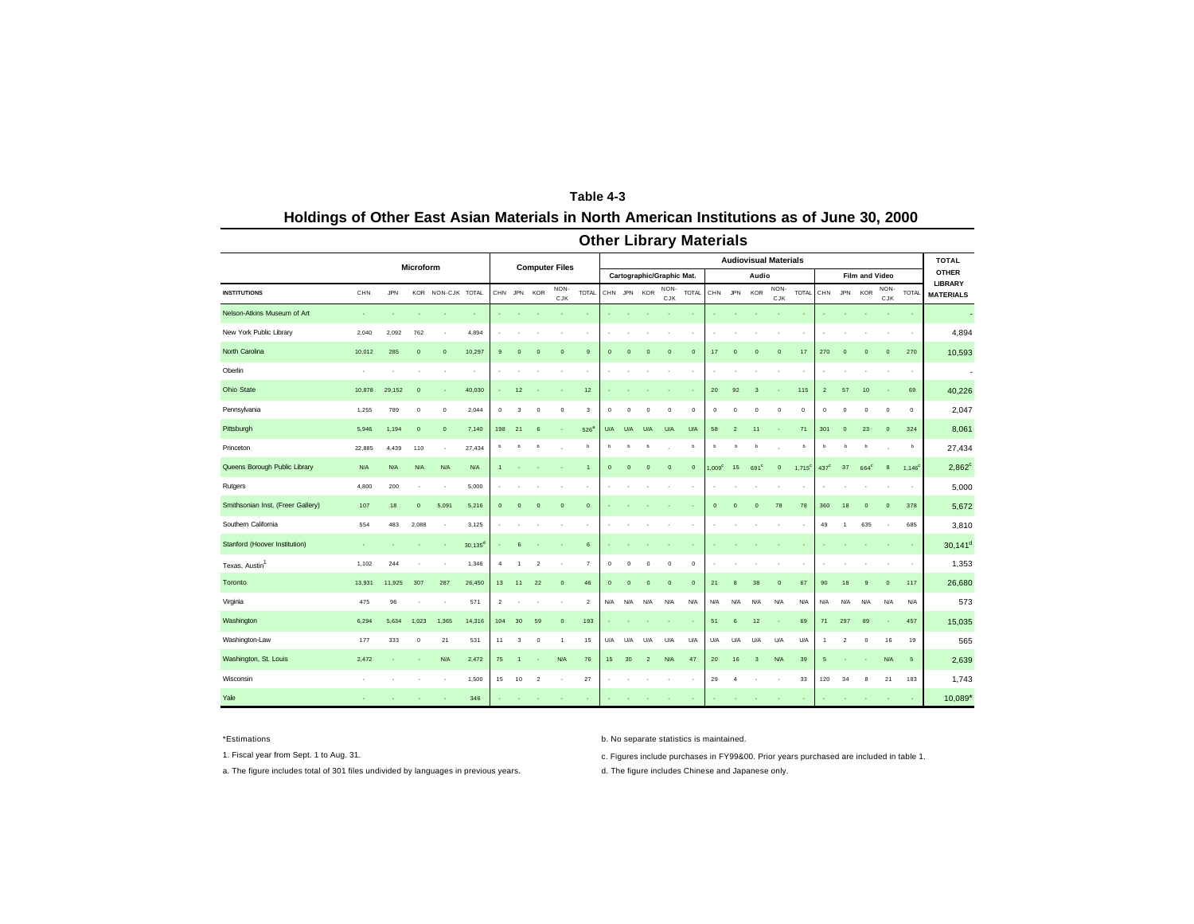**Table 4-3**

## Holdings of Other East Asian Materials in North American Institutions as of June 30, 2000

### Other Library Materials

| INSTITUTIONS | Microform | | | | | Computer Files | | | | | Audiovisual Materials | | | | | | | | | | | | | | | TOTAL OTHER LIBRARY MATERIALS |
|---|---|---|---|---|---|---|---|---|---|---|---|---|---|---|---|---|---|---|---|---|---|---|---|---|---|---|
| | | | | | | | | | | | Cartographic/Graphic Mat. | | | | | Audio | | | | | Film and Video | | | | | |
| | CHN | JPN | KOR | NON-CJK | TOTAL | CHN | JPN | KOR | NON-CJK | TOTAL | CHN | JPN | KOR | NON-CJK | TOTAL | CHN | JPN | KOR | NON-CJK | TOTAL | CHN | JPN | KOR | NON-CJK | TOTAL | |
| Nelson-Atkins Museum of Art | - | - | - | - | - | - | - | - | - | - | - | - | - | - | - | - | - | - | - | - | - | - | - | - | - | - |
| New York Public Library | 2,040 | 2,092 | 762 | - | 4,894 | - | - | - | - | - | - | - | - | - | - | - | - | - | - | - | - | - | - | - | - | 4,894 |
| North Carolina | 10,012 | 285 | 0 | 0 | 10,297 | 9 | 0 | 0 | 0 | 9 | 0 | 0 | 0 | 0 | 0 | 17 | 0 | 0 | 0 | 17 | 270 | 0 | 0 | 0 | 270 | 10,593 |
| Oberlin | - | - | - | - | - | - | - | - | - | - | - | - | - | - | - | - | - | - | - | - | - | - | - | - | - | - |
| Ohio State | 10,878 | 29,152 | 0 | - | 40,030 | - | 12 | - | - | 12 | - | - | - | - | - | 20 | 92 | 3 | - | 115 | 2 | 57 | 10 | - | 69 | 40,226 |
| Pennsylvania | 1,255 | 789 | 0 | 0 | 2,044 | 0 | 3 | 0 | 0 | 3 | 0 | 0 | 0 | 0 | 0 | 0 | 0 | 0 | 0 | 0 | 0 | 0 | 0 | 0 | 0 | 2,047 |
| Pittsburgh | 5,946 | 1,194 | 0 | 0 | 7,140 | 198 | 21 | 6 | - | 526[a] | U/A | U/A | U/A | U/A | U/A | 58 | 2 | 11 | - | 71 | 301 | 0 | 23 | 0 | 324 | 8,061 |
| Princeton | 22,885 | 4,439 | 110 | - | 27,434 | b | b | b | . | b | b | b | b | . | b | b | b | b | . | b | b | b | b | . | b | 27,434 |
| Queens Borough Public Library | N/A | N/A | N/A | N/A | N/A | 1 | - | - | - | 1 | 0 | 0 | 0 | 0 | 0 | 1,009[c] | 15 | 691[c] | 0 | 1,715[c] | 437[c] | 37 | 664[c] | 8 | 1,146[c] | 2,862[c] |
| Rutgers | 4,800 | 200 | - | - | 5,000 | - | - | - | - | - | - | - | - | - | - | - | - | - | - | - | - | - | - | - | - | 5,000 |
| Smithsonian Inst. (Freer Gallery) | 107 | 18 | 0 | 5,091 | 5,216 | 0 | 0 | 0 | 0 | 0 | - | - | - | - | - | 0 | 0 | 0 | 78 | 78 | 360 | 18 | 0 | 0 | 378 | 5,672 |
| Southern California | 554 | 483 | 2,088 | - | 3,125 | - | - | - | - | - | - | - | - | - | - | - | - | - | - | - | 49 | 1 | 635 | - | 685 | 3,810 |
| Stanford (Hoover Institution) | - | - | - | - | 30,135[d] | - | 6 | - | - | 6 | - | - | - | - | - | - | - | - | - | - | - | - | - | - | - | 30,141[d] |
| Texas, Austin[1] | 1,102 | 244 | - | - | 1,346 | 4 | 1 | 2 | - | 7 | 0 | 0 | 0 | 0 | 0 | - | - | - | - | - | - | - | - | - | - | 1,353 |
| Toronto | 13,931 | 11,925 | 307 | 287 | 26,450 | 13 | 11 | 22 | 0 | 46 | 0 | 0 | 0 | 0 | 0 | 21 | 8 | 38 | 0 | 67 | 90 | 18 | 9 | 0 | 117 | 26,680 |
| Virginia | 475 | 96 | - | - | 571 | 2 | - | - | - | 2 | N/A | N/A | N/A | N/A | N/A | N/A | N/A | N/A | N/A | N/A | N/A | N/A | N/A | N/A | N/A | 573 |
| Washington | 6,294 | 5,634 | 1,023 | 1,365 | 14,316 | 104 | 30 | 59 | 0 | 193 | - | - | - | - | - | 51 | 6 | 12 | - | 69 | 71 | 297 | 89 | - | 457 | 15,035 |
| Washington-Law | 177 | 333 | 0 | 21 | 531 | 11 | 3 | 0 | 1 | 15 | U/A | U/A | U/A | U/A | U/A | U/A | U/A | U/A | U/A | U/A | 1 | 2 | 0 | 16 | 19 | 565 |
| Washington, St. Louis | 2,472 | - | - | N/A | 2,472 | 75 | 1 | - | N/A | 76 | 15 | 30 | 2 | N/A | 47 | 20 | 16 | 3 | N/A | 39 | 5 | - | - | N/A | 5 | 2,639 |
| Wisconsin | - | - | - | - | 1,500 | 15 | 10 | 2 | - | 27 | - | - | - | - | - | 29 | 4 | - | - | 33 | 120 | 34 | 8 | 21 | 183 | 1,743 |
| Yale | - | - | - | - | 346 | - | - | - | - | - | - | - | - | - | - | - | - | - | - | - | - | - | - | - | - | 10,089* |

*Estimations

1. Fiscal year from Sept. 1 to Aug. 31.

a. The figure includes total of 301 files undivided by languages in previous years.

b. No separate statistics is maintained.

c. Figures include purchases in FY99&00. Prior years purchased are included in table 1.

d. The figure includes Chinese and Japanese only.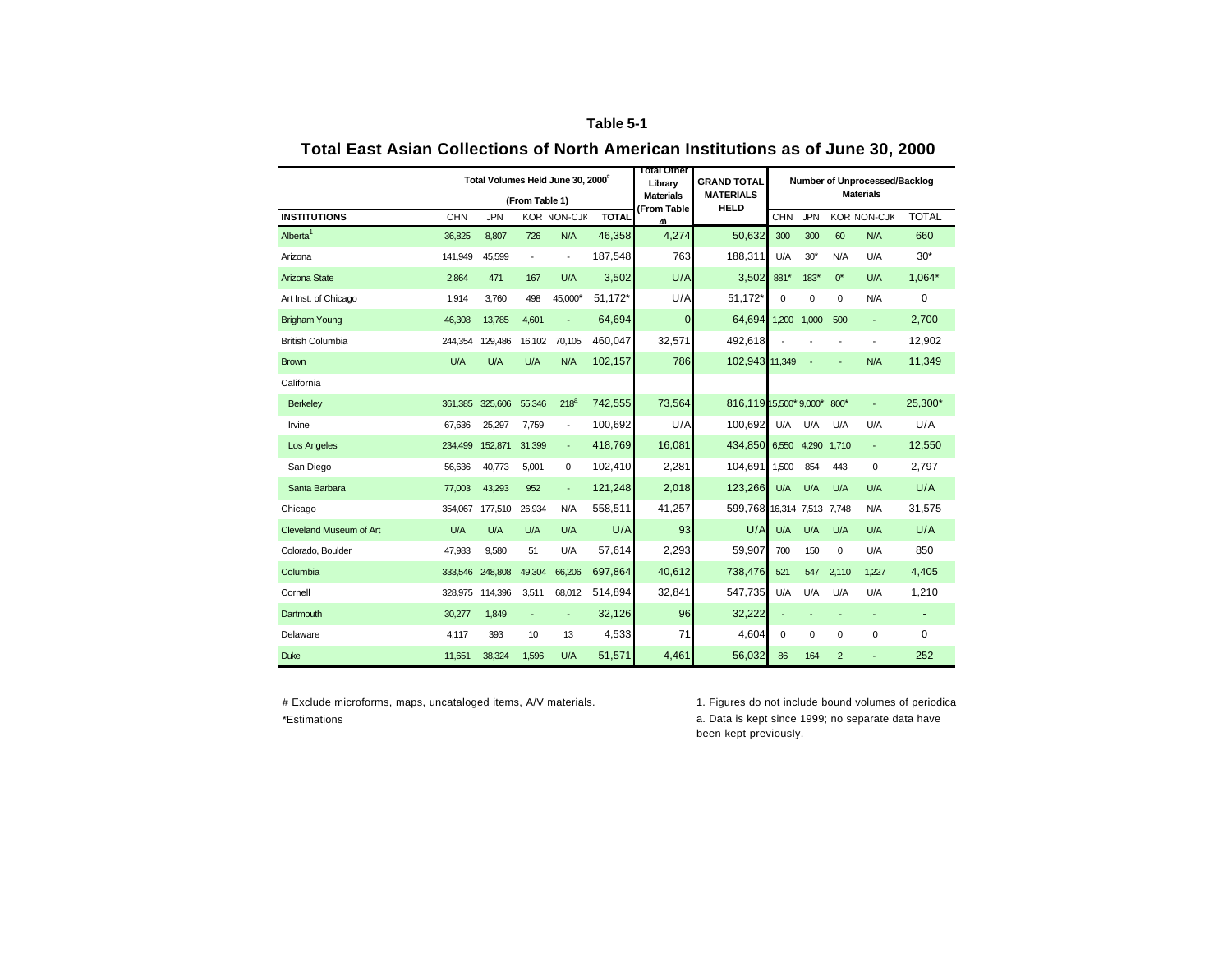**Table 5-1**

## Total East Asian Collections of North American Institutions as of June 30, 2000

| INSTITUTIONS | Total Volumes Held June 30, 2000# (From Table 1) | | | | | Total Other Library Materials (From Table 4) | GRAND TOTAL MATERIALS HELD | Number of Unprocessed/Backlog Materials | | | | |
|---|---|---|---|---|---|---|---|---|---|---|---|---|
| | CHN | JPN | KOR | NON-CJK | TOTAL | | | CHN | JPN | KOR | NON-CJK | TOTAL |
| Alberta[1] | 36,825 | 8,807 | 726 | N/A | 46,358 | 4,274 | 50,632 | 300 | 300 | 60 | N/A | 660 |
| Arizona | 141,949 | 45,599 | - | - | 187,548 | 763 | 188,311 | U/A | 30* | N/A | U/A | 30* |
| Arizona State | 2,864 | 471 | 167 | U/A | 3,502 | U/A | 3,502 | 881* | 183* | 0* | U/A | 1,064* |
| Art Inst. of Chicago | 1,914 | 3,760 | 498 | 45,000* | 51,172* | U/A | 51,172* | 0 | 0 | 0 | N/A | 0 |
| Brigham Young | 46,308 | 13,785 | 4,601 | - | 64,694 | 0 | 64,694 | 1,200 | 1,000 | 500 | - | 2,700 |
| British Columbia | 244,354 | 129,486 | 16,102 | 70,105 | 460,047 | 32,571 | 492,618 | - | - | - | - | 12,902 |
| Brown | U/A | U/A | U/A | N/A | 102,157 | 786 | 102,943 | 11,349 | - | - | N/A | 11,349 |
| California | | | | | | | | | | | | |
| Berkeley | 361,385 | 325,606 | 55,346 | 218[a] | 742,555 | 73,564 | 816,119 | 15,500* | 9,000* | 800* | - | 25,300* |
| Irvine | 67,636 | 25,297 | 7,759 | - | 100,692 | U/A | 100,692 | U/A | U/A | U/A | U/A | U/A |
| Los Angeles | 234,499 | 152,871 | 31,399 | - | 418,769 | 16,081 | 434,850 | 6,550 | 4,290 | 1,710 | - | 12,550 |
| San Diego | 56,636 | 40,773 | 5,001 | 0 | 102,410 | 2,281 | 104,691 | 1,500 | 854 | 443 | 0 | 2,797 |
| Santa Barbara | 77,003 | 43,293 | 952 | - | 121,248 | 2,018 | 123,266 | U/A | U/A | U/A | U/A | U/A |
| Chicago | 354,067 | 177,510 | 26,934 | N/A | 558,511 | 41,257 | 599,768 | 16,314 | 7,513 | 7,748 | N/A | 31,575 |
| Cleveland Museum of Art | U/A | U/A | U/A | U/A | U/A | 93 | U/A | U/A | U/A | U/A | U/A | U/A |
| Colorado, Boulder | 47,983 | 9,580 | 51 | U/A | 57,614 | 2,293 | 59,907 | 700 | 150 | 0 | U/A | 850 |
| Columbia | 333,546 | 248,808 | 49,304 | 66,206 | 697,864 | 40,612 | 738,476 | 521 | 547 | 2,110 | 1,227 | 4,405 |
| Cornell | 328,975 | 114,396 | 3,511 | 68,012 | 514,894 | 32,841 | 547,735 | U/A | U/A | U/A | U/A | 1,210 |
| Dartmouth | 30,277 | 1,849 | - | - | 32,126 | 96 | 32,222 | - | - | - | - | - |
| Delaware | 4,117 | 393 | 10 | 13 | 4,533 | 71 | 4,604 | 0 | 0 | 0 | 0 | 0 |
| Duke | 11,651 | 38,324 | 1,596 | U/A | 51,571 | 4,461 | 56,032 | 86 | 164 | 2 | - | 252 |

# Exclude microforms, maps, uncataloged items, A/V materials.

*Estimations

1. Figures do not include bound volumes of periodica

a. Data is kept since 1999; no separate data have been kept previously.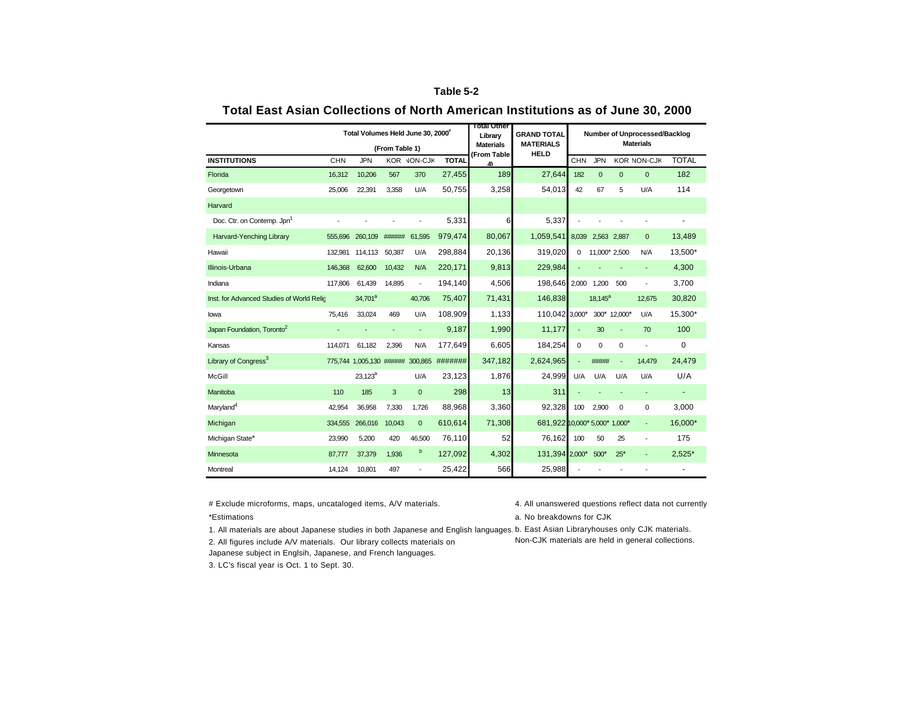**Table 5-2**

## Total East Asian Collections of North American Institutions as of June 30, 2000

| INSTITUTIONS | Total Volumes Held June 30, 2000[#] (From Table 1) CHN | JPN | KOR | NON-CJK | TOTAL | Total Other Library Materials (From Table 4) | GRAND TOTAL MATERIALS HELD | Number of Unprocessed/Backlog Materials CHN | JPN | KOR | NON-CJK | TOTAL |
|---|---|---|---|---|---|---|---|---|---|---|---|---|
| Florida | 16,312 | 10,206 | 567 | 370 | 27,455 | 189 | 27,644 | 182 | 0 | 0 | 0 | 182 |
| Georgetown | 25,006 | 22,391 | 3,358 | U/A | 50,755 | 3,258 | 54,013 | 42 | 67 | 5 | U/A | 114 |
| Harvard | | | | | | | | | | | | |
| Doc. Ctr. on Contemp. Jpn[1] | - | - | - | - | 5,331 | 6 | 5,337 | - | - | - | - | - |
| Harvard-Yenching Library | 555,696 | 260,109 | ###### | 61,595 | 979,474 | 80,067 | 1,059,541 | 8,039 | 2,563 | 2,887 | 0 | 13,489 |
| Hawaii | 132,981 | 114,113 | 50,387 | U/A | 298,884 | 20,136 | 319,020 | 0 | 11,000* | 2,500 | N/A | 13,500* |
| Illinois-Urbana | 146,368 | 62,600 | 10,432 | N/A | 220,171 | 9,813 | 229,984 | - | - | - | - | 4,300 |
| Indiana | 117,806 | 61,439 | 14,895 | - | 194,140 | 4,506 | 198,646 | 2,000 | 1,200 | 500 | - | 3,700 |
| Inst. for Advanced Studies of World Relig | | 34,701[a] | | 40,706 | 75,407 | 71,431 | 146,838 | | 18,145[a] | | 12,675 | 30,820 |
| Iowa | 75,416 | 33,024 | 469 | U/A | 108,909 | 1,133 | 110,042 | 3,000* | 300* | 12,000* | U/A | 15,300* |
| Japan Foundation, Toronto[2] | - | - | - | - | 9,187 | 1,990 | 11,177 | - | 30 | - | 70 | 100 |
| Kansas | 114,071 | 61,182 | 2,396 | N/A | 177,649 | 6,605 | 184,254 | 0 | 0 | 0 | - | 0 |
| Library of Congress[3] | 775,744 | 1,005,130 | ###### | 300,865 | ####### | 347,182 | 2,624,965 | - | ##### | - | 14,479 | 24,479 |
| McGill | | 23,123[a] | | U/A | 23,123 | 1,876 | 24,999 | U/A | U/A | U/A | U/A | U/A |
| Manitoba | 110 | 185 | 3 | 0 | 298 | 13 | 311 | - | - | - | - | - |
| Maryland[4] | 42,954 | 36,958 | 7,330 | 1,726 | 88,968 | 3,360 | 92,328 | 100 | 2,900 | 0 | 0 | 3,000 |
| Michigan | 334,555 | 266,016 | 10,043 | 0 | 610,614 | 71,308 | 681,922 | 10,000* | 5,000* | 1,000* | - | 16,000* |
| Michigan State* | 23,990 | 5,200 | 420 | 46,500 | 76,110 | 52 | 76,162 | 100 | 50 | 25 | - | 175 |
| Minnesota | 87,777 | 37,379 | 1,936 | [b] | 127,092 | 4,302 | 131,394 | 2,000* | 500* | 25* | - | 2,525* |
| Montreal | 14,124 | 10,801 | 497 | - | 25,422 | 566 | 25,988 | - | - | - | - | - |

# Exclude microforms, maps, uncataloged items, A/V materials.

*Estimations

1. All materials are about Japanese studies in both Japanese and English languages.
2. All figures include A/V materials. Our library collects materials on Japanese subject in Englsih, Japanese, and French languages.
3. LC's fiscal year is Oct. 1 to Sept. 30.
4. All unanswered questions reflect data not currently

a. No breakdowns for CJK

b. East Asian Libraryhouses only CJK materials. Non-CJK materials are held in general collections.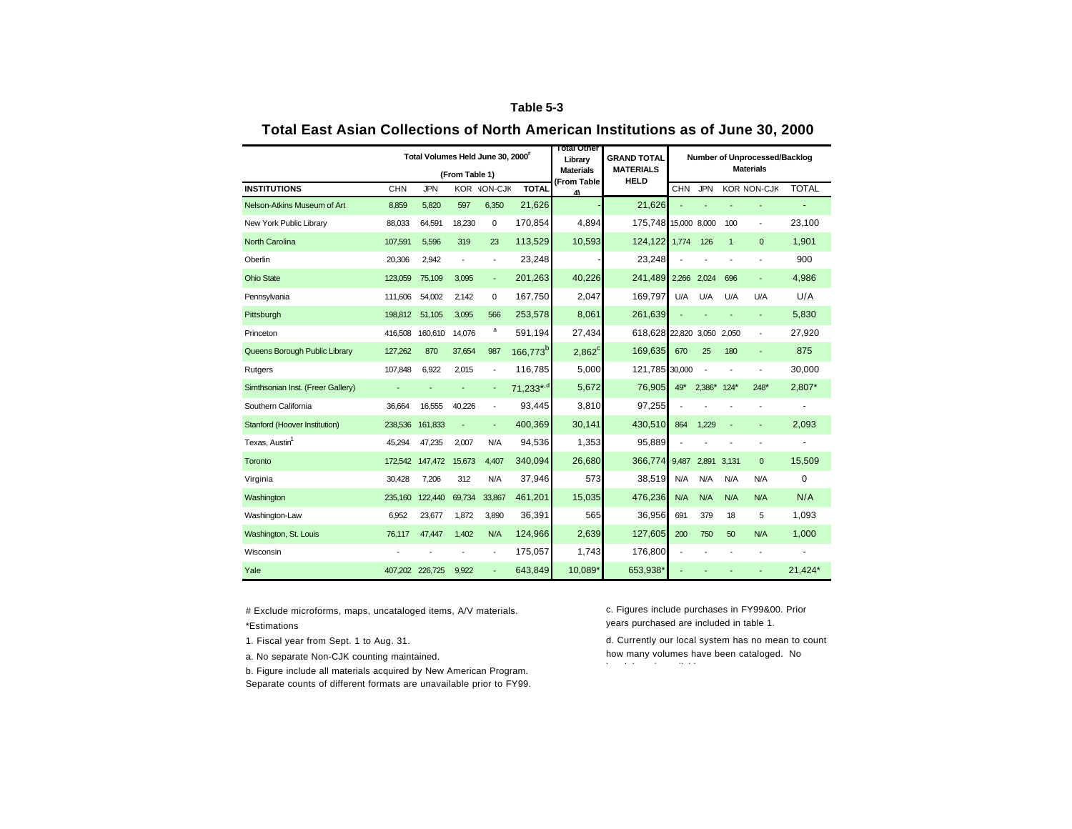**Table 5-3**

## Total East Asian Collections of North American Institutions as of June 30, 2000

| INSTITUTIONS | Total Volumes Held June 30, 2000# (From Table 1) | | | | | Total Other Library Materials (From Table 4) | GRAND TOTAL MATERIALS HELD | Number of Unprocessed/Backlog Materials | | | | |
|---|---|---|---|---|---|---|---|---|---|---|---|---|
| | CHN | JPN | KOR | NON-CJK | TOTAL | | | CHN | JPN | KOR | NON-CJK | TOTAL |
| Nelson-Atkins Museum of Art | 8,859 | 5,820 | 597 | 6,350 | 21,626 | - | 21,626 | - | - | - | - | - |
| New York Public Library | 88,033 | 64,591 | 18,230 | 0 | 170,854 | 4,894 | 175,748 | 15,000 | 8,000 | 100 | - | 23,100 |
| North Carolina | 107,591 | 5,596 | 319 | 23 | 113,529 | 10,593 | 124,122 | 1,774 | 126 | 1 | 0 | 1,901 |
| Oberlin | 20,306 | 2,942 | - | - | 23,248 | - | 23,248 | - | - | - | - | 900 |
| Ohio State | 123,059 | 75,109 | 3,095 | - | 201,263 | 40,226 | 241,489 | 2,266 | 2,024 | 696 | - | 4,986 |
| Pennsylvania | 111,606 | 54,002 | 2,142 | 0 | 167,750 | 2,047 | 169,797 | U/A | U/A | U/A | U/A | U/A |
| Pittsburgh | 198,812 | 51,105 | 3,095 | 566 | 253,578 | 8,061 | 261,639 | - | - | - | - | 5,830 |
| Princeton | 416,508 | 160,610 | 14,076 | a | 591,194 | 27,434 | 618,628 | 22,820 | 3,050 | 2,050 | - | 27,920 |
| Queens Borough Public Library | 127,262 | 870 | 37,654 | 987 | 166,773[b] | 2,862[c] | 169,635 | 670 | 25 | 180 | - | 875 |
| Rutgers | 107,848 | 6,922 | 2,015 | - | 116,785 | 5,000 | 121,785 | 30,000 | - | - | - | 30,000 |
| Simthsonian Inst. (Freer Gallery) | - | - | - | - | 71,233*,[d] | 5,672 | 76,905 | 49* | 2,386* | 124* | 248* | 2,807* |
| Southern California | 36,664 | 16,555 | 40,226 | - | 93,445 | 3,810 | 97,255 | - | - | - | - | - |
| Stanford (Hoover Institution) | 238,536 | 161,833 | - | - | 400,369 | 30,141 | 430,510 | 864 | 1,229 | - | - | 2,093 |
| Texas, Austin[1] | 45,294 | 47,235 | 2,007 | N/A | 94,536 | 1,353 | 95,889 | - | - | - | - | - |
| Toronto | 172,542 | 147,472 | 15,673 | 4,407 | 340,094 | 26,680 | 366,774 | 9,487 | 2,891 | 3,131 | 0 | 15,509 |
| Virginia | 30,428 | 7,206 | 312 | N/A | 37,946 | 573 | 38,519 | N/A | N/A | N/A | N/A | 0 |
| Washington | 235,160 | 122,440 | 69,734 | 33,867 | 461,201 | 15,035 | 476,236 | N/A | N/A | N/A | N/A | N/A |
| Washington-Law | 6,952 | 23,677 | 1,872 | 3,890 | 36,391 | 565 | 36,956 | 691 | 379 | 18 | 5 | 1,093 |
| Washington, St. Louis | 76,117 | 47,447 | 1,402 | N/A | 124,966 | 2,639 | 127,605 | 200 | 750 | 50 | N/A | 1,000 |
| Wisconsin | - | - | - | - | 175,057 | 1,743 | 176,800 | - | - | - | - | - |
| Yale | 407,202 | 226,725 | 9,922 | - | 643,849 | 10,089* | 653,938* | - | - | - | - | 21,424* |

# Exclude microforms, maps, uncataloged items, A/V materials.

*Estimations

1. Fiscal year from Sept. 1 to Aug. 31.

a. No separate Non-CJK counting maintained.

b. Figure include all materials acquired by New American Program. Separate counts of different formats are unavailable prior to FY99.

c. Figures include purchases in FY99&00. Prior years purchased are included in table 1.

d. Currently our local system has no mean to count how many volumes have been cataloged. No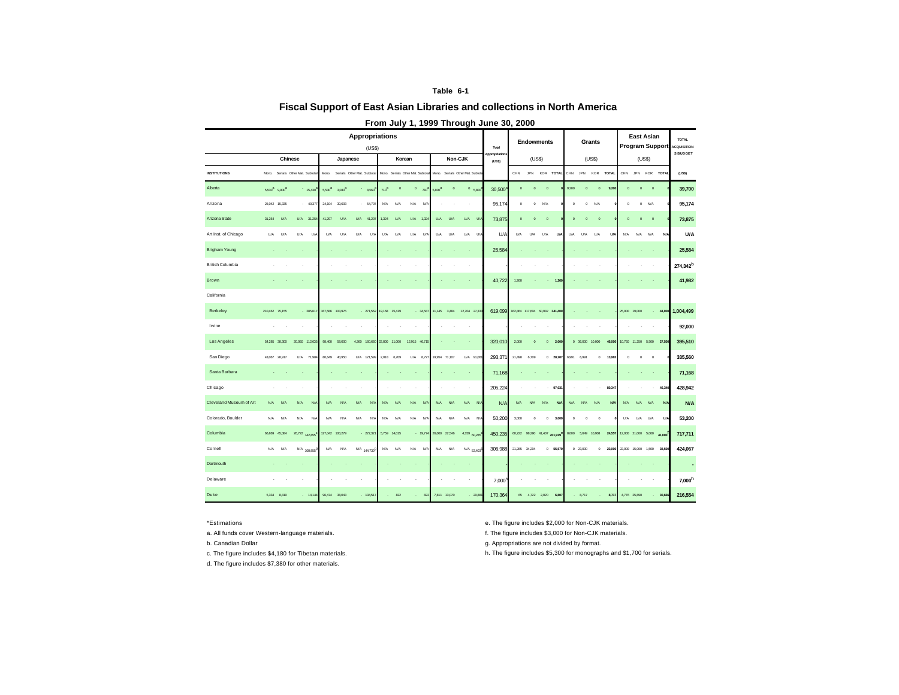**Table 6-1**

## Fiscal Support of East Asian Libraries and collections in North America

### From July 1, 1999 Through June 30, 2000

| INSTITUTIONS | Chinese Mono. | Chinese Serials | Chinese Other Mat. | Chinese Subtotal | Japanese Mono. | Japanese Serials | Japanese Other Mat. | Japanese Subtotal | Korean Mono. | Korean Serials | Korean Other Mat. | Korean Subtotal | Non-CJK Mono. | Non-CJK Serials | Non-CJK Other Mat. | Non-CJK Subtotal | Total Appropriations (US$) | Endowments CHN | Endowments JPN | Endowments KOR | Endowments TOTAL | Grants CHN | Grants JPN | Grants KOR | Grants TOTAL | East Asian Program Support CHN | East Asian Program Support JPN | East Asian Program Support KOR | East Asian Program Support TOTAL | TOTAL ACQUISITIONS BUDGET (US$) |
|---|---|---|---|---|---|---|---|---|---|---|---|---|---|---|---|---|---|---|---|---|---|---|---|---|---|---|---|---|---|---|
| Alberta | 5,530[a] | 9,900[a] | - | 15,430[a] | 5,530[a] | 3,030[a] | - | 8,560[a] | 710[a] | 0 | 0 | 710[a] | 5,800[a] | 0 | 0 | 5,800[a] | 30,500[a] | 0 | 0 | 0 | 0 | 9,200 | 0 | 0 | 9,200 | 0 | 0 | 0 | 0 | 39,700 |
| Arizona | 25,042 | 15,335 | - | 40,377 | 24,104 | 30,693 | - | 54,797 | N/A | N/A | N/A | N/A | - | - | - | - | 95,174 | 0 | 0 | N/A | 0 | 0 | 0 | N/A | 0 | 0 | 0 | N/A | 0 | 95,174 |
| Arizona State | 31,254 | U/A | U/A | 31,254 | 41,297 | U/A | U/A | 41,297 | 1,324 | U/A | U/A | 1,324 | U/A | U/A | U/A | U/A | 73,875 | 0 | 0 | 0 | 0 | 0 | 0 | 0 | 0 | 0 | 0 | 0 | 0 | 73,875 |
| Art Inst. of Chicago | U/A | U/A | U/A | U/A | U/A | U/A | U/A | U/A | U/A | U/A | U/A | U/A | U/A | U/A | U/A | U/A | U/A | U/A | U/A | U/A | U/A | U/A | U/A | U/A | U/A | N/A | N/A | N/A | N/A | U/A |
| Brigham Young | - | - | - | - | - | - | - | - | - | - | - | - | - | - | - | - | 25,584 | - | - | - | - | - | - | - | - | - | - | - | - | 25,584 |
| British Columbia | - | - | - | - | - | - | - | - | - | - | - | - | - | - | - | - | - | - | - | - | - | - | - | - | - | - | - | - | - | 274,342[b] |
| Brown | - | - | - | - | - | - | - | - | - | - | - | - | - | - | - | - | 40,722 | 1,260 | - | - | 1,260 | - | - | - | - | - | - | - | - | 41,982 |
| California | | | | | | | | | | | | | | | | | | | | | | | | | | | | | | |
| Berkeley | 210,462 | 75,155 | - | 285,617 | 167,586 | 103,976 | - | 271,562 | 19,168 | 15,419 | - | 34,587 | 11,145 | 3,484 | 12,704 | 27,333 | 619,099 | 162,864 | 117,604 | 60,932 | 341,400 | - | - | - | - | 25,000 | 19,000 | - | 44,000 | 1,004,499 |
| Irvine | - | - | - | - | - | - | - | - | - | - | - | - | - | - | - | - | - | - | - | - | - | - | - | - | - | - | - | - | - | 92,000 |
| Los Angeles | 54,285 | 38,300 | 20,050 | 112,635 | 98,400 | 58,000 | 4,260 | 160,660 | 22,800 | 11,000 | 12,915 | 46,715 | - | - | - | - | 320,010 | 2,000 | 0 | 0 | 2,000 | 0 | 36,000 | 10,000 | 46,000 | 10,750 | 11,250 | 5,500 | 27,500 | 395,510 |
| San Diego | 43,067 | 28,917 | U/A | 71,984 | 80,649 | 40,950 | U/A | 121,599 | 2,018 | 6,709 | U/A | 8,727 | 19,954 | 71,107 | U/A | 91,061 | 293,371 | 21,498 | 6,709 | 0 | 28,207 | 6,991 | 6,991 | 0 | 13,982 | 0 | 0 | 0 | 0 | 335,560 |
| Santa Barbara | - | - | - | - | - | - | - | - | - | - | - | - | - | - | - | - | 71,168 | - | - | - | - | - | - | - | - | - | - | - | - | 71,168 |
| Chicago | - | - | - | - | - | - | - | - | - | - | - | - | - | - | - | - | 205,224 | - | - | - | 97,031 | - | - | - | 80,347 | - | - | - | 46,340 | 428,942 |
| Cleveland Museum of Art | N/A | N/A | N/A | N/A | N/A | N/A | N/A | N/A | N/A | N/A | N/A | N/A | N/A | N/A | N/A | N/A | N/A | N/A | N/A | N/A | N/A | N/A | N/A | N/A | N/A | N/A | N/A | N/A | N/A | N/A |
| Colorado, Boulder | N/A | N/A | N/A | N/A | N/A | N/A | N/A | N/A | N/A | N/A | N/A | N/A | N/A | N/A | N/A | N/A | 50,200 | 3,000 | 0 | 0 | 3,000 | 0 | 0 | 0 | 0 | U/A | U/A | U/A | U/A | 53,200 |
| Columbia | 66,889 | 45,084 | 26,722 | 142,855[c] | 127,042 | 100,279 | - | 227,321 | 5,759 | 14,015 | - | 19,774 | 26,000 | 22,546 | 4,339 | 60,285[d] | 450,235 | 60,222 | 99,290 | 41,407 | 201,919[e] | 8,000 | 5,649 | 10,908 | 24,557 | 12,000 | 21,000 | 5,000 | 41,000[f] | 717,711 |
| Cornell | N/A | N/A | N/A | 108,855[g] | N/A | N/A | N/A | 144,730[g] | N/A | N/A | N/A | N/A | N/A | N/A | N/A | 53,403[g] | 306,988 | 21,285 | 34,294 | 0 | 55,579 | 0 | 23,000 | 0 | 23,000 | 22,000 | 15,000 | 1,500 | 38,500 | 424,067 |
| Dartmouth | - | - | - | - | - | - | - | - | - | - | - | - | - | - | - | - | - | - | - | - | - | - | - | - | - | - | - | - | - | - |
| Delaware | - | - | - | - | - | - | - | - | - | - | - | - | - | - | - | - | 7,000[h] | - | - | - | - | - | - | - | - | - | - | - | - | 7,000[h] |
| Duke | 5,334 | 8,810 | - | 14,144 | 96,474 | 38,043 | - | 134,517 | - | 822 | - | 822 | 7,811 | 13,070 | - | 20,881 | 170,364 | 65 | 4,722 | 2,020 | 6,807 | - | 8,717 | - | 8,717 | 4,776 | 25,890 | - | 30,666 | 216,554 |

*Estimations

a. All funds cover Western-language materials.

b. Canadian Dollar

c. The figure includes $4,180 for Tibetan materials.

d. The figure includes $7,380 for other materials.

e. The figure includes $2,000 for Non-CJK materials.

f. The figure includes $3,000 for Non-CJK materials.

g. Appropriations are not divided by format.

h. The figure includes $5,300 for monographs and $1,700 for serials.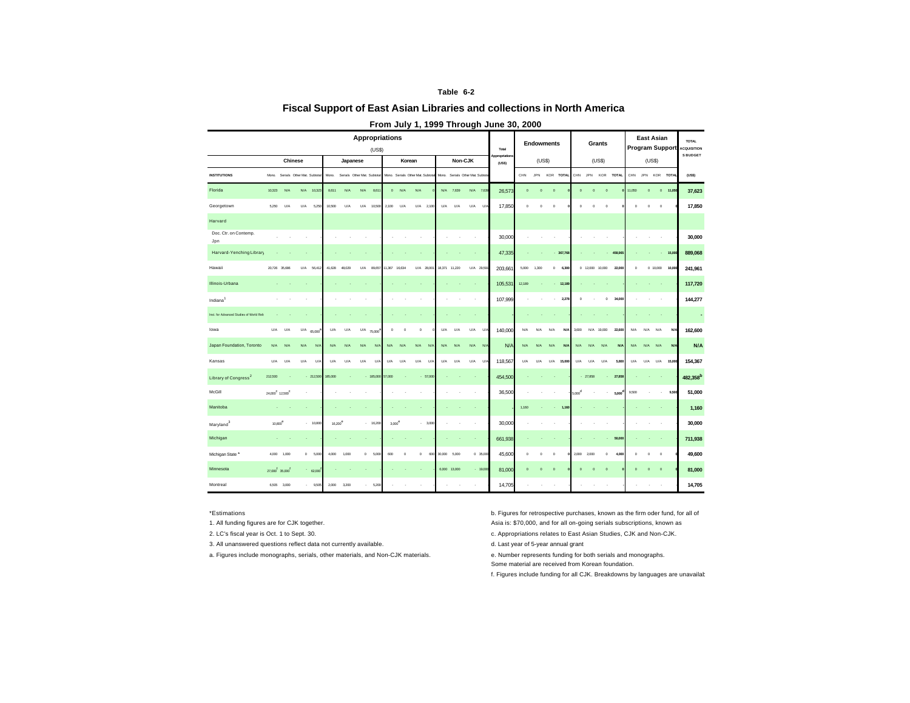# Table 6-2

## Fiscal Support of East Asian Libraries and collections in North America

### From July 1, 1999 Through June 30, 2000

| | Appropriations (US$) | | | | | | | | | | | | | | | | Total Appropriations (US$) | Endowments (US$) | | | | Grants (US$) | | | | East Asian Program Support (US$) | | | | TOTAL ACQUISITIONS BUDGET |
|---|---|---|---|---|---|---|---|---|---|---|---|---|---|---|---|---|---|---|---|---|---|---|---|---|---|---|---|---|---|---|
| | Chinese | | | | Japanese | | | | Korean | | | | Non-CJK | | | | | | | | | | | | | | | | | |
| INSTITUTIONS | Mono. | Serials | Other Mat. | Subtotal | Mono. | Serials | Other Mat. | Subtotal | Mono. | Serials | Other Mat. | Subtotal | Mono. | Serials | Other Mat. | Subtotal | | CHN | JPN | KOR | TOTAL | CHN | JPN | KOR | TOTAL | CHN | JPN | KOR | TOTAL | (US$) |
| Florida | 10,323 | N/A | N/A | 10,323 | 8,611 | N/A | N/A | 8,611 | 0 | N/A | N/A | 0 | N/A | 7,639 | N/A | 7,639 | 26,573 | 0 | 0 | 0 | 0 | 0 | 0 | 0 | 0 | 11,050 | 0 | 0 | 11,050 | 37,623 |
| Georgetown | 5,250 | U/A | U/A | 5,250 | 10,500 | U/A | U/A | 10,500 | 2,100 | U/A | U/A | 2,100 | U/A | U/A | U/A | U/A | 17,850 | 0 | 0 | 0 | 0 | 0 | 0 | 0 | 0 | 0 | 0 | 0 | 0 | 17,850 |
| Harvard | | | | | | | | | | | | | | | | | | | | | | | | | | | | | | |
| Doc. Ctr. on Contemp. Jpn | - | - | - | | - | - | - | | - | - | - | | - | - | - | | 30,000 | - | - | - | | - | - | - | | - | - | - | | 30,000 |
| Harvard-Yenching Library | - | - | - | - | - | - | - | - | - | - | - | - | - | - | - | - | 47,335 | - | - | - | 367,768 | - | - | - | 458,965 | - | - | - | 15,000 | 889,068 |
| Hawaii | 20,726 | 35,686 | U/A | 56,412 | 41,628 | 48,029 | U/A | 89,657 | 11,367 | 16,634 | U/A | 28,001 | 18,371 | 11,220 | U/A | 29,591 | 203,661 | 5,000 | 1,300 | 0 | 6,300 | 0 | 12,000 | 10,000 | 22,000 | 0 | 0 | 10,000 | 10,000 | 241,961 |
| Illinois-Urbana | - | - | - | - | - | - | - | - | - | - | - | - | - | - | - | - | 105,531 | 12,189 | - | - | 12,189 | - | - | - | - | - | - | - | - | 117,720 |
| Indiana[1] | - | - | - | | - | - | - | | - | - | - | | - | - | - | | 107,999 | - | - | - | 2,278 | 0 | - | 0 | 34,000 | - | - | - | | 144,277 |
| Inst. for Advanced Studies of World Reli. | - | - | - | | - | - | - | | - | - | - | | - | - | - | | | - | - | - | | - | - | - | | - | - | - | | - |
| Iowa | U/A | U/A | U/A | 65,000[a] | U/A | U/A | U/A | 75,000[a] | 0 | 0 | 0 | 0 | U/A | U/A | U/A | U/A | 140,000 | N/A | N/A | N/A | N/A | 3,600 | N/A | 19,000 | 22,600 | N/A | N/A | N/A | N/A | 162,600 |
| Japan Foundation, Toronto | N/A | N/A | N/A | N/A | N/A | N/A | N/A | N/A | N/A | N/A | N/A | N/A | N/A | N/A | N/A | N/A | N/A | N/A | N/A | N/A | N/A | N/A | N/A | N/A | N/A | N/A | N/A | N/A | N/A | N/A |
| Kansas | U/A | U/A | U/A | U/A | U/A | U/A | U/A | U/A | U/A | U/A | U/A | U/A | U/A | U/A | U/A | U/A | 118,567 | U/A | U/A | U/A | 15,000 | U/A | U/A | U/A | 5,800 | U/A | U/A | U/A | 15,000 | 154,367 |
| Library of Congress[2] | 212,500 | - | - | 212,500 | 185,000 | - | - | 185,000 | 57,000 | - | - | 57,000 | - | - | - | - | 454,500 | - | - | - | - | - | 27,858 | - | 27,858 | - | - | - | - | 482,358[b] |
| McGill | 24,000[c] | 12,500[c] | - | | - | - | - | | - | - | - | | - | - | - | | 36,500 | - | - | - | - | 5,000[d] | - | - | 5,000[d] | 9,500 | - | - | 9,500 | 51,000 |
| Manitoba | - | - | - | - | - | - | - | - | - | - | - | - | - | - | - | - | - | 1,160 | - | - | 1,160 | - | - | - | - | - | - | - | - | 1,160 |
| Maryland[3] | 10,800[e] | | - | 10,800 | 16,200[e] | | - | 16,200 | 3,000[e] | | - | 3,000 | - | - | - | | 30,000 | - | - | - | | - | - | - | | - | - | - | | 30,000 |
| Michigan | - | - | - | - | - | - | - | - | - | - | - | - | - | - | - | - | 661,938 | - | - | - | - | - | - | - | 50,000 | - | - | - | - | 711,938 |
| Michigan State * | 4,000 | 1,000 | 0 | 5,000 | 4,000 | 1,000 | 0 | 5,000 | 600 | 0 | 0 | 600 | 30,000 | 5,000 | 0 | 35,000 | 45,600 | 0 | 0 | 0 | 0 | 2,000 | 2,000 | 0 | 4,000 | 0 | 0 | 0 | 0 | 49,600 |
| Minnesota | 27,000[f] | 35,000[f] | - | 62,000[f] | - | - | - | - | - | - | - | - | 6,000 | 13,000 | - | 19,000 | 81,000 | 0 | 0 | 0 | 0 | 0 | 0 | 0 | 0 | 0 | 0 | 0 | 0 | 81,000 |
| Montreal | 6,505 | 3,000 | - | 9,505 | 2,000 | 3,200 | - | 5,200 | - | - | - | - | - | - | - | - | 14,705 | - | - | - | - | - | - | - | - | - | - | - | - | 14,705 |

*Estimations

1. All funding figures are for CJK together.
2. LC's fiscal year is Oct. 1 to Sept. 30.
3. All unanswered questions reflect data not currently available.

a. Figures include monographs, serials, other materials, and Non-CJK materials.

b. Figures for retrospective purchases, known as the firm oder fund, for all of Asia is: $70,000, and for all on-going serials subscriptions, known as

c. Appropriations relates to East Asian Studies, CJK and Non-CJK.

d. Last year of 5-year annual grant

e. Number represents funding for both serials and monographs. Some material are received from Korean foundation.

f. Figures include funding for all CJK. Breakdowns by languages are unavailab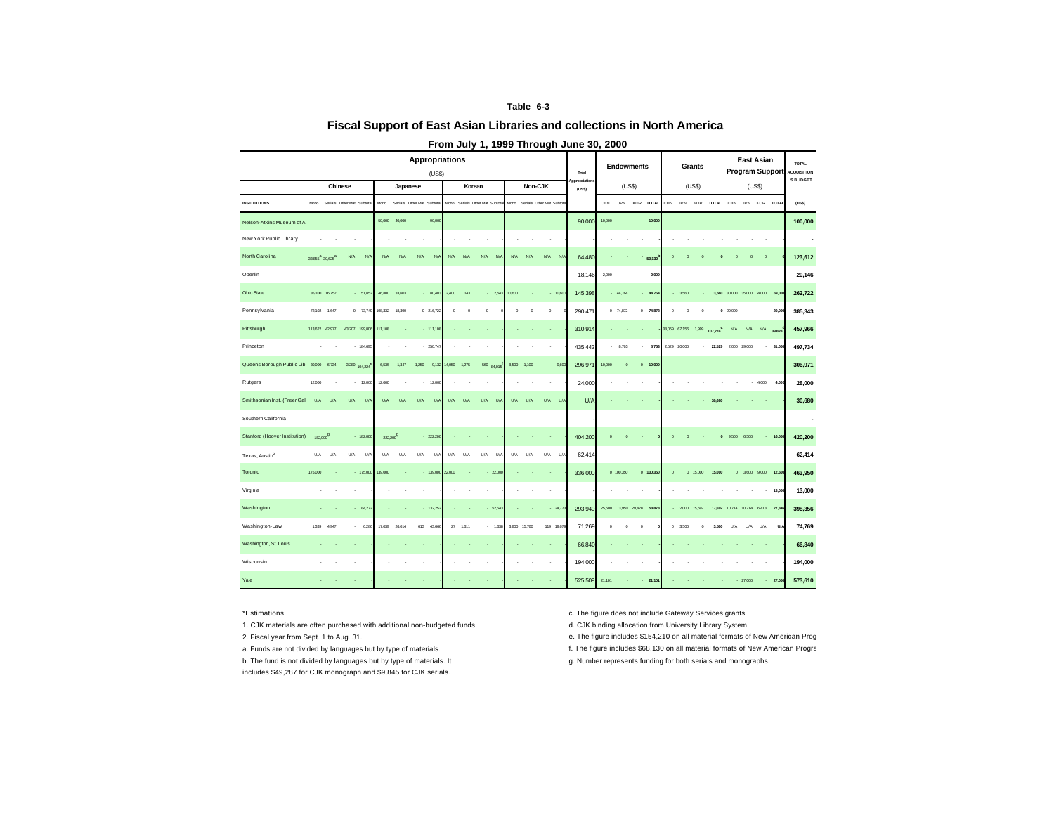**Table 6-3**

## Fiscal Support of East Asian Libraries and collections in North America

### From July 1, 1999 Through June 30, 2000

| | Appropriations (US$) | | | | | | | | | | | | | | | | Total Appropriations (US$) | Endowments (US$) | | | | Grants (US$) | | | | East Asian Program Support (US$) | | | | TOTAL ACQUISITIONS BUDGET |
|---|---|---|---|---|---|---|---|---|---|---|---|---|---|---|---|---|---|---|---|---|---|---|---|---|---|---|---|---|---|---|
| | Chinese | | | | Japanese | | | | Korean | | | | Non-CJK | | | | | | | | | | | | | | | | | |
| INSTITUTIONS | Mono. | Serials | Other Mat. | Subtotal | Mono. | Serials | Other Mat. | Subtotal | Mono. | Serials | Other Mat. | Subtotal | Mono. | Serials | Other Mat. | Subtotal | | CHN | JPN | KOR | TOTAL | CHN | JPN | KOR | TOTAL | CHN | JPN | KOR | TOTAL | (US$) |
| Nelson-Atkins Museum of A | - | - | - | - | 50,000 | 40,000 | - | 90,000 | - | - | - | - | - | - | - | - | 90,000 | 10,000 | - | - | 10,000 | - | - | - | - | - | - | - | - | 100,000 |
| New York Public Library | - | - | - | - | - | - | - | - | - | - | - | - | - | - | - | - | | | | | | - | - | - | - | - | - | - | - | - |
| North Carolina | 33,855[a] | 30,625[a] | N/A | N/A | N/A | N/A | N/A | N/A | N/A | N/A | N/A | N/A | N/A | N/A | N/A | N/A | 64,480 | - | - | - | 59,132[b] | 0 | 0 | 0 | 0 | 0 | 0 | 0 | 0 | 123,612 |
| Oberlin | - | - | - | - | - | - | - | - | - | - | - | - | - | - | - | - | 18,146 | 2,000 | - | - | 2,000 | - | - | - | - | - | - | - | - | 20,146 |
| Ohio State | 35,100 | 16,752 | - | 51,852 | 46,800 | 33,603 | - | 80,403 | 2,400 | 143 | - | 2,543 | 10,600 | - | - | 10,600 | 145,398 | - | 44,764 | - | 44,764 | - | 3,560 | - | 3,560 | 30,000 | 35,000 | 4,000 | 69,000 | 262,722 |
| Pennsylvania | 72,102 | 1,647 | 0 | 73,749 | 198,332 | 18,390 | 0 | 216,722 | 0 | 0 | 0 | 0 | 0 | 0 | 0 | 0 | 290,471 | 0 | 74,872 | 0 | 74,872 | 0 | 0 | 0 | 0 | 20,000 | - | - | 20,000 | 385,343 |
| Pittsburgh | 113,622 | 42,977 | 43,207 | 199,806 | 111,108 | - | - | 111,108 | - | - | - | - | - | - | - | - | 310,914 | - | - | - | - | 38,069 | 67,156 | 1,999 | 107,224[c] | N/A | N/A | N/A | 39,828[c] | 457,966 |
| Princeton | - | - | - | 184,695 | - | - | - | 250,747 | - | - | - | - | - | - | - | - | 435,442 | - | 8,763 | - | 8,763 | 2,529 | 20,000 | - | 22,529 | 2,000 | 29,000 | - | 31,000 | 497,734 |
| Queens Borough Public Lib | 30,000 | 6,734 | 3,280 | 394,224[e] | 6,535 | 1,347 | 1,250 | 9,132 | 14,050 | 1,275 | 560 | 84,015[f] | 8,500 | 1,100 | - | 9,600 | 296,971 | 10,000 | 0 | 0 | 10,000 | - | - | - | - | - | - | - | - | 306,971 |
| Rutgers | 12,000 | - | - | 12,000 | 12,000 | - | - | 12,000 | - | - | - | - | - | - | - | - | 24,000 | - | - | - | - | - | - | - | - | - | - | 4,000 | 4,000 | 28,000 |
| Smithsonian Inst. (Freer Gal | U/A | U/A | U/A | U/A | U/A | U/A | U/A | U/A | U/A | U/A | U/A | U/A | U/A | U/A | U/A | U/A | U/A | - | - | - | - | - | - | - | 30,680 | - | - | - | - | 30,680 |
| Southern California | - | - | - | - | - | - | - | - | - | - | - | - | - | - | - | - | | - | - | - | - | - | - | - | - | - | - | - | - | - |
| Stanford (Hoover Institution) | 182,000[g] | | - | 182,000 | 222,200[g] | | - | 222,200 | - | - | - | - | - | - | - | - | 404,200 | 0 | 0 | - | 0 | 0 | 0 | - | 0 | 9,500 | 6,500 | - | 16,000 | 420,200 |
| Texas, Austin[2] | U/A | U/A | U/A | U/A | U/A | U/A | U/A | U/A | U/A | U/A | U/A | U/A | U/A | U/A | U/A | U/A | 62,414 | - | - | - | - | - | - | - | - | - | - | - | - | 62,414 |
| Toronto | 175,000 | - | - | 175,000 | 139,000 | - | - | 139,000 | 22,000 | - | - | 22,000 | - | - | - | - | 336,000 | 0 | 100,350 | 0 | 100,350 | 0 | 0 | 15,000 | 15,000 | 0 | 3,600 | 9,000 | 12,600 | 463,950 |
| Virginia | - | - | - | - | - | - | - | - | - | - | - | - | - | - | - | - | | - | - | - | - | - | - | - | - | - | - | - | 13,000 | 13,000 |
| Washington | - | - | - | 84,272 | - | - | - | 132,252 | - | - | - | 52,643 | - | - | - | 24,773 | 293,940 | 25,500 | 3,950 | 29,428 | 58,878 | - | 2,000 | 15,692 | 17,692 | 10,714 | 10,714 | 6,418 | 27,846 | 398,356 |
| Washington-Law | 1,339 | 4,947 | - | 6,286 | 17,039 | 26,014 | 613 | 43,666 | 27 | 1,611 | - | 1,638 | 3,800 | 15,760 | 119 | 19,679 | 71,269 | 0 | 0 | 0 | 0 | 0 | 3,500 | 0 | 3,500 | U/A | U/A | U/A | U/A | 74,769 |
| Washington, St. Louis | - | - | - | - | - | - | - | - | - | - | - | - | - | - | - | - | 66,840 | - | - | - | - | - | - | - | - | - | - | - | - | 66,840 |
| Wisconsin | - | - | - | - | - | - | - | - | - | - | - | - | - | - | - | - | 194,000 | - | - | - | - | - | - | - | - | - | - | - | - | 194,000 |
| Yale | - | - | - | - | - | - | - | - | - | - | - | - | - | - | - | - | 525,509 | 21,101 | - | - | 21,101 | - | - | - | - | - | 27,000 | - | 27,000 | 573,610 |

*Estimations

1. CJK materials are often purchased with additional non-budgeted funds.

2. Fiscal year from Sept. 1 to Aug. 31.

a. Funds are not divided by languages but by type of materials.

b. The fund is not divided by languages but by type of materials. It includes $49,287 for CJK monograph and $9,845 for CJK serials.

c. The figure does not include Gateway Services grants.

d. CJK binding allocation from University Library System

e. The figure includes $154,210 on all material formats of New American Prog

f. The figure includes $68,130 on all material formats of New American Progra

g. Number represents funding for both serials and monographs.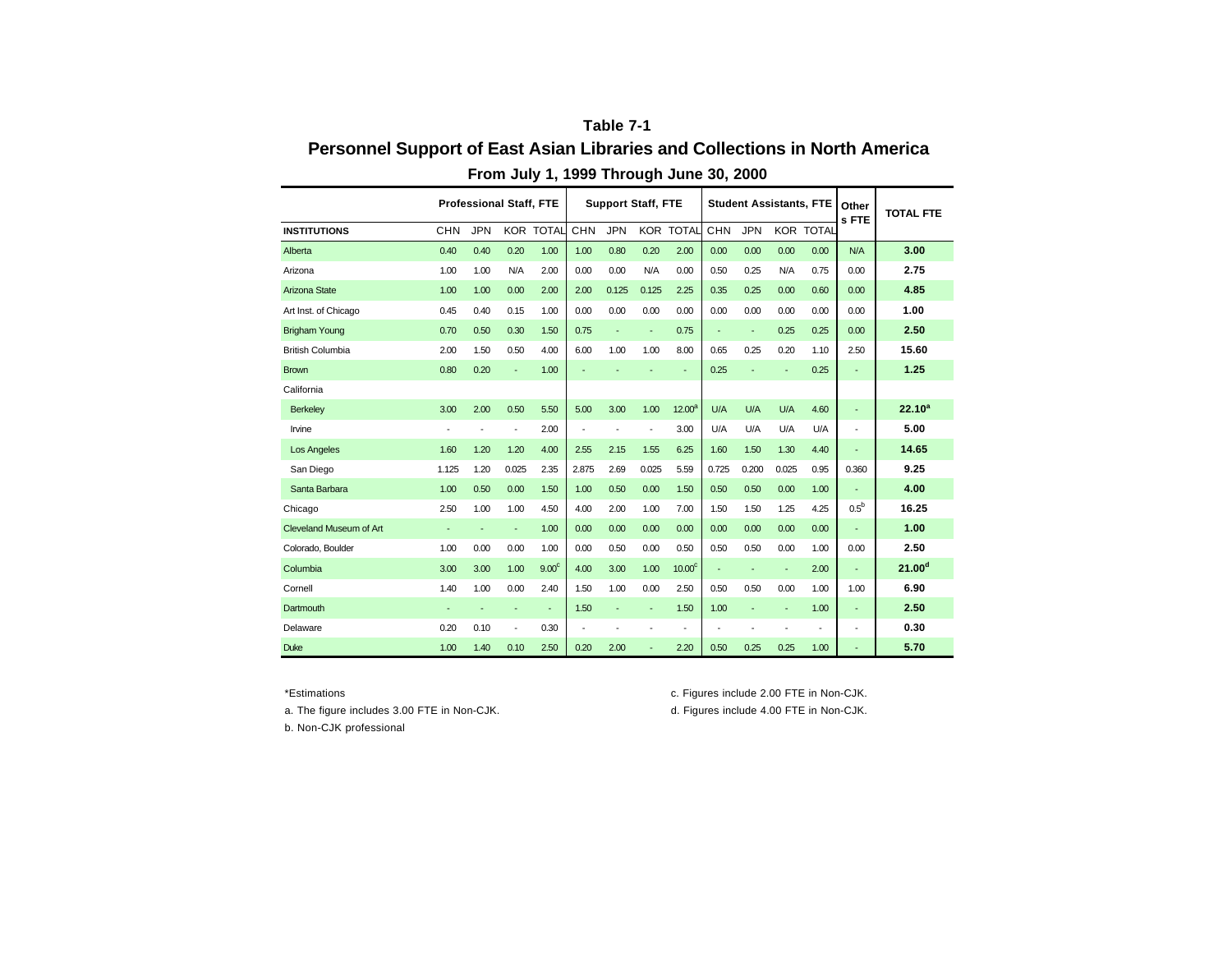**Table 7-1**

## Personnel Support of East Asian Libraries and Collections in North America

### From July 1, 1999 Through June 30, 2000

| | Professional Staff, FTE | | | | Support Staff, FTE | | | | Student Assistants, FTE | | | | Others FTE | TOTAL FTE |
|---|---|---|---|---|---|---|---|---|---|---|---|---|---|---|
| **INSTITUTIONS** | CHN | JPN | KOR | TOTAL | CHN | JPN | KOR | TOTAL | CHN | JPN | KOR | TOTAL | | |
| Alberta | 0.40 | 0.40 | 0.20 | 1.00 | 1.00 | 0.80 | 0.20 | 2.00 | 0.00 | 0.00 | 0.00 | 0.00 | N/A | **3.00** |
| Arizona | 1.00 | 1.00 | N/A | 2.00 | 0.00 | 0.00 | N/A | 0.00 | 0.50 | 0.25 | N/A | 0.75 | 0.00 | **2.75** |
| Arizona State | 1.00 | 1.00 | 0.00 | 2.00 | 2.00 | 0.125 | 0.125 | 2.25 | 0.35 | 0.25 | 0.00 | 0.60 | 0.00 | **4.85** |
| Art Inst. of Chicago | 0.45 | 0.40 | 0.15 | 1.00 | 0.00 | 0.00 | 0.00 | 0.00 | 0.00 | 0.00 | 0.00 | 0.00 | 0.00 | **1.00** |
| Brigham Young | 0.70 | 0.50 | 0.30 | 1.50 | 0.75 | - | - | 0.75 | - | - | 0.25 | 0.25 | 0.00 | **2.50** |
| British Columbia | 2.00 | 1.50 | 0.50 | 4.00 | 6.00 | 1.00 | 1.00 | 8.00 | 0.65 | 0.25 | 0.20 | 1.10 | 2.50 | **15.60** |
| Brown | 0.80 | 0.20 | - | 1.00 | - | - | - | - | 0.25 | - | - | 0.25 | - | **1.25** |
| California | | | | | | | | | | | | | | |
| Berkeley | 3.00 | 2.00 | 0.50 | 5.50 | 5.00 | 3.00 | 1.00 | 12.00[a] | U/A | U/A | U/A | 4.60 | - | **22.10[a]** |
| Irvine | - | - | - | 2.00 | - | - | - | 3.00 | U/A | U/A | U/A | U/A | - | **5.00** |
| Los Angeles | 1.60 | 1.20 | 1.20 | 4.00 | 2.55 | 2.15 | 1.55 | 6.25 | 1.60 | 1.50 | 1.30 | 4.40 | - | **14.65** |
| San Diego | 1.125 | 1.20 | 0.025 | 2.35 | 2.875 | 2.69 | 0.025 | 5.59 | 0.725 | 0.200 | 0.025 | 0.95 | 0.360 | **9.25** |
| Santa Barbara | 1.00 | 0.50 | 0.00 | 1.50 | 1.00 | 0.50 | 0.00 | 1.50 | 0.50 | 0.50 | 0.00 | 1.00 | - | **4.00** |
| Chicago | 2.50 | 1.00 | 1.00 | 4.50 | 4.00 | 2.00 | 1.00 | 7.00 | 1.50 | 1.50 | 1.25 | 4.25 | 0.5[b] | **16.25** |
| Cleveland Museum of Art | - | - | - | 1.00 | 0.00 | 0.00 | 0.00 | 0.00 | 0.00 | 0.00 | 0.00 | 0.00 | - | **1.00** |
| Colorado, Boulder | 1.00 | 0.00 | 0.00 | 1.00 | 0.00 | 0.50 | 0.00 | 0.50 | 0.50 | 0.50 | 0.00 | 1.00 | 0.00 | **2.50** |
| Columbia | 3.00 | 3.00 | 1.00 | 9.00[c] | 4.00 | 3.00 | 1.00 | 10.00[c] | - | - | - | 2.00 | - | **21.00[d]** |
| Cornell | 1.40 | 1.00 | 0.00 | 2.40 | 1.50 | 1.00 | 0.00 | 2.50 | 0.50 | 0.50 | 0.00 | 1.00 | 1.00 | **6.90** |
| Dartmouth | - | - | - | - | 1.50 | - | - | 1.50 | 1.00 | - | - | 1.00 | - | **2.50** |
| Delaware | 0.20 | 0.10 | - | 0.30 | - | - | - | - | - | - | - | - | - | **0.30** |
| Duke | 1.00 | 1.40 | 0.10 | 2.50 | 0.20 | 2.00 | - | 2.20 | 0.50 | 0.25 | 0.25 | 1.00 | - | **5.70** |

*Estimations

a. The figure includes 3.00 FTE in Non-CJK.

b. Non-CJK professional

c. Figures include 2.00 FTE in Non-CJK.

d. Figures include 4.00 FTE in Non-CJK.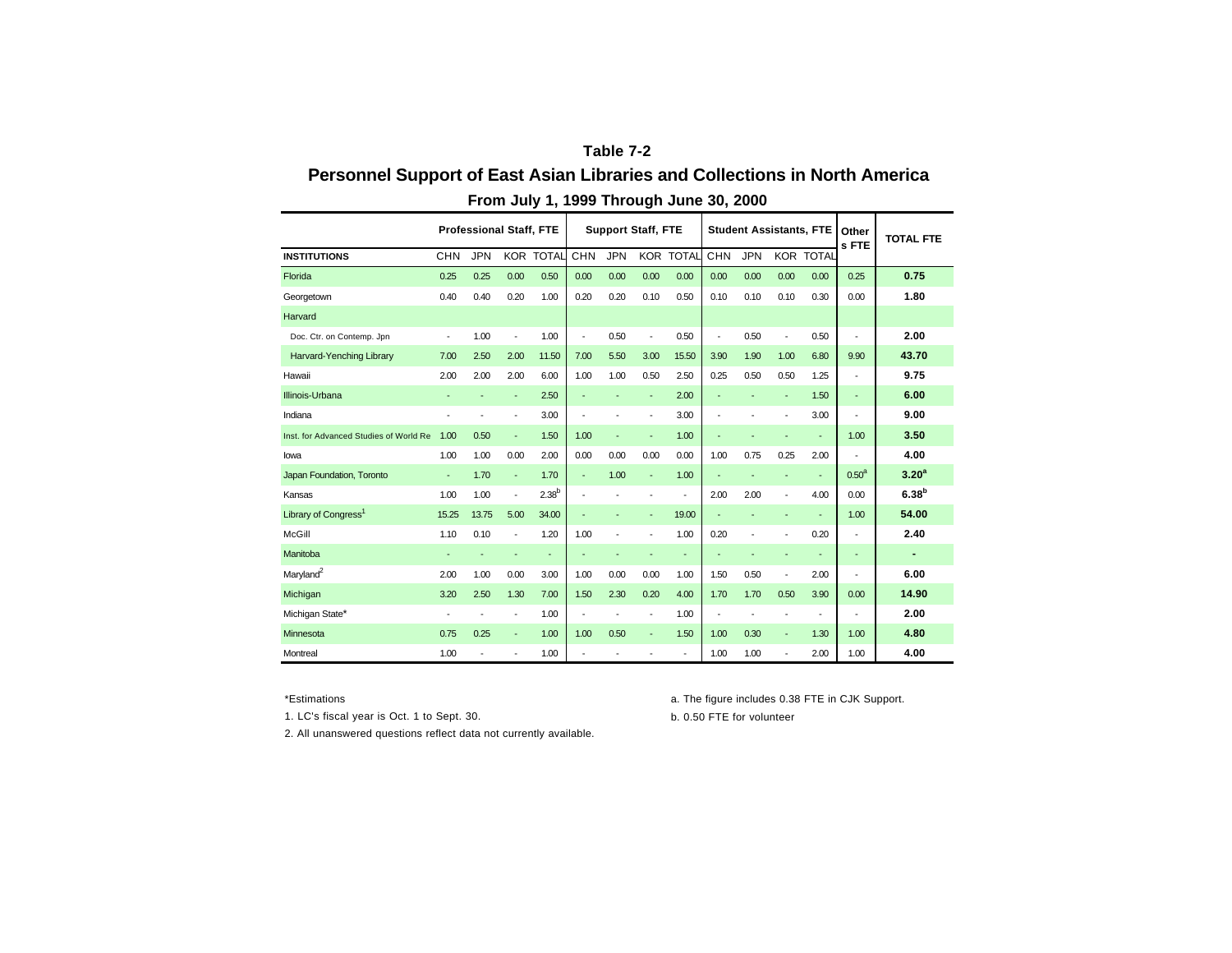**Table 7-2**

## Personnel Support of East Asian Libraries and Collections in North America

### From July 1, 1999 Through June 30, 2000

| | Professional Staff, FTE | | | | Support Staff, FTE | | | | Student Assistants, FTE | | | | Others FTE | TOTAL FTE |
|---|---|---|---|---|---|---|---|---|---|---|---|---|---|---|
| INSTITUTIONS | CHN | JPN | KOR | TOTAL | CHN | JPN | KOR | TOTAL | CHN | JPN | KOR | TOTAL | | |
| Florida | 0.25 | 0.25 | 0.00 | 0.50 | 0.00 | 0.00 | 0.00 | 0.00 | 0.00 | 0.00 | 0.00 | 0.00 | 0.25 | **0.75** |
| Georgetown | 0.40 | 0.40 | 0.20 | 1.00 | 0.20 | 0.20 | 0.10 | 0.50 | 0.10 | 0.10 | 0.10 | 0.30 | 0.00 | **1.80** |
| Harvard | | | | | | | | | | | | | | |
| Doc. Ctr. on Contemp. Jpn | - | 1.00 | - | 1.00 | - | 0.50 | - | 0.50 | - | 0.50 | - | 0.50 | - | **2.00** |
| Harvard-Yenching Library | 7.00 | 2.50 | 2.00 | 11.50 | 7.00 | 5.50 | 3.00 | 15.50 | 3.90 | 1.90 | 1.00 | 6.80 | 9.90 | **43.70** |
| Hawaii | 2.00 | 2.00 | 2.00 | 6.00 | 1.00 | 1.00 | 0.50 | 2.50 | 0.25 | 0.50 | 0.50 | 1.25 | - | **9.75** |
| Illinois-Urbana | - | - | - | 2.50 | - | - | - | 2.00 | - | - | - | 1.50 | - | **6.00** |
| Indiana | - | - | - | 3.00 | - | - | - | 3.00 | - | - | - | 3.00 | - | **9.00** |
| Inst. for Advanced Studies of World Re | 1.00 | 0.50 | - | 1.50 | 1.00 | - | - | 1.00 | - | - | - | - | 1.00 | **3.50** |
| Iowa | 1.00 | 1.00 | 0.00 | 2.00 | 0.00 | 0.00 | 0.00 | 0.00 | 1.00 | 0.75 | 0.25 | 2.00 | - | **4.00** |
| Japan Foundation, Toronto | - | 1.70 | - | 1.70 | - | 1.00 | - | 1.00 | - | - | - | - | 0.50[a] | **3.20[a]** |
| Kansas | 1.00 | 1.00 | - | 2.38[b] | - | - | - | - | 2.00 | 2.00 | - | 4.00 | 0.00 | **6.38[b]** |
| Library of Congress[1] | 15.25 | 13.75 | 5.00 | 34.00 | - | - | - | 19.00 | - | - | - | - | 1.00 | **54.00** |
| McGill | 1.10 | 0.10 | - | 1.20 | 1.00 | - | - | 1.00 | 0.20 | - | - | 0.20 | - | **2.40** |
| Manitoba | - | - | - | - | - | - | - | - | - | - | - | - | - | **-** |
| Maryland[2] | 2.00 | 1.00 | 0.00 | 3.00 | 1.00 | 0.00 | 0.00 | 1.00 | 1.50 | 0.50 | - | 2.00 | - | **6.00** |
| Michigan | 3.20 | 2.50 | 1.30 | 7.00 | 1.50 | 2.30 | 0.20 | 4.00 | 1.70 | 1.70 | 0.50 | 3.90 | 0.00 | **14.90** |
| Michigan State* | - | - | - | 1.00 | - | - | - | 1.00 | - | - | - | - | - | **2.00** |
| Minnesota | 0.75 | 0.25 | - | 1.00 | 1.00 | 0.50 | - | 1.50 | 1.00 | 0.30 | - | 1.30 | 1.00 | **4.80** |
| Montreal | 1.00 | - | - | 1.00 | - | - | - | - | 1.00 | 1.00 | - | 2.00 | 1.00 | **4.00** |

*Estimations

1. LC's fiscal year is Oct. 1 to Sept. 30.

2. All unanswered questions reflect data not currently available.

a. The figure includes 0.38 FTE in CJK Support.

b. 0.50 FTE for volunteer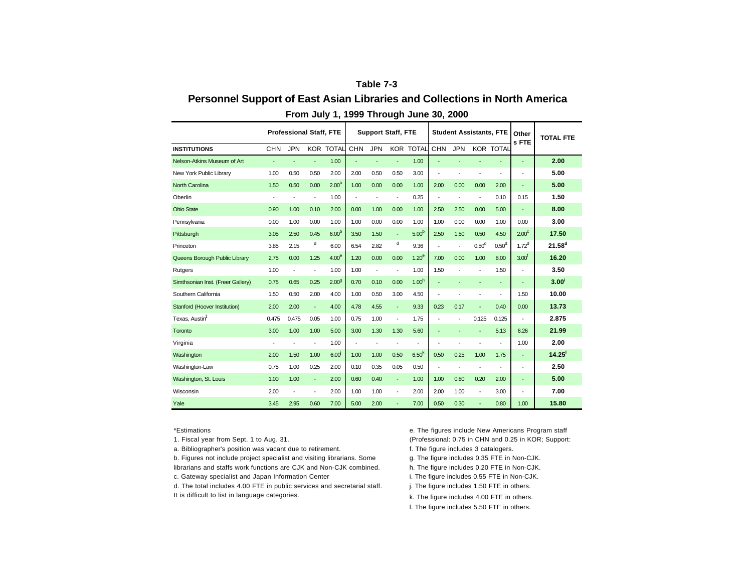# Table 7-3

## Personnel Support of East Asian Libraries and Collections in North America

### From July 1, 1999 Through June 30, 2000

| | Professional Staff, FTE | | | | Support Staff, FTE | | | | Student Assistants, FTE | | | | Others FTE | TOTAL FTE |
|---|---|---|---|---|---|---|---|---|---|---|---|---|---|---|
| INSTITUTIONS | CHN | JPN | KOR | TOTAL | CHN | JPN | KOR | TOTAL | CHN | JPN | KOR | TOTAL | | |
| Nelson-Atkins Museum of Art | - | - | - | 1.00 | - | - | - | 1.00 | - | - | - | - | - | **2.00** |
| New York Public Library | 1.00 | 0.50 | 0.50 | 2.00 | 2.00 | 0.50 | 0.50 | 3.00 | - | - | - | - | - | **5.00** |
| North Carolina | 1.50 | 0.50 | 0.00 | 2.00[a] | 1.00 | 0.00 | 0.00 | 1.00 | 2.00 | 0.00 | 0.00 | 2.00 | - | **5.00** |
| Oberlin | - | - | - | 1.00 | - | - | - | 0.25 | - | - | - | 0.10 | 0.15 | **1.50** |
| Ohio State | 0.90 | 1.00 | 0.10 | 2.00 | 0.00 | 1.00 | 0.00 | 1.00 | 2.50 | 2.50 | 0.00 | 5.00 | - | **8.00** |
| Pennsylvania | 0.00 | 1.00 | 0.00 | 1.00 | 1.00 | 0.00 | 0.00 | 1.00 | 1.00 | 0.00 | 0.00 | 1.00 | 0.00 | **3.00** |
| Pittsburgh | 3.05 | 2.50 | 0.45 | 6.00[b] | 3.50 | 1.50 | - | 5.00[b] | 2.50 | 1.50 | 0.50 | 4.50 | 2.00[c] | **17.50** |
| Princeton | 3.85 | 2.15 | d | 6.00 | 6.54 | 2.82 | d | 9.36 | - | - | 0.50[d] | 0.50[d] | 1.72[d] | **21.58[d]** |
| Queens Borough Public Library | 2.75 | 0.00 | 1.25 | 4.00[e] | 1.20 | 0.00 | 0.00 | 1.20[e] | 7.00 | 0.00 | 1.00 | 8.00 | 3.00[f] | **16.20** |
| Rutgers | 1.00 | - | - | 1.00 | 1.00 | - | - | 1.00 | 1.50 | - | - | 1.50 | - | **3.50** |
| Simthsonian Inst. (Freer Gallery) | 0.75 | 0.65 | 0.25 | 2.00[g] | 0.70 | 0.10 | 0.00 | 1.00[h] | - | - | - | - | - | **3.00[i]** |
| Southern California | 1.50 | 0.50 | 2.00 | 4.00 | 1.00 | 0.50 | 3.00 | 4.50 | - | - | - | - | 1.50 | **10.00** |
| Stanford (Hoover Institution) | 2.00 | 2.00 | - | 4.00 | 4.78 | 4.55 | - | 9.33 | 0.23 | 0.17 | - | 0.40 | 0.00 | **13.73** |
| Texas, Austin[1] | 0.475 | 0.475 | 0.05 | 1.00 | 0.75 | 1.00 | - | 1.75 | - | - | 0.125 | 0.125 | - | **2.875** |
| Toronto | 3.00 | 1.00 | 1.00 | 5.00 | 3.00 | 1.30 | 1.30 | 5.60 | - | - | - | 5.13 | 6.26 | **21.99** |
| Virginia | - | - | - | 1.00 | - | - | - | - | - | - | - | - | 1.00 | **2.00** |
| Washington | 2.00 | 1.50 | 1.00 | 6.00[j] | 1.00 | 1.00 | 0.50 | 6.50[k] | 0.50 | 0.25 | 1.00 | 1.75 | - | **14.25[l]** |
| Washington-Law | 0.75 | 1.00 | 0.25 | 2.00 | 0.10 | 0.35 | 0.05 | 0.50 | - | - | - | - | - | **2.50** |
| Washington, St. Louis | 1.00 | 1.00 | - | 2.00 | 0.60 | 0.40 | - | 1.00 | 1.00 | 0.80 | 0.20 | 2.00 | - | **5.00** |
| Wisconsin | 2.00 | - | - | 2.00 | 1.00 | 1.00 | - | 2.00 | 2.00 | 1.00 | - | 3.00 | - | **7.00** |
| Yale | 3.45 | 2.95 | 0.60 | 7.00 | 5.00 | 2.00 | - | 7.00 | 0.50 | 0.30 | - | 0.80 | 1.00 | **15.80** |

*Estimations

1. Fiscal year from Sept. 1 to Aug. 31.

a. Bibliographer's position was vacant due to retirement.

b. Figures not include project specialist and visiting librarians. Some librarians and staffs work functions are CJK and Non-CJK combined.

c. Gateway specialist and Japan Information Center

d. The total includes 4.00 FTE in public services and secretarial staff. It is difficult to list in language categories.

e. The figures include New Americans Program staff (Professional: 0.75 in CHN and 0.25 in KOR; Support:

f. The figure includes 3 catalogers.

g. The figure includes 0.35 FTE in Non-CJK.

h. The figure includes 0.20 FTE in Non-CJK.

i. The figure includes 0.55 FTE in Non-CJK.

j. The figure includes 1.50 FTE in others.

k. The figure includes 4.00 FTE in others.

l. The figure includes 5.50 FTE in others.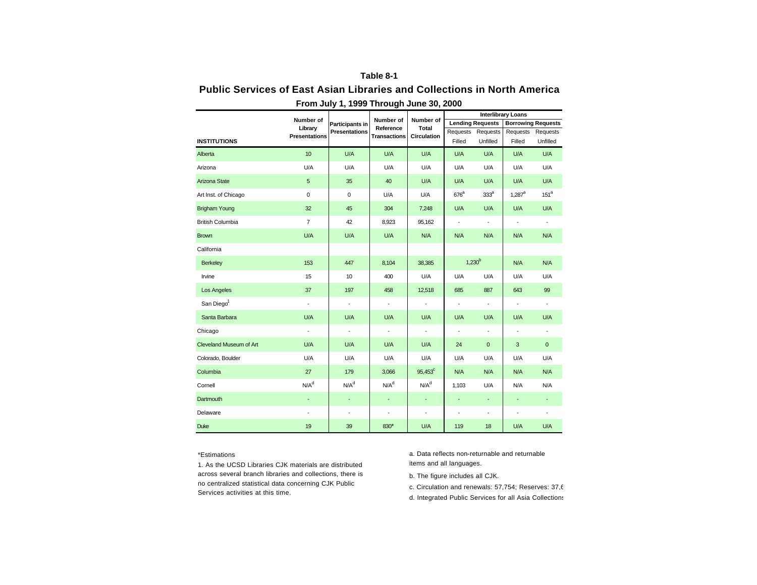**Table 8-1**

# Public Services of East Asian Libraries and Collections in North America

**From July 1, 1999 Through June 30, 2000**

| INSTITUTIONS | Number of Library Presentations | Participants in Presentations | Number of Reference Transactions | Number of Total Circulation | Interlibrary Loans | | | |
|---|---|---|---|---|---|---|---|---|
| | | | | | Lending Requests | | Borrowing Requests | |
| | | | | | Requests Filled | Requests Unfilled | Requests Filled | Requests Unfilled |
| Alberta | 10 | U/A | U/A | U/A | U/A | U/A | U/A | U/A |
| Arizona | U/A | U/A | U/A | U/A | U/A | U/A | U/A | U/A |
| Arizona State | 5 | 35 | 40 | U/A | U/A | U/A | U/A | U/A |
| Art Inst. of Chicago | 0 | 0 | U/A | U/A | 676[a] | 333[a] | 1,287[a] | 151[a] |
| Brigham Young | 32 | 45 | 304 | 7,248 | U/A | U/A | U/A | U/A |
| British Columbia | 7 | 42 | 8,923 | 95,162 | - | - | - | - |
| Brown | U/A | U/A | U/A | N/A | N/A | N/A | N/A | N/A |
| California | | | | | | | | |
| Berkeley | 153 | 447 | 8,104 | 38,385 | 1,230[b] | | N/A | N/A |
| Irvine | 15 | 10 | 400 | U/A | U/A | U/A | U/A | U/A |
| Los Angeles | 37 | 197 | 458 | 12,518 | 685 | 887 | 643 | 99 |
| San Diego[1] | - | - | - | - | - | - | - | - |
| Santa Barbara | U/A | U/A | U/A | U/A | U/A | U/A | U/A | U/A |
| Chicago | - | - | - | - | - | - | - | - |
| Cleveland Museum of Art | U/A | U/A | U/A | U/A | 24 | 0 | 3 | 0 |
| Colorado, Boulder | U/A | U/A | U/A | U/A | U/A | U/A | U/A | U/A |
| Columbia | 27 | 179 | 3,066 | 95,453[c] | N/A | N/A | N/A | N/A |
| Cornell | N/A[d] | N/A[d] | N/A[d] | N/A[d] | 1,103 | U/A | N/A | N/A |
| Dartmouth | - | - | - | - | - | - | - | - |
| Delaware | - | - | - | - | - | - | - | - |
| Duke | 19 | 39 | 830* | U/A | 119 | 18 | U/A | U/A |

*Estimations

1. As the UCSD Libraries CJK materials are distributed across several branch libraries and collections, there is no centralized statistical data concerning CJK Public Services activities at this time.

a. Data reflects non-returnable and returnable items and all languages.

b. The figure includes all CJK.

c. Circulation and renewals: 57,754; Reserves: 37,6

d. Integrated Public Services for all Asia Collections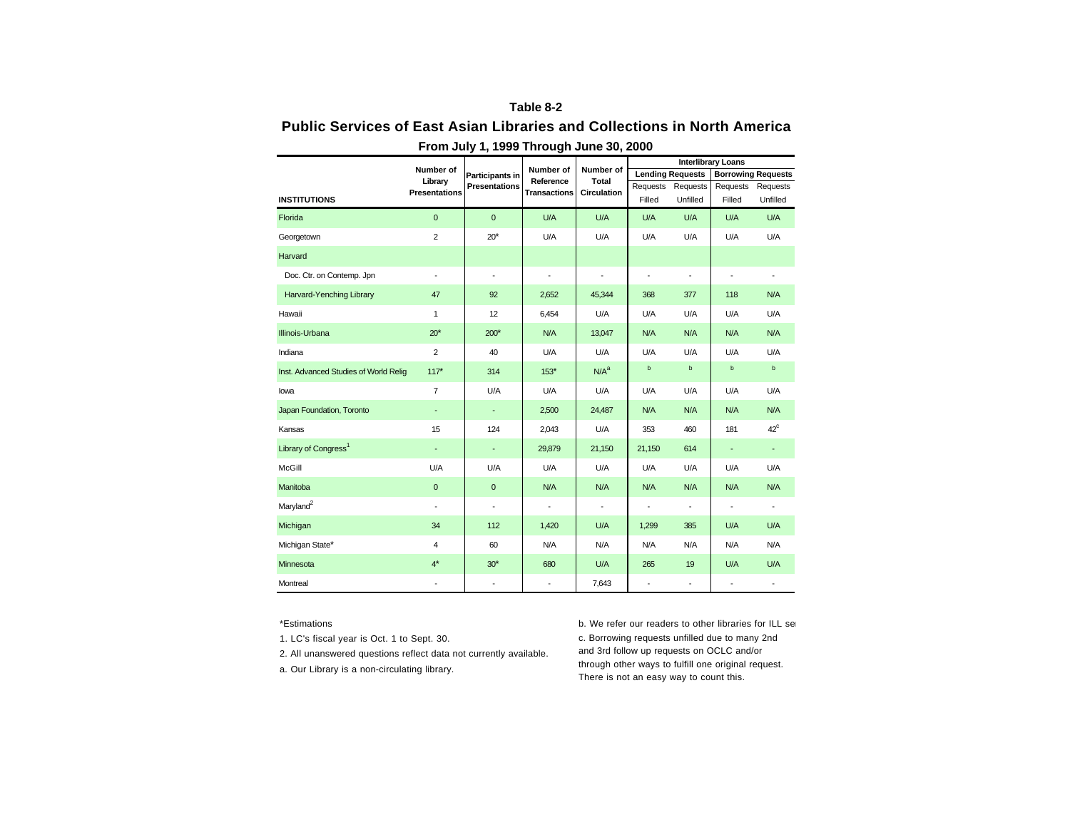**Table 8-2**

## Public Services of East Asian Libraries and Collections in North America

**From July 1, 1999 Through June 30, 2000**

| INSTITUTIONS | Number of Library Presentations | Participants in Presentations | Number of Reference Transactions | Number of Total Circulation | Interlibrary Loans | | | |
|---|---|---|---|---|---|---|---|---|
| | | | | | Lending Requests | | Borrowing Requests | |
| | | | | | Requests Filled | Requests Unfilled | Requests Filled | Requests Unfilled |
| Florida | 0 | 0 | U/A | U/A | U/A | U/A | U/A | U/A |
| Georgetown | 2 | 20* | U/A | U/A | U/A | U/A | U/A | U/A |
| Harvard | | | | | | | | |
| Doc. Ctr. on Contemp. Jpn | - | - | - | - | - | - | - | - |
| Harvard-Yenching Library | 47 | 92 | 2,652 | 45,344 | 368 | 377 | 118 | N/A |
| Hawaii | 1 | 12 | 6,454 | U/A | U/A | U/A | U/A | U/A |
| Illinois-Urbana | 20* | 200* | N/A | 13,047 | N/A | N/A | N/A | N/A |
| Indiana | 2 | 40 | U/A | U/A | U/A | U/A | U/A | U/A |
| Inst. Advanced Studies of World Relig | 117* | 314 | 153* | N/A[a] | [b] | [b] | [b] | [b] |
| Iowa | 7 | U/A | U/A | U/A | U/A | U/A | U/A | U/A |
| Japan Foundation, Toronto | - | - | 2,500 | 24,487 | N/A | N/A | N/A | N/A |
| Kansas | 15 | 124 | 2,043 | U/A | 353 | 460 | 181 | 42[c] |
| Library of Congress[1] | - | - | 29,879 | 21,150 | 21,150 | 614 | - | - |
| McGill | U/A | U/A | U/A | U/A | U/A | U/A | U/A | U/A |
| Manitoba | 0 | 0 | N/A | N/A | N/A | N/A | N/A | N/A |
| Maryland[2] | - | - | - | - | - | - | - | - |
| Michigan | 34 | 112 | 1,420 | U/A | 1,299 | 385 | U/A | U/A |
| Michigan State* | 4 | 60 | N/A | N/A | N/A | N/A | N/A | N/A |
| Minnesota | 4* | 30* | 680 | U/A | 265 | 19 | U/A | U/A |
| Montreal | - | - | - | 7,643 | - | - | - | - |

*Estimations

1. LC's fiscal year is Oct. 1 to Sept. 30.

2. All unanswered questions reflect data not currently available.

a. Our Library is a non-circulating library.

b. We refer our readers to other libraries for ILL se

c. Borrowing requests unfilled due to many 2nd and 3rd follow up requests on OCLC and/or through other ways to fulfill one original request. There is not an easy way to count this.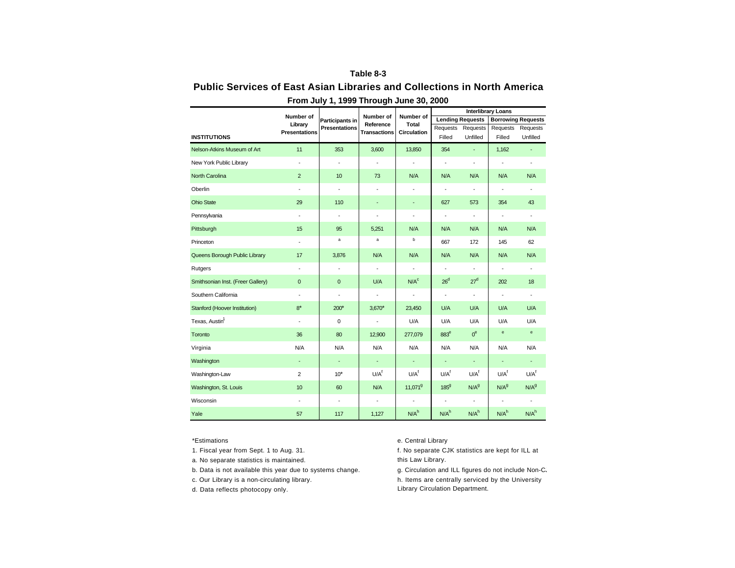# Table 8-3

## Public Services of East Asian Libraries and Collections in North America

### From July 1, 1999 Through June 30, 2000

| INSTITUTIONS | Number of Library Presentations | Participants in Presentations | Number of Reference Transactions | Number of Total Circulation | Interlibrary Loans | | | |
|---|---|---|---|---|---|---|---|---|
| | | | | | Lending Requests | | Borrowing Requests | |
| | | | | | Requests Filled | Requests Unfilled | Requests Filled | Requests Unfilled |
| Nelson-Atkins Museum of Art | 11 | 353 | 3,600 | 13,850 | 354 | - | 1,162 | - |
| New York Public Library | - | - | - | - | - | - | - | - |
| North Carolina | 2 | 10 | 73 | N/A | N/A | N/A | N/A | N/A |
| Oberlin | - | - | - | - | - | - | - | - |
| Ohio State | 29 | 110 | - | - | 627 | 573 | 354 | 43 |
| Pennsylvania | - | - | - | - | - | - | - | - |
| Pittsburgh | 15 | 95 | 5,251 | N/A | N/A | N/A | N/A | N/A |
| Princeton | - | [a] | [a] | [b] | 667 | 172 | 145 | 62 |
| Queens Borough Public Library | 17 | 3,876 | N/A | N/A | N/A | N/A | N/A | N/A |
| Rutgers | - | - | - | - | - | - | - | - |
| Smithsonian Inst. (Freer Gallery) | 0 | 0 | U/A | N/A[c] | 26[d] | 27[d] | 202 | 18 |
| Southern California | - | - | - | - | - | - | - | - |
| Stanford (Hoover Institution) | 8* | 200* | 3,670* | 23,450 | U/A | U/A | U/A | U/A |
| Texas, Austin[1] | - | 0 | - | U/A | U/A | U/A | U/A | U/A |
| Toronto | 36 | 80 | 12,900 | 277,079 | 883[e] | 0[e] | [e] | [e] |
| Virginia | N/A | N/A | N/A | N/A | N/A | N/A | N/A | N/A |
| Washington | - | - | - | - | - | - | - | - |
| Washington-Law | 2 | 10* | U/A[f] | U/A[f] | U/A[f] | U/A[f] | U/A[f] | U/A[f] |
| Washington, St. Louis | 10 | 60 | N/A | 11,071[g] | 185[g] | N/A[g] | N/A[g] | N/A[g] |
| Wisconsin | - | - | - | - | - | - | - | - |
| Yale | 57 | 117 | 1,127 | N/A[h] | N/A[h] | N/A[h] | N/A[h] | N/A[h] |

*Estimations

1. Fiscal year from Sept. 1 to Aug. 31.

a. No separate statistics is maintained.

b. Data is not available this year due to systems change.

c. Our Library is a non-circulating library.

d. Data reflects photocopy only.

e. Central Library

f. No separate CJK statistics are kept for ILL at this Law Library.

g. Circulation and ILL figures do not include Non-C.

h. Items are centrally serviced by the University Library Circulation Department.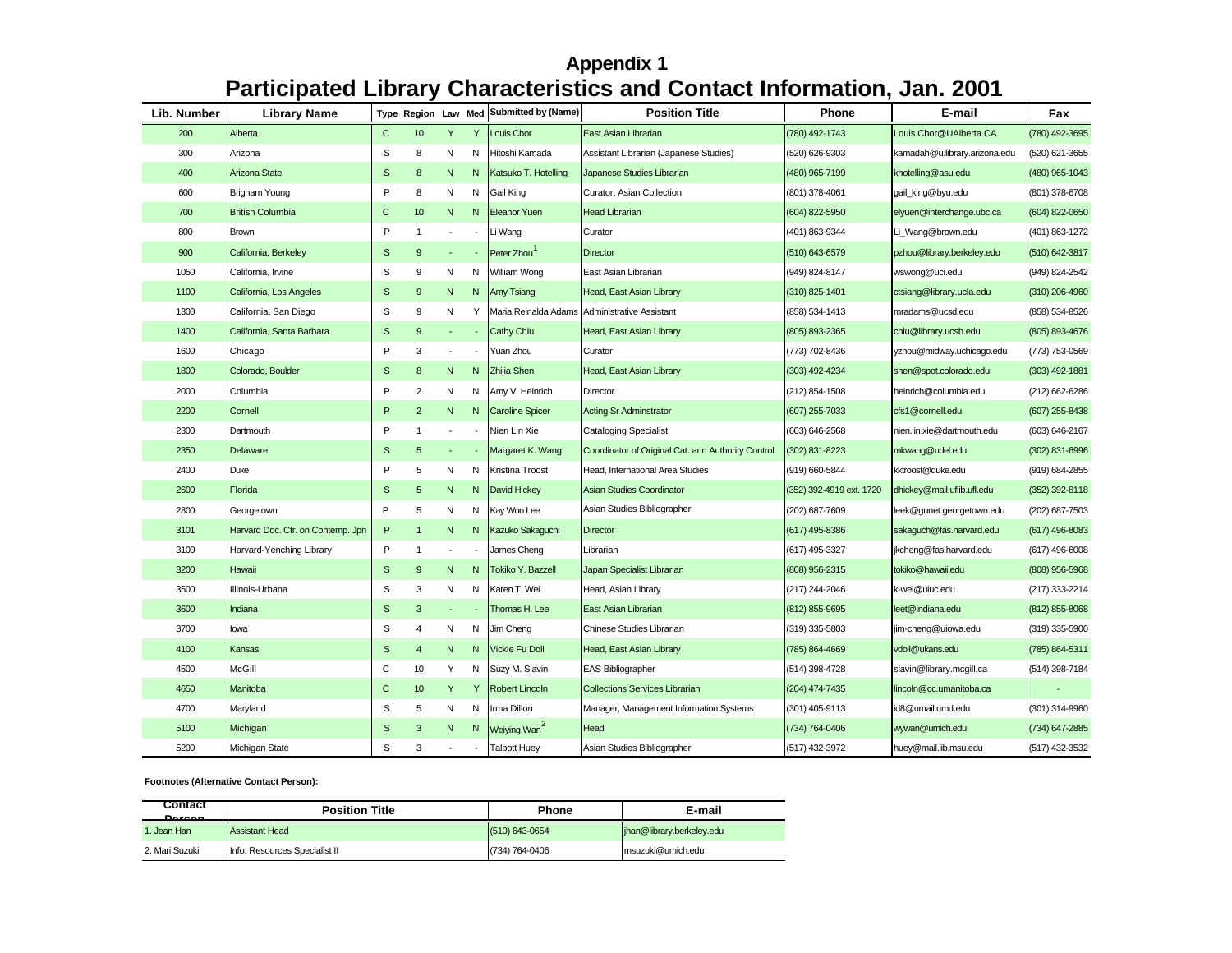# Appendix 1

## Participated Library Characteristics and Contact Information, Jan. 2001

| Lib. Number | Library Name | Type | Region | Law | Med | Submitted by (Name) | Position Title | Phone | E-mail | Fax |
|---|---|---|---|---|---|---|---|---|---|---|
| 200 | Alberta | C | 10 | Y | Y | Louis Chor | East Asian Librarian | (780) 492-1743 | Louis.Chor@UAlberta.CA | (780) 492-3695 |
| 300 | Arizona | S | 8 | N | N | Hitoshi Kamada | Assistant Librarian (Japanese Studies) | (520) 626-9303 | kamadah@u.library.arizona.edu | (520) 621-3655 |
| 400 | Arizona State | S | 8 | N | N | Katsuko T. Hotelling | Japanese Studies Librarian | (480) 965-7199 | khotelling@asu.edu | (480) 965-1043 |
| 600 | Brigham Young | P | 8 | N | N | Gail King | Curator, Asian Collection | (801) 378-4061 | gail_king@byu.edu | (801) 378-6708 |
| 700 | British Columbia | C | 10 | N | N | Eleanor Yuen | Head Librarian | (604) 822-5950 | elyuen@interchange.ubc.ca | (604) 822-0650 |
| 800 | Brown | P | 1 | - | - | Li Wang | Curator | (401) 863-9344 | Li_Wang@brown.edu | (401) 863-1272 |
| 900 | California, Berkeley | S | 9 | - | - | Peter Zhou[1] | Director | (510) 643-6579 | pzhou@library.berkeley.edu | (510) 642-3817 |
| 1050 | California, Irvine | S | 9 | N | N | William Wong | East Asian Librarian | (949) 824-8147 | wswong@uci.edu | (949) 824-2542 |
| 1100 | California, Los Angeles | S | 9 | N | N | Amy Tsiang | Head, East Asian Library | (310) 825-1401 | ctsiang@library.ucla.edu | (310) 206-4960 |
| 1300 | California, San Diego | S | 9 | N | Y | Maria Reinalda Adams | Administrative Assistant | (858) 534-1413 | mradams@ucsd.edu | (858) 534-8526 |
| 1400 | California, Santa Barbara | S | 9 | - | - | Cathy Chiu | Head, East Asian Library | (805) 893-2365 | chiu@library.ucsb.edu | (805) 893-4676 |
| 1600 | Chicago | P | 3 | - | - | Yuan Zhou | Curator | (773) 702-8436 | yzhou@midway.uchicago.edu | (773) 753-0569 |
| 1800 | Colorado, Boulder | S | 8 | N | N | Zhijia Shen | Head, East Asian Library | (303) 492-4234 | shen@spot.colorado.edu | (303) 492-1881 |
| 2000 | Columbia | P | 2 | N | N | Amy V. Heinrich | Director | (212) 854-1508 | heinrich@columbia.edu | (212) 662-6286 |
| 2200 | Cornell | P | 2 | N | N | Caroline Spicer | Acting Sr Adminstrator | (607) 255-7033 | cfs1@cornell.edu | (607) 255-8438 |
| 2300 | Dartmouth | P | 1 | - | - | Nien Lin Xie | Cataloging Specialist | (603) 646-2568 | nien.lin.xie@dartmouth.edu | (603) 646-2167 |
| 2350 | Delaware | S | 5 | - | - | Margaret K. Wang | Coordinator of Original Cat. and Authority Control | (302) 831-8223 | mkwang@udel.edu | (302) 831-6996 |
| 2400 | Duke | P | 5 | N | N | Kristina Troost | Head, International Area Studies | (919) 660-5844 | kktroost@duke.edu | (919) 684-2855 |
| 2600 | Florida | S | 5 | N | N | David Hickey | Asian Studies Coordinator | (352) 392-4919 ext. 1720 | dhickey@mail.uflib.ufl.edu | (352) 392-8118 |
| 2800 | Georgetown | P | 5 | N | N | Kay Won Lee | Asian Studies Bibliographer | (202) 687-7609 | leek@gunet.georgetown.edu | (202) 687-7503 |
| 3101 | Harvard Doc. Ctr. on Contemp. Jpn | P | 1 | N | N | Kazuko Sakaguchi | Director | (617) 495-8386 | sakaguch@fas.harvard.edu | (617) 496-8083 |
| 3100 | Harvard-Yenching Library | P | 1 | - | - | James Cheng | Librarian | (617) 495-3327 | jkcheng@fas.harvard.edu | (617) 496-6008 |
| 3200 | Hawaii | S | 9 | N | N | Tokiko Y. Bazzell | Japan Specialist Librarian | (808) 956-2315 | tokiko@hawaii.edu | (808) 956-5968 |
| 3500 | Illinois-Urbana | S | 3 | N | N | Karen T. Wei | Head, Asian Library | (217) 244-2046 | k-wei@uiuc.edu | (217) 333-2214 |
| 3600 | Indiana | S | 3 | - | - | Thomas H. Lee | East Asian Librarian | (812) 855-9695 | leet@indiana.edu | (812) 855-8068 |
| 3700 | Iowa | S | 4 | N | N | Jim Cheng | Chinese Studies Librarian | (319) 335-5803 | jim-cheng@uiowa.edu | (319) 335-5900 |
| 4100 | Kansas | S | 4 | N | N | Vickie Fu Doll | Head, East Asian Library | (785) 864-4669 | vdoll@ukans.edu | (785) 864-5311 |
| 4500 | McGill | C | 10 | Y | N | Suzy M. Slavin | EAS Bibliographer | (514) 398-4728 | slavin@library.mcgill.ca | (514) 398-7184 |
| 4650 | Manitoba | C | 10 | Y | Y | Robert Lincoln | Collections Services Librarian | (204) 474-7435 | lincoln@cc.umanitoba.ca | - |
| 4700 | Maryland | S | 5 | N | N | Irma Dillon | Manager, Management Information Systems | (301) 405-9113 | id8@umail.umd.edu | (301) 314-9960 |
| 5100 | Michigan | S | 3 | N | N | Weiying Wan[2] | Head | (734) 764-0406 | wywan@umich.edu | (734) 647-2885 |
| 5200 | Michigan State | S | 3 | - | - | Talbott Huey | Asian Studies Bibliographer | (517) 432-3972 | huey@mail.lib.msu.edu | (517) 432-3532 |

**Footnotes (Alternative Contact Person):**

| Contact Person | Position Title | Phone | E-mail |
|---|---|---|---|
| 1. Jean Han | Assistant Head | (510) 643-0654 | jhan@library.berkeley.edu |
| 2. Mari Suzuki | Info. Resources Specialist II | (734) 764-0406 | msuzuki@umich.edu |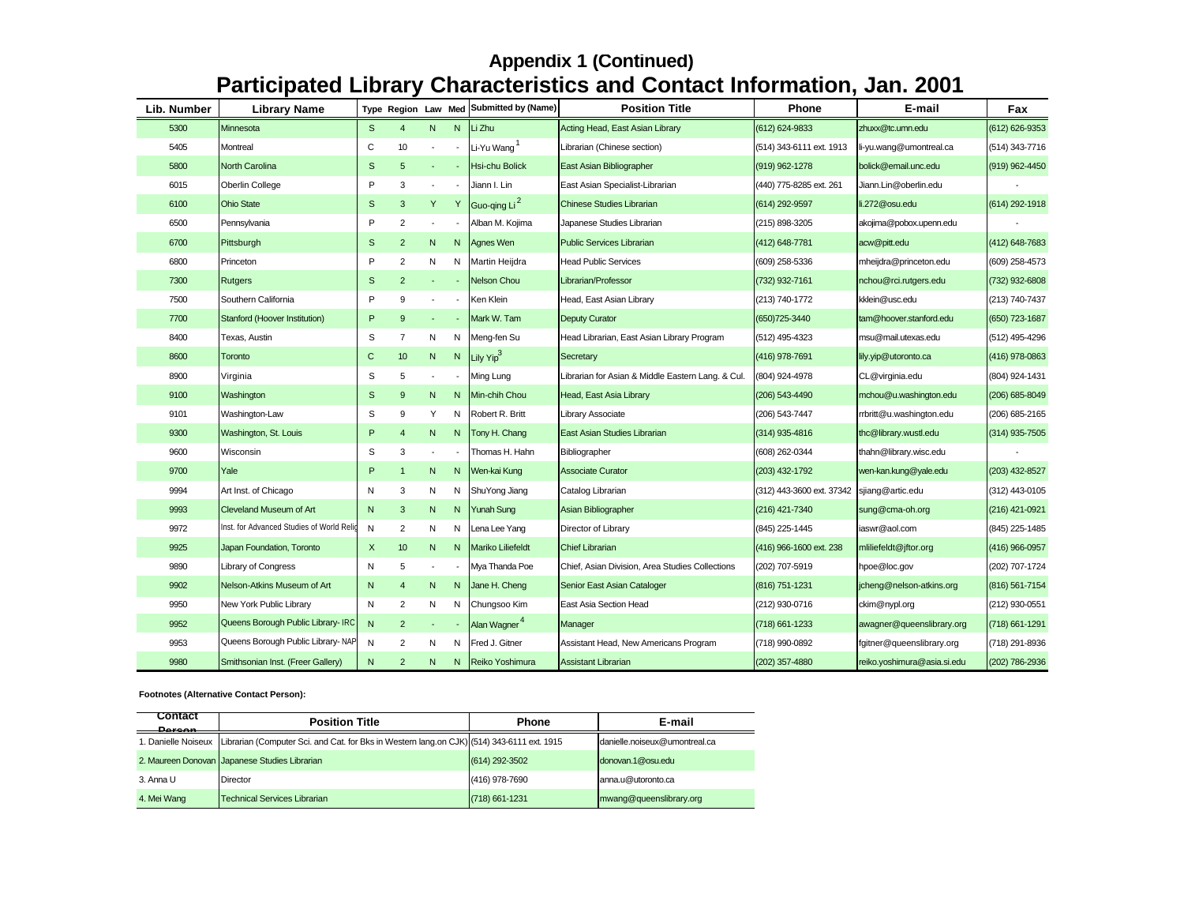## Appendix 1 (Continued)

# Participated Library Characteristics and Contact Information, Jan. 2001

| Lib. Number | Library Name | Type | Region | Law | Med | Submitted by (Name) | Position Title | Phone | E-mail | Fax |
|---|---|---|---|---|---|---|---|---|---|---|
| 5300 | Minnesota | S | 4 | N | N | Li Zhu | Acting Head, East Asian Library | (612) 624-9833 | zhuxx@tc.umn.edu | (612) 626-9353 |
| 5405 | Montreal | C | 10 | - | - | Li-Yu Wang [1] | Librarian (Chinese section) | (514) 343-6111 ext. 1913 | li-yu.wang@umontreal.ca | (514) 343-7716 |
| 5800 | North Carolina | S | 5 | - | - | Hsi-chu Bolick | East Asian Bibliographer | (919) 962-1278 | bolick@email.unc.edu | (919) 962-4450 |
| 6015 | Oberlin College | P | 3 | - | - | Jiann I. Lin | East Asian Specialist-Librarian | (440) 775-8285 ext. 261 | Jiann.Lin@oberlin.edu | - |
| 6100 | Ohio State | S | 3 | Y | Y | Guo-qing Li [2] | Chinese Studies Librarian | (614) 292-9597 | li.272@osu.edu | (614) 292-1918 |
| 6500 | Pennsylvania | P | 2 | - | - | Alban M. Kojima | Japanese Studies Librarian | (215) 898-3205 | akojima@pobox.upenn.edu | - |
| 6700 | Pittsburgh | S | 2 | N | N | Agnes Wen | Public Services Librarian | (412) 648-7781 | acw@pitt.edu | (412) 648-7683 |
| 6800 | Princeton | P | 2 | N | N | Martin Heijdra | Head Public Services | (609) 258-5336 | mheijdra@princeton.edu | (609) 258-4573 |
| 7300 | Rutgers | S | 2 | - | - | Nelson Chou | Librarian/Professor | (732) 932-7161 | nchou@rci.rutgers.edu | (732) 932-6808 |
| 7500 | Southern California | P | 9 | - | - | Ken Klein | Head, East Asian Library | (213) 740-1772 | kklein@usc.edu | (213) 740-7437 |
| 7700 | Stanford (Hoover Institution) | P | 9 | - | - | Mark W. Tam | Deputy Curator | (650)725-3440 | tam@hoover.stanford.edu | (650) 723-1687 |
| 8400 | Texas, Austin | S | 7 | N | N | Meng-fen Su | Head Librarian, East Asian Library Program | (512) 495-4323 | msu@mail.utexas.edu | (512) 495-4296 |
| 8600 | Toronto | C | 10 | N | N | Lily Yip [3] | Secretary | (416) 978-7691 | lily.yip@utoronto.ca | (416) 978-0863 |
| 8900 | Virginia | S | 5 | - | - | Ming Lung | Librarian for Asian & Middle Eastern Lang. & Cul. | (804) 924-4978 | CL@virginia.edu | (804) 924-1431 |
| 9100 | Washington | S | 9 | N | N | Min-chih Chou | Head, East Asia Library | (206) 543-4490 | mchou@u.washington.edu | (206) 685-8049 |
| 9101 | Washington-Law | S | 9 | Y | N | Robert R. Britt | Library Associate | (206) 543-7447 | rrbritt@u.washington.edu | (206) 685-2165 |
| 9300 | Washington, St. Louis | P | 4 | N | N | Tony H. Chang | East Asian Studies Librarian | (314) 935-4816 | thc@library.wustl.edu | (314) 935-7505 |
| 9600 | Wisconsin | S | 3 | - | - | Thomas H. Hahn | Bibliographer | (608) 262-0344 | thahn@library.wisc.edu | - |
| 9700 | Yale | P | 1 | N | N | Wen-kai Kung | Associate Curator | (203) 432-1792 | wen-kan.kung@yale.edu | (203) 432-8527 |
| 9994 | Art Inst. of Chicago | N | 3 | N | N | ShuYong Jiang | Catalog Librarian | (312) 443-3600 ext. 37342 | sjiang@artic.edu | (312) 443-0105 |
| 9993 | Cleveland Museum of Art | N | 3 | N | N | Yunah Sung | Asian Bibliographer | (216) 421-7340 | sung@cma-oh.org | (216) 421-0921 |
| 9972 | Inst. for Advanced Studies of World Relig | N | 2 | N | N | Lena Lee Yang | Director of Library | (845) 225-1445 | iaswr@aol.com | (845) 225-1485 |
| 9925 | Japan Foundation, Toronto | X | 10 | N | N | Mariko Liliefeldt | Chief Librarian | (416) 966-1600 ext. 238 | mliliefeldt@jftor.org | (416) 966-0957 |
| 9890 | Library of Congress | N | 5 | - | - | Mya Thanda Poe | Chief, Asian Division, Area Studies Collections | (202) 707-5919 | hpoe@loc.gov | (202) 707-1724 |
| 9902 | Nelson-Atkins Museum of Art | N | 4 | N | N | Jane H. Cheng | Senior East Asian Cataloger | (816) 751-1231 | jcheng@nelson-atkins.org | (816) 561-7154 |
| 9950 | New York Public Library | N | 2 | N | N | Chungsoo Kim | East Asia Section Head | (212) 930-0716 | ckim@nypl.org | (212) 930-0551 |
| 9952 | Queens Borough Public Library- IRC | N | 2 | - | - | Alan Wagner [4] | Manager | (718) 661-1233 | awagner@queenslibrary.org | (718) 661-1291 |
| 9953 | Queens Borough Public Library- NAP | N | 2 | N | N | Fred J. Gitner | Assistant Head, New Americans Program | (718) 990-0892 | fgitner@queenslibrary.org | (718) 291-8936 |
| 9980 | Smithsonian Inst. (Freer Gallery) | N | 2 | N | N | Reiko Yoshimura | Assistant Librarian | (202) 357-4880 | reiko.yoshimura@asia.si.edu | (202) 786-2936 |

**Footnotes (Alternative Contact Person):**

| Contact Person | Position Title | Phone | E-mail |
|---|---|---|---|
| 1. Danielle Noiseux | Librarian (Computer Sci. and Cat. for Bks in Western lang.on CJK) | (514) 343-6111 ext. 1915 | danielle.noiseux@umontreal.ca |
| 2. Maureen Donovan | Japanese Studies Librarian | (614) 292-3502 | donovan.1@osu.edu |
| 3. Anna U | Director | (416) 978-7690 | anna.u@utoronto.ca |
| 4. Mei Wang | Technical Services Librarian | (718) 661-1231 | mwang@queenslibrary.org |